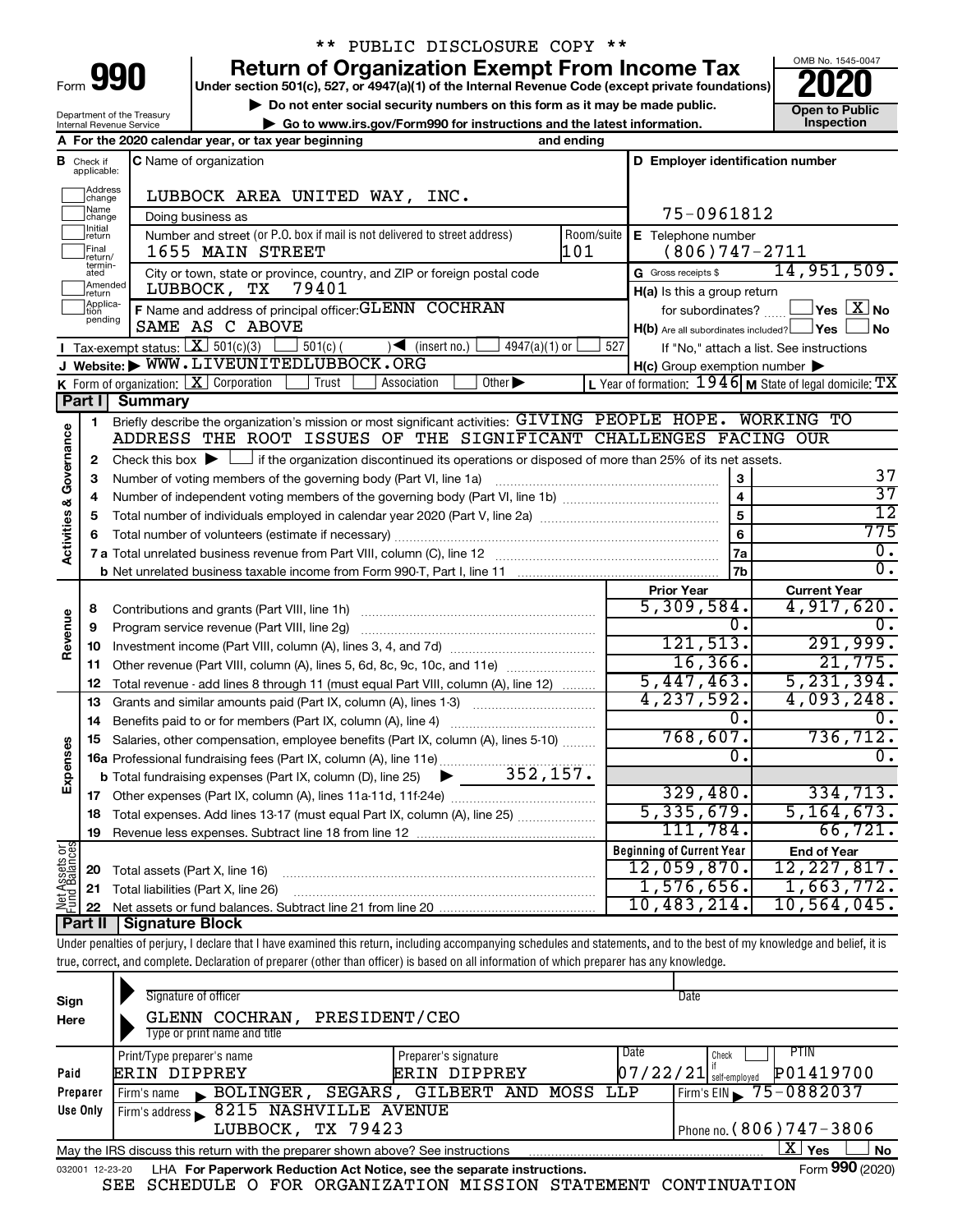\*\* PUBLIC DISCLOSURE COPY \*\*

# Form 990 — Return of Organization Exempt From Income Tax — 2020

Under section 501(c), 527, or 4947(a)(1) of the Internal Revenue Code (except private foundations)

▶ Do not enter social security numbers on this form as it may be made public.

▶ Go to www.irs.gov/Form990 for instructions and the latest information.

Department of the Treasury, Internal Revenue Service

OMB No. 1545-0047 — Open to Public Inspection

**A** For the 2020 calendar year, or tax year beginning and ending

**B** Check if applicable: Address change, Name change, Initial return, Final return/terminated, Amended return, Application pending

**C** Name of organization: LUBBOCK AREA UNITED WAY, INC.

Doing business as

Number and street (or P.O. box if mail is not delivered to street address): 1655 MAIN STREET — Room/suite: 101

City or town, state or province, country, and ZIP or foreign postal code: LUBBOCK, TX 79401

**D** Employer identification number: 75-0961812

**E** Telephone number: (806)747-2711

**G** Gross receipts $ 14,951,509.

**F** Name and address of principal officer: GLENN COCHRAN, SAME AS C ABOVE

**H(a)** Is this a group return for subordinates? ☐ Yes ☒ No

**H(b)** Are all subordinates included? ☐ Yes ☐ No — If "No," attach a list. See instructions

**H(c)** Group exemption number ▶

**I** Tax-exempt status: ☒ 501(c)(3) ☐ 501(c) ( ) ◀ (insert no.) ☐ 4947(a)(1) or ☐ 527

**J** Website: ▶ WWW.LIVEUNITEDLUBBOCK.ORG

**K** Form of organization: ☒ Corporation ☐ Trust ☐ Association ☐ Other ▶

**L** Year of formation: 1946 **M** State of legal domicile: TX

## Part I Summary

**Activities & Governance**

1 Briefly describe the organization's mission or most significant activities: GIVING PEOPLE HOPE. WORKING TO ADDRESS THE ROOT ISSUES OF THE SIGNIFICANT CHALLENGES FACING OUR

2 Check this box ▶ ☐ if the organization discontinued its operations or disposed of more than 25% of its net assets.

| | | | |
|---|---|---|---|
| 3 | Number of voting members of the governing body (Part VI, line 1a) | 3 | 37 |
| 4 | Number of independent voting members of the governing body (Part VI, line 1b) | 4 | 37 |
| 5 | Total number of individuals employed in calendar year 2020 (Part V, line 2a) | 5 | 12 |
| 6 | Total number of volunteers (estimate if necessary) | 6 | 775 |
| 7a | Total unrelated business revenue from Part VIII, column (C), line 12 | 7a | 0. |
| b | Net unrelated business taxable income from Form 990-T, Part I, line 11 | 7b | 0. |

| | | | Prior Year | Current Year |
|---|---|---|---|---|
| **Revenue** | 8 | Contributions and grants (Part VIII, line 1h) | 5,309,584. | 4,917,620. |
| | 9 | Program service revenue (Part VIII, line 2g) | 0. | 0. |
| | 10 | Investment income (Part VIII, column (A), lines 3, 4, and 7d) | 121,513. | 291,999. |
| | 11 | Other revenue (Part VIII, column (A), lines 5, 6d, 8c, 9c, 10c, and 11e) | 16,366. | 21,775. |
| | 12 | Total revenue - add lines 8 through 11 (must equal Part VIII, column (A), line 12) | 5,447,463. | 5,231,394. |
| **Expenses** | 13 | Grants and similar amounts paid (Part IX, column (A), lines 1-3) | 4,237,592. | 4,093,248. |
| | 14 | Benefits paid to or for members (Part IX, column (A), line 4) | 0. | 0. |
| | 15 | Salaries, other compensation, employee benefits (Part IX, column (A), lines 5-10) | 768,607. | 736,712. |
| | 16a | Professional fundraising fees (Part IX, column (A), line 11e) | 0. | 0. |
| | b | Total fundraising expenses (Part IX, column (D), line 25) ▶ 352,157. | | |
| | 17 | Other expenses (Part IX, column (A), lines 11a-11d, 11f-24e) | 329,480. | 334,713. |
| | 18 | Total expenses. Add lines 13-17 (must equal Part IX, column (A), line 25) | 5,335,679. | 5,164,673. |
| | 19 | Revenue less expenses. Subtract line 18 from line 12 | 111,784. | 66,721. |

| | | | Beginning of Current Year | End of Year |
|---|---|---|---|---|
| **Net Assets or Fund Balances** | 20 | Total assets (Part X, line 16) | 12,059,870. | 12,227,817. |
| | 21 | Total liabilities (Part X, line 26) | 1,576,656. | 1,663,772. |
| | 22 | Net assets or fund balances. Subtract line 21 from line 20 | 10,483,214. | 10,564,045. |

## Part II Signature Block

Under penalties of perjury, I declare that I have examined this return, including accompanying schedules and statements, and to the best of my knowledge and belief, it is true, correct, and complete. Declaration of preparer (other than officer) is based on all information of which preparer has any knowledge.

**Sign Here** — Signature of officer / Date

GLENN COCHRAN, PRESIDENT/CEO — Type or print name and title

| | | | | | |
|---|---|---|---|---|---|
| **Paid Preparer Use Only** | Print/Type preparer's name: ERIN DIPPREY | Preparer's signature: ERIN DIPPREY | Date: 07/22/21 | Check ☐ if self-employed | PTIN: P01419700 |
| | Firm's name ▶ BOLINGER, SEGARS, GILBERT AND MOSS LLP | | | Firm's EIN ▶ 75-0882037 | |
| | Firm's address ▶ 8215 NASHVILLE AVENUE, LUBBOCK, TX 79423 | | | Phone no. (806)747-3806 | |

May the IRS discuss this return with the preparer shown above? See instructions ☒ Yes ☐ No

032001 12-23-20 LHA For Paperwork Reduction Act Notice, see the separate instructions. Form **990** (2020)

SEE SCHEDULE O FOR ORGANIZATION MISSION STATEMENT CONTINUATION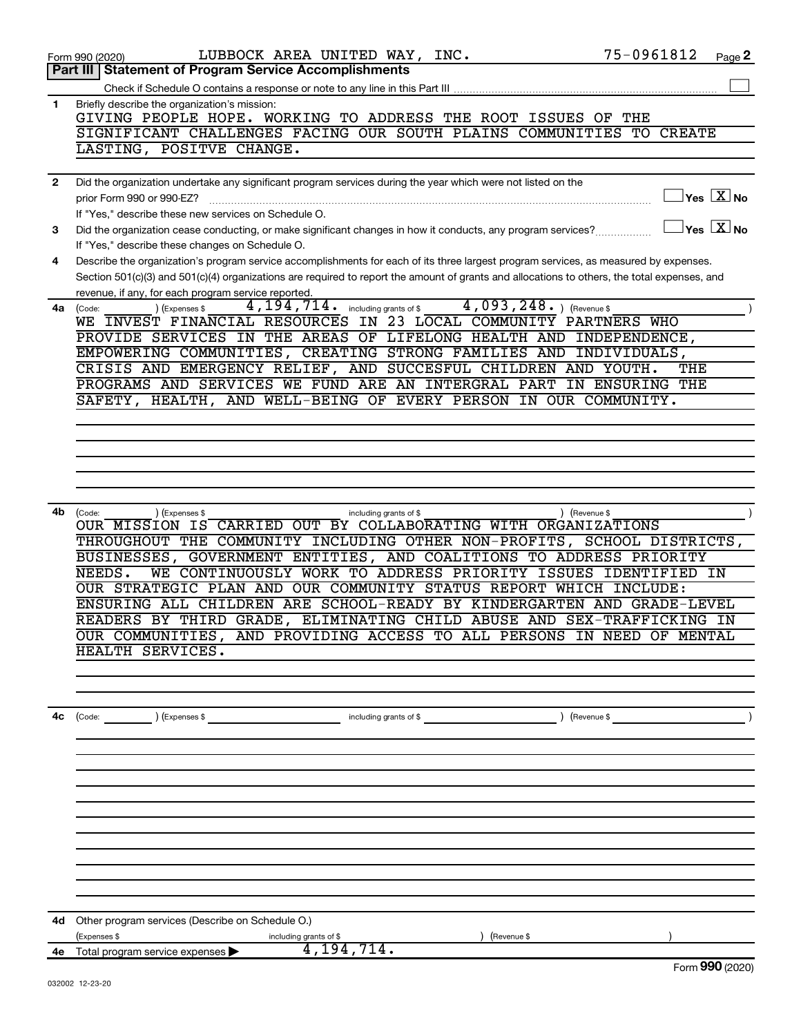Form 990 (2020) LUBBOCK AREA UNITED WAY, INC. 75-0961812 Page 2

## Part III | Statement of Program Service Accomplishments

Check if Schedule O contains a response or note to any line in this Part III

**1** Briefly describe the organization's mission:

GIVING PEOPLE HOPE. WORKING TO ADDRESS THE ROOT ISSUES OF THE SIGNIFICANT CHALLENGES FACING OUR SOUTH PLAINS COMMUNITIES TO CREATE LASTING, POSITVE CHANGE.

**2** Did the organization undertake any significant program services during the year which were not listed on the prior Form 990 or 990-EZ? Yes [ ] No [X]

If "Yes," describe these new services on Schedule O.

**3** Did the organization cease conducting, or make significant changes in how it conducts, any program services? Yes [ ] No [X]

If "Yes," describe these changes on Schedule O.

**4** Describe the organization's program service accomplishments for each of its three largest program services, as measured by expenses. Section 501(c)(3) and 501(c)(4) organizations are required to report the amount of grants and allocations to others, the total expenses, and revenue, if any, for each program service reported.

**4a** (Code: ) (Expenses $ 4,194,714. including grants of $ 4,093,248. ) (Revenue $ )

WE INVEST FINANCIAL RESOURCES IN 23 LOCAL COMMUNITY PARTNERS WHO PROVIDE SERVICES IN THE AREAS OF LIFELONG HEALTH AND INDEPENDENCE, EMPOWERING COMMUNITIES, CREATING STRONG FAMILIES AND INDIVIDUALS, CRISIS AND EMERGENCY RELIEF, AND SUCCESFUL CHILDREN AND YOUTH. THE PROGRAMS AND SERVICES WE FUND ARE AN INTERGRAL PART IN ENSURING THE SAFETY, HEALTH, AND WELL-BEING OF EVERY PERSON IN OUR COMMUNITY.

**4b** (Code: ) (Expenses $ including grants of $ ) (Revenue $ )

OUR MISSION IS CARRIED OUT BY COLLABORATING WITH ORGANIZATIONS THROUGHOUT THE COMMUNITY INCLUDING OTHER NON-PROFITS, SCHOOL DISTRICTS, BUSINESSES, GOVERNMENT ENTITIES, AND COALITIONS TO ADDRESS PRIORITY NEEDS. WE CONTINUOUSLY WORK TO ADDRESS PRIORITY ISSUES IDENTIFIED IN OUR STRATEGIC PLAN AND OUR COMMUNITY STATUS REPORT WHICH INCLUDE: ENSURING ALL CHILDREN ARE SCHOOL-READY BY KINDERGARTEN AND GRADE-LEVEL READERS BY THIRD GRADE, ELIMINATING CHILD ABUSE AND SEX-TRAFFICKING IN OUR COMMUNITIES, AND PROVIDING ACCESS TO ALL PERSONS IN NEED OF MENTAL HEALTH SERVICES.

**4c** (Code: ) (Expenses $ including grants of $ ) (Revenue $ )

**4d** Other program services (Describe on Schedule O.)

(Expenses $ including grants of $ ) (Revenue $ )

**4e** Total program service expenses ▶ 4,194,714.

Form **990** (2020)

032002 12-23-20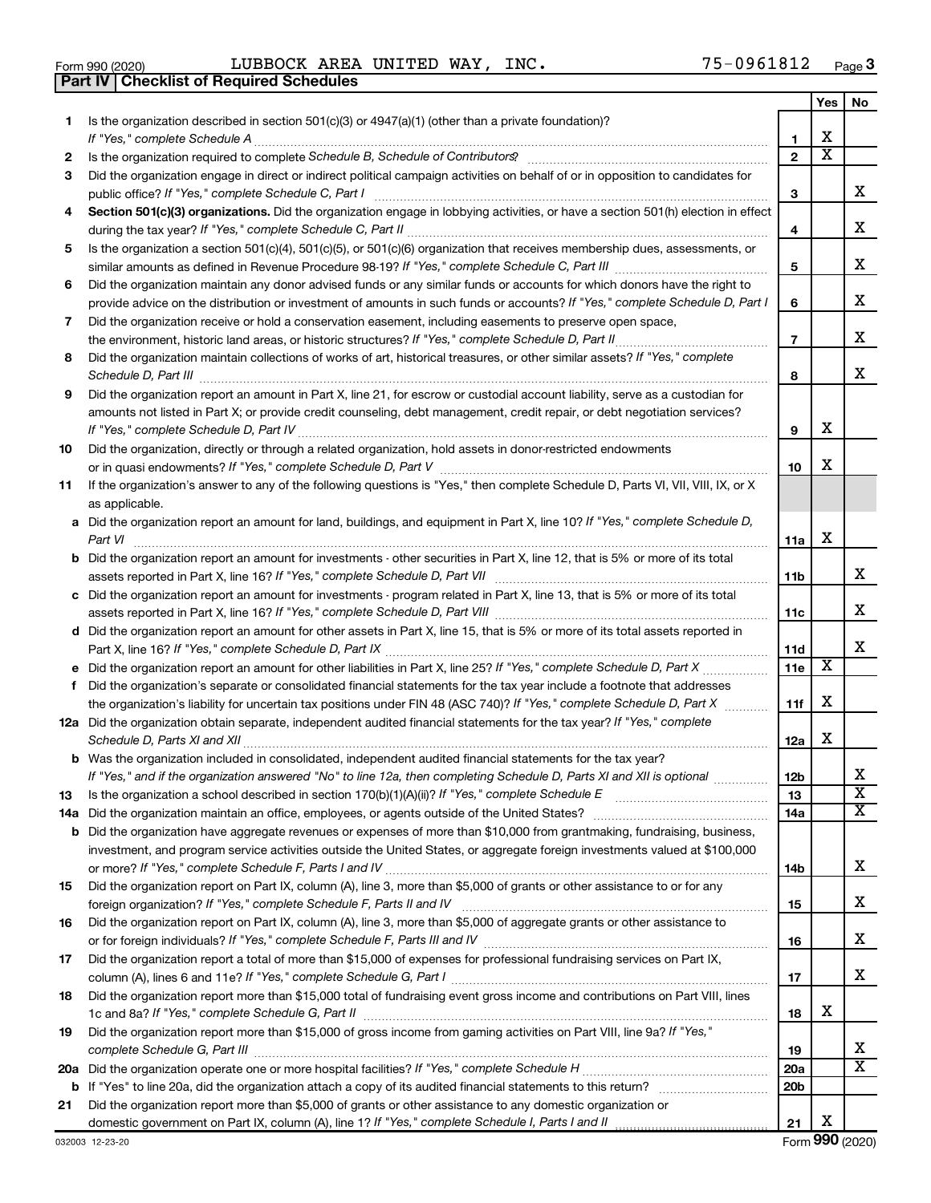Form 990 (2020) LUBBOCK AREA UNITED WAY, INC. 75-0961812 Page 3

**Part IV | Checklist of Required Schedules**

| | | | Yes | No |
|---|---|---|---|---|
| 1 | Is the organization described in section 501(c)(3) or 4947(a)(1) (other than a private foundation)? *If "Yes," complete Schedule A* | 1 | X | |
| 2 | Is the organization required to complete *Schedule B, Schedule of Contributors*? | 2 | X | |
| 3 | Did the organization engage in direct or indirect political campaign activities on behalf of or in opposition to candidates for public office? *If "Yes," complete Schedule C, Part I* | 3 | | X |
| 4 | **Section 501(c)(3) organizations.** Did the organization engage in lobbying activities, or have a section 501(h) election in effect during the tax year? *If "Yes," complete Schedule C, Part II* | 4 | | X |
| 5 | Is the organization a section 501(c)(4), 501(c)(5), or 501(c)(6) organization that receives membership dues, assessments, or similar amounts as defined in Revenue Procedure 98-19? *If "Yes," complete Schedule C, Part III* | 5 | | X |
| 6 | Did the organization maintain any donor advised funds or any similar funds or accounts for which donors have the right to provide advice on the distribution or investment of amounts in such funds or accounts? *If "Yes," complete Schedule D, Part I* | 6 | | X |
| 7 | Did the organization receive or hold a conservation easement, including easements to preserve open space, the environment, historic land areas, or historic structures? *If "Yes," complete Schedule D, Part II* | 7 | | X |
| 8 | Did the organization maintain collections of works of art, historical treasures, or other similar assets? *If "Yes," complete Schedule D, Part III* | 8 | | X |
| 9 | Did the organization report an amount in Part X, line 21, for escrow or custodial account liability, serve as a custodian for amounts not listed in Part X; or provide credit counseling, debt management, credit repair, or debt negotiation services? *If "Yes," complete Schedule D, Part IV* | 9 | X | |
| 10 | Did the organization, directly or through a related organization, hold assets in donor-restricted endowments or in quasi endowments? *If "Yes," complete Schedule D, Part V* | 10 | X | |
| 11 | If the organization's answer to any of the following questions is "Yes," then complete Schedule D, Parts VI, VII, VIII, IX, or X as applicable. | | | |
| a | Did the organization report an amount for land, buildings, and equipment in Part X, line 10? *If "Yes," complete Schedule D, Part VI* | 11a | X | |
| b | Did the organization report an amount for investments - other securities in Part X, line 12, that is 5% or more of its total assets reported in Part X, line 16? *If "Yes," complete Schedule D, Part VII* | 11b | | X |
| c | Did the organization report an amount for investments - program related in Part X, line 13, that is 5% or more of its total assets reported in Part X, line 16? *If "Yes," complete Schedule D, Part VIII* | 11c | | X |
| d | Did the organization report an amount for other assets in Part X, line 15, that is 5% or more of its total assets reported in Part X, line 16? *If "Yes," complete Schedule D, Part IX* | 11d | | X |
| e | Did the organization report an amount for other liabilities in Part X, line 25? *If "Yes," complete Schedule D, Part X* | 11e | X | |
| f | Did the organization's separate or consolidated financial statements for the tax year include a footnote that addresses the organization's liability for uncertain tax positions under FIN 48 (ASC 740)? *If "Yes," complete Schedule D, Part X* | 11f | X | |
| 12a | Did the organization obtain separate, independent audited financial statements for the tax year? *If "Yes," complete Schedule D, Parts XI and XII* | 12a | X | |
| b | Was the organization included in consolidated, independent audited financial statements for the tax year? *If "Yes," and if the organization answered "No" to line 12a, then completing Schedule D, Parts XI and XII is optional* | 12b | | X |
| 13 | Is the organization a school described in section 170(b)(1)(A)(ii)? *If "Yes," complete Schedule E* | 13 | | X |
| 14a | Did the organization maintain an office, employees, or agents outside of the United States? | 14a | | X |
| b | Did the organization have aggregate revenues or expenses of more than $10,000 from grantmaking, fundraising, business, investment, and program service activities outside the United States, or aggregate foreign investments valued at $100,000 or more? *If "Yes," complete Schedule F, Parts I and IV* | 14b | | X |
| 15 | Did the organization report on Part IX, column (A), line 3, more than $5,000 of grants or other assistance to or for any foreign organization? *If "Yes," complete Schedule F, Parts II and IV* | 15 | | X |
| 16 | Did the organization report on Part IX, column (A), line 3, more than $5,000 of aggregate grants or other assistance to or for foreign individuals? *If "Yes," complete Schedule F, Parts III and IV* | 16 | | X |
| 17 | Did the organization report a total of more than $15,000 of expenses for professional fundraising services on Part IX, column (A), lines 6 and 11e? *If "Yes," complete Schedule G, Part I* | 17 | | X |
| 18 | Did the organization report more than $15,000 total of fundraising event gross income and contributions on Part VIII, lines 1c and 8a? *If "Yes," complete Schedule G, Part II* | 18 | X | |
| 19 | Did the organization report more than $15,000 of gross income from gaming activities on Part VIII, line 9a? *If "Yes," complete Schedule G, Part III* | 19 | | X |
| 20a | Did the organization operate one or more hospital facilities? *If "Yes," complete Schedule H* | 20a | | X |
| b | If "Yes" to line 20a, did the organization attach a copy of its audited financial statements to this return? | 20b | | |
| 21 | Did the organization report more than $5,000 of grants or other assistance to any domestic organization or domestic government on Part IX, column (A), line 1? *If "Yes," complete Schedule I, Parts I and II* | 21 | X | |

032003 12-23-20 Form **990** (2020)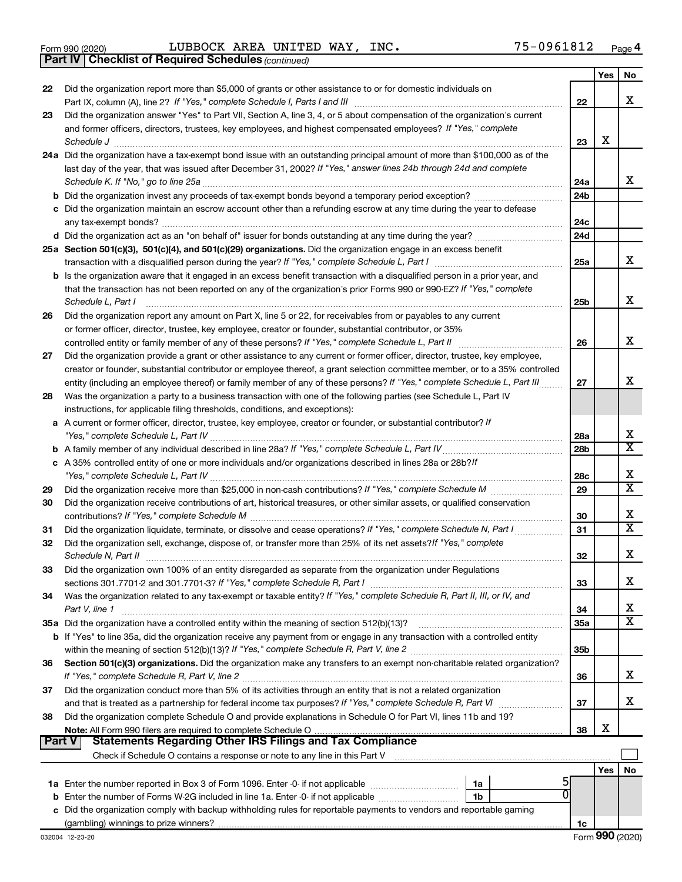Form 990 (2020) LUBBOCK AREA UNITED WAY, INC. 75-0961812 Page 4

**Part IV | Checklist of Required Schedules** *(continued)*

| | | | Yes | No |
|---|---|---|---|---|
| 22 | Did the organization report more than $5,000 of grants or other assistance to or for domestic individuals on Part IX, column (A), line 2? *If "Yes," complete Schedule I, Parts I and III* | 22 | | X |
| 23 | Did the organization answer "Yes" to Part VII, Section A, line 3, 4, or 5 about compensation of the organization's current and former officers, directors, trustees, key employees, and highest compensated employees? *If "Yes," complete Schedule J* | 23 | X | |
| 24a | Did the organization have a tax-exempt bond issue with an outstanding principal amount of more than $100,000 as of the last day of the year, that was issued after December 31, 2002? *If "Yes," answer lines 24b through 24d and complete Schedule K. If "No," go to line 25a* | 24a | | X |
| b | Did the organization invest any proceeds of tax-exempt bonds beyond a temporary period exception? | 24b | | |
| c | Did the organization maintain an escrow account other than a refunding escrow at any time during the year to defease any tax-exempt bonds? | 24c | | |
| d | Did the organization act as an "on behalf of" issuer for bonds outstanding at any time during the year? | 24d | | |
| 25a | **Section 501(c)(3), 501(c)(4), and 501(c)(29) organizations.** Did the organization engage in an excess benefit transaction with a disqualified person during the year? *If "Yes," complete Schedule L, Part I* | 25a | | X |
| b | Is the organization aware that it engaged in an excess benefit transaction with a disqualified person in a prior year, and that the transaction has not been reported on any of the organization's prior Forms 990 or 990-EZ? *If "Yes," complete Schedule L, Part I* | 25b | | X |
| 26 | Did the organization report any amount on Part X, line 5 or 22, for receivables from or payables to any current or former officer, director, trustee, key employee, creator or founder, substantial contributor, or 35% controlled entity or family member of any of these persons? *If "Yes," complete Schedule L, Part II* | 26 | | X |
| 27 | Did the organization provide a grant or other assistance to any current or former officer, director, trustee, key employee, creator or founder, substantial contributor or employee thereof, a grant selection committee member, or to a 35% controlled entity (including an employee thereof) or family member of any of these persons? *If "Yes," complete Schedule L, Part III* | 27 | | X |
| 28 | Was the organization a party to a business transaction with one of the following parties (see Schedule L, Part IV instructions, for applicable filing thresholds, conditions, and exceptions): | | | |
| a | A current or former officer, director, trustee, key employee, creator or founder, or substantial contributor? *If "Yes," complete Schedule L, Part IV* | 28a | | X |
| b | A family member of any individual described in line 28a? *If "Yes," complete Schedule L, Part IV* | 28b | | X |
| c | A 35% controlled entity of one or more individuals and/or organizations described in lines 28a or 28b? *If "Yes," complete Schedule L, Part IV* | 28c | | X |
| 29 | Did the organization receive more than $25,000 in non-cash contributions? *If "Yes," complete Schedule M* | 29 | | X |
| 30 | Did the organization receive contributions of art, historical treasures, or other similar assets, or qualified conservation contributions? *If "Yes," complete Schedule M* | 30 | | X |
| 31 | Did the organization liquidate, terminate, or dissolve and cease operations? *If "Yes," complete Schedule N, Part I* | 31 | | X |
| 32 | Did the organization sell, exchange, dispose of, or transfer more than 25% of its net assets? *If "Yes," complete Schedule N, Part II* | 32 | | X |
| 33 | Did the organization own 100% of an entity disregarded as separate from the organization under Regulations sections 301.7701-2 and 301.7701-3? *If "Yes," complete Schedule R, Part I* | 33 | | X |
| 34 | Was the organization related to any tax-exempt or taxable entity? *If "Yes," complete Schedule R, Part II, III, or IV, and Part V, line 1* | 34 | | X |
| 35a | Did the organization have a controlled entity within the meaning of section 512(b)(13)? | 35a | | X |
| b | If "Yes" to line 35a, did the organization receive any payment from or engage in any transaction with a controlled entity within the meaning of section 512(b)(13)? *If "Yes," complete Schedule R, Part V, line 2* | 35b | | |
| 36 | **Section 501(c)(3) organizations.** Did the organization make any transfers to an exempt non-charitable related organization? *If "Yes," complete Schedule R, Part V, line 2* | 36 | | X |
| 37 | Did the organization conduct more than 5% of its activities through an entity that is not a related organization and that is treated as a partnership for federal income tax purposes? *If "Yes," complete Schedule R, Part VI* | 37 | | X |
| 38 | Did the organization complete Schedule O and provide explanations in Schedule O for Part VI, lines 11b and 19? **Note:** All Form 990 filers are required to complete Schedule O | 38 | X | |

**Part V | Statements Regarding Other IRS Filings and Tax Compliance**

Check if Schedule O contains a response or note to any line in this Part V

| | | | | | Yes | No |
|---|---|---|---|---|---|---|
| 1a | Enter the number reported in Box 3 of Form 1096. Enter -0- if not applicable | 1a | 5 | | | |
| b | Enter the number of Forms W-2G included in line 1a. Enter -0- if not applicable | 1b | 0 | | | |
| c | Did the organization comply with backup withholding rules for reportable payments to vendors and reportable gaming (gambling) winnings to prize winners? | | | 1c | | |

032004 12-23-20 Form **990** (2020)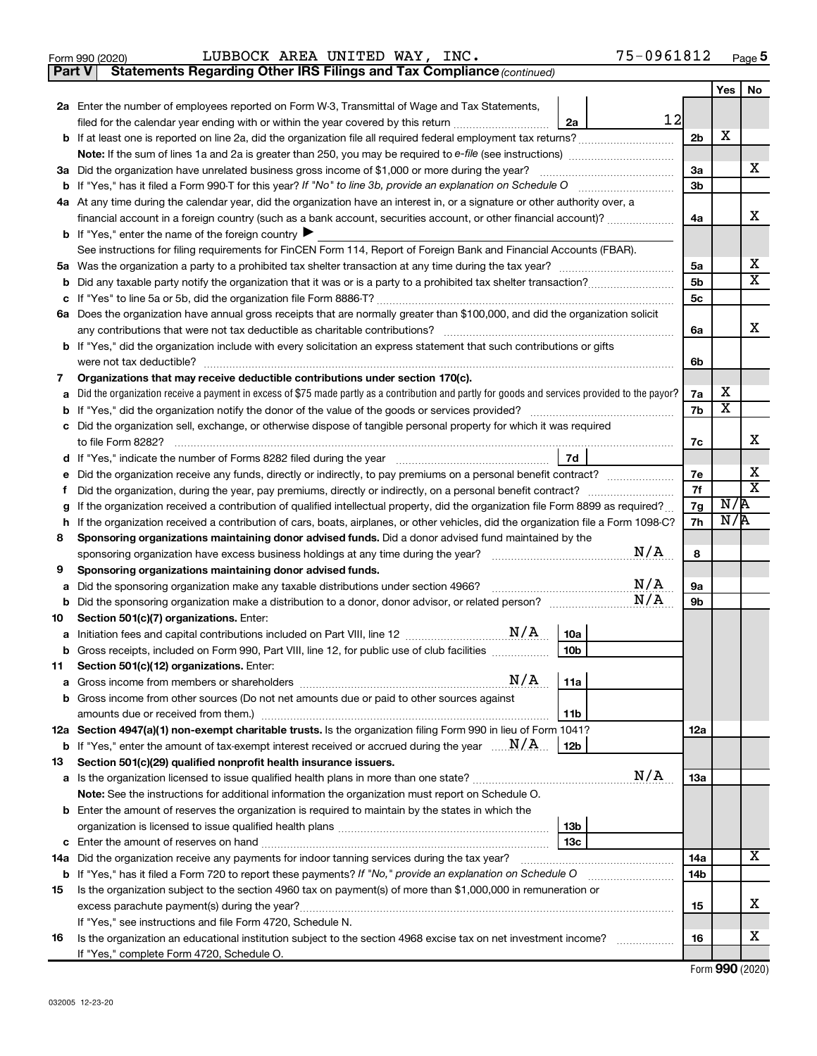Form 990 (2020) LUBBOCK AREA UNITED WAY, INC. 75-0961812 Page 5

**Part V — Statements Regarding Other IRS Filings and Tax Compliance** *(continued)*

| | | | | Line | Yes | No |
|---|---|---|---|---|---|---|
| **2a** | Enter the number of employees reported on Form W-3, Transmittal of Wage and Tax Statements, filed for the calendar year ending with or within the year covered by this return | 2a | 12 | | | |
| **b** | If at least one is reported on line 2a, did the organization file all required federal employment tax returns? | | | 2b | X | |
| | **Note:** If the sum of lines 1a and 2a is greater than 250, you may be required to *e-file* (see instructions) | | | | | |
| **3a** | Did the organization have unrelated business gross income of $1,000 or more during the year? | | | 3a | | X |
| **b** | If "Yes," has it filed a Form 990-T for this year? *If "No" to line 3b, provide an explanation on Schedule O* | | | 3b | | |
| **4a** | At any time during the calendar year, did the organization have an interest in, or a signature or other authority over, a financial account in a foreign country (such as a bank account, securities account, or other financial account)? | | | 4a | | X |
| **b** | If "Yes," enter the name of the foreign country ▶ | | | | | |
| | See instructions for filing requirements for FinCEN Form 114, Report of Foreign Bank and Financial Accounts (FBAR). | | | | | |
| **5a** | Was the organization a party to a prohibited tax shelter transaction at any time during the tax year? | | | 5a | | X |
| **b** | Did any taxable party notify the organization that it was or is a party to a prohibited tax shelter transaction? | | | 5b | | X |
| **c** | If "Yes" to line 5a or 5b, did the organization file Form 8886-T? | | | 5c | | |
| **6a** | Does the organization have annual gross receipts that are normally greater than $100,000, and did the organization solicit any contributions that were not tax deductible as charitable contributions? | | | 6a | | X |
| **b** | If "Yes," did the organization include with every solicitation an express statement that such contributions or gifts were not tax deductible? | | | 6b | | |
| **7** | **Organizations that may receive deductible contributions under section 170(c).** | | | | | |
| **a** | Did the organization receive a payment in excess of $75 made partly as a contribution and partly for goods and services provided to the payor? | | | 7a | X | |
| **b** | If "Yes," did the organization notify the donor of the value of the goods or services provided? | | | 7b | X | |
| **c** | Did the organization sell, exchange, or otherwise dispose of tangible personal property for which it was required to file Form 8282? | | | 7c | | X |
| **d** | If "Yes," indicate the number of Forms 8282 filed during the year | 7d | | | | |
| **e** | Did the organization receive any funds, directly or indirectly, to pay premiums on a personal benefit contract? | | | 7e | | X |
| **f** | Did the organization, during the year, pay premiums, directly or indirectly, on a personal benefit contract? | | | 7f | | X |
| **g** | If the organization received a contribution of qualified intellectual property, did the organization file Form 8899 as required? | | | 7g | N/A | |
| **h** | If the organization received a contribution of cars, boats, airplanes, or other vehicles, did the organization file a Form 1098-C? | | | 7h | N/A | |
| **8** | **Sponsoring organizations maintaining donor advised funds.** Did a donor advised fund maintained by the sponsoring organization have excess business holdings at any time during the year? N/A | | | 8 | | |
| **9** | **Sponsoring organizations maintaining donor advised funds.** | | | | | |
| **a** | Did the sponsoring organization make any taxable distributions under section 4966? N/A | | | 9a | | |
| **b** | Did the sponsoring organization make a distribution to a donor, donor advisor, or related person? N/A | | | 9b | | |
| **10** | **Section 501(c)(7) organizations.** Enter: | | | | | |
| **a** | Initiation fees and capital contributions included on Part VIII, line 12 N/A | 10a | | | | |
| **b** | Gross receipts, included on Form 990, Part VIII, line 12, for public use of club facilities | 10b | | | | |
| **11** | **Section 501(c)(12) organizations.** Enter: | | | | | |
| **a** | Gross income from members or shareholders N/A | 11a | | | | |
| **b** | Gross income from other sources (Do not net amounts due or paid to other sources against amounts due or received from them.) | 11b | | | | |
| **12a** | **Section 4947(a)(1) non-exempt charitable trusts.** Is the organization filing Form 990 in lieu of Form 1041? | | | 12a | | |
| **b** | If "Yes," enter the amount of tax-exempt interest received or accrued during the year N/A | 12b | | | | |
| **13** | **Section 501(c)(29) qualified nonprofit health insurance issuers.** | | | | | |
| **a** | Is the organization licensed to issue qualified health plans in more than one state? N/A | | | 13a | | |
| | **Note:** See the instructions for additional information the organization must report on Schedule O. | | | | | |
| **b** | Enter the amount of reserves the organization is required to maintain by the states in which the organization is licensed to issue qualified health plans | 13b | | | | |
| **c** | Enter the amount of reserves on hand | 13c | | | | |
| **14a** | Did the organization receive any payments for indoor tanning services during the tax year? | | | 14a | | X |
| **b** | If "Yes," has it filed a Form 720 to report these payments? *If "No," provide an explanation on Schedule O* | | | 14b | | |
| **15** | Is the organization subject to the section 4960 tax on payment(s) of more than $1,000,000 in remuneration or excess parachute payment(s) during the year? | | | 15 | | X |
| | If "Yes," see instructions and file Form 4720, Schedule N. | | | | | |
| **16** | Is the organization an educational institution subject to the section 4968 excise tax on net investment income? | | | 16 | | X |
| | If "Yes," complete Form 4720, Schedule O. | | | | | |

Form **990** (2020)

032005 12-23-20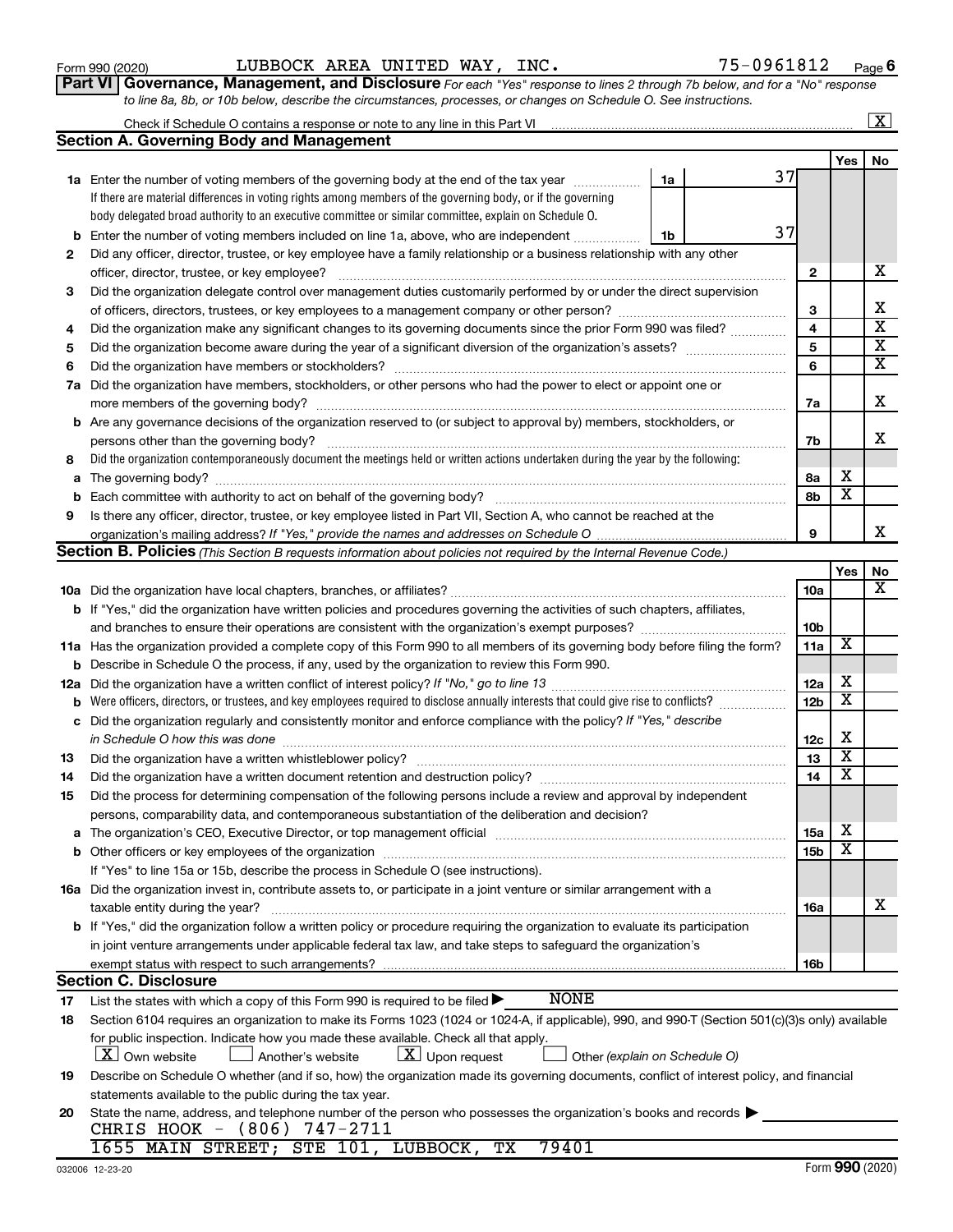Form 990 (2020) LUBBOCK AREA UNITED WAY, INC. 75-0961812 Page 6

**Part VI Governance, Management, and Disclosure** *For each "Yes" response to lines 2 through 7b below, and for a "No" response to line 8a, 8b, or 10b below, describe the circumstances, processes, or changes on Schedule O. See instructions.*

Check if Schedule O contains a response or note to any line in this Part VI [X]

## Section A. Governing Body and Management

| | | | Yes | No |
|---|---|---|---|---|
| **1a** | Enter the number of voting members of the governing body at the end of the tax year ... **1a** 37. If there are material differences in voting rights among members of the governing body, or if the governing body delegated broad authority to an executive committee or similar committee, explain on Schedule O. | | | |
| **b** | Enter the number of voting members included on line 1a, above, who are independent ... **1b** 37 | | | |
| **2** | Did any officer, director, trustee, or key employee have a family relationship or a business relationship with any other officer, director, trustee, or key employee? | 2 | | X |
| **3** | Did the organization delegate control over management duties customarily performed by or under the direct supervision of officers, directors, trustees, or key employees to a management company or other person? | 3 | | X |
| **4** | Did the organization make any significant changes to its governing documents since the prior Form 990 was filed? | 4 | | X |
| **5** | Did the organization become aware during the year of a significant diversion of the organization's assets? | 5 | | X |
| **6** | Did the organization have members or stockholders? | 6 | | X |
| **7a** | Did the organization have members, stockholders, or other persons who had the power to elect or appoint one or more members of the governing body? | 7a | | X |
| **b** | Are any governance decisions of the organization reserved to (or subject to approval by) members, stockholders, or persons other than the governing body? | 7b | | X |
| **8** | Did the organization contemporaneously document the meetings held or written actions undertaken during the year by the following: | | | |
| **a** | The governing body? | 8a | X | |
| **b** | Each committee with authority to act on behalf of the governing body? | 8b | X | |
| **9** | Is there any officer, director, trustee, or key employee listed in Part VII, Section A, who cannot be reached at the organization's mailing address? *If "Yes," provide the names and addresses on Schedule O* | 9 | | X |

## Section B. Policies *(This Section B requests information about policies not required by the Internal Revenue Code.)*

| | | | Yes | No |
|---|---|---|---|---|
| **10a** | Did the organization have local chapters, branches, or affiliates? | 10a | | X |
| **b** | If "Yes," did the organization have written policies and procedures governing the activities of such chapters, affiliates, and branches to ensure their operations are consistent with the organization's exempt purposes? | 10b | | |
| **11a** | Has the organization provided a complete copy of this Form 990 to all members of its governing body before filing the form? | 11a | X | |
| **b** | Describe in Schedule O the process, if any, used by the organization to review this Form 990. | | | |
| **12a** | Did the organization have a written conflict of interest policy? *If "No," go to line 13* | 12a | X | |
| **b** | Were officers, directors, or trustees, and key employees required to disclose annually interests that could give rise to conflicts? | 12b | X | |
| **c** | Did the organization regularly and consistently monitor and enforce compliance with the policy? *If "Yes," describe in Schedule O how this was done* | 12c | X | |
| **13** | Did the organization have a written whistleblower policy? | 13 | X | |
| **14** | Did the organization have a written document retention and destruction policy? | 14 | X | |
| **15** | Did the process for determining compensation of the following persons include a review and approval by independent persons, comparability data, and contemporaneous substantiation of the deliberation and decision? | | | |
| **a** | The organization's CEO, Executive Director, or top management official | 15a | X | |
| **b** | Other officers or key employees of the organization | 15b | X | |
| | If "Yes" to line 15a or 15b, describe the process in Schedule O (see instructions). | | | |
| **16a** | Did the organization invest in, contribute assets to, or participate in a joint venture or similar arrangement with a taxable entity during the year? | 16a | | X |
| **b** | If "Yes," did the organization follow a written policy or procedure requiring the organization to evaluate its participation in joint venture arrangements under applicable federal tax law, and take steps to safeguard the organization's exempt status with respect to such arrangements? | 16b | | |

## Section C. Disclosure

**17** List the states with which a copy of this Form 990 is required to be filed ▶ NONE

**18** Section 6104 requires an organization to make its Forms 1023 (1024 or 1024-A, if applicable), 990, and 990-T (Section 501(c)(3)s only) available for public inspection. Indicate how you made these available. Check all that apply.

[X] Own website [ ] Another's website [X] Upon request [ ] Other *(explain on Schedule O)*

**19** Describe on Schedule O whether (and if so, how) the organization made its governing documents, conflict of interest policy, and financial statements available to the public during the tax year.

**20** State the name, address, and telephone number of the person who possesses the organization's books and records ▶

CHRIS HOOK - (806) 747-2711
1655 MAIN STREET; STE 101, LUBBOCK, TX 79401

032006 12-23-20 Form **990** (2020)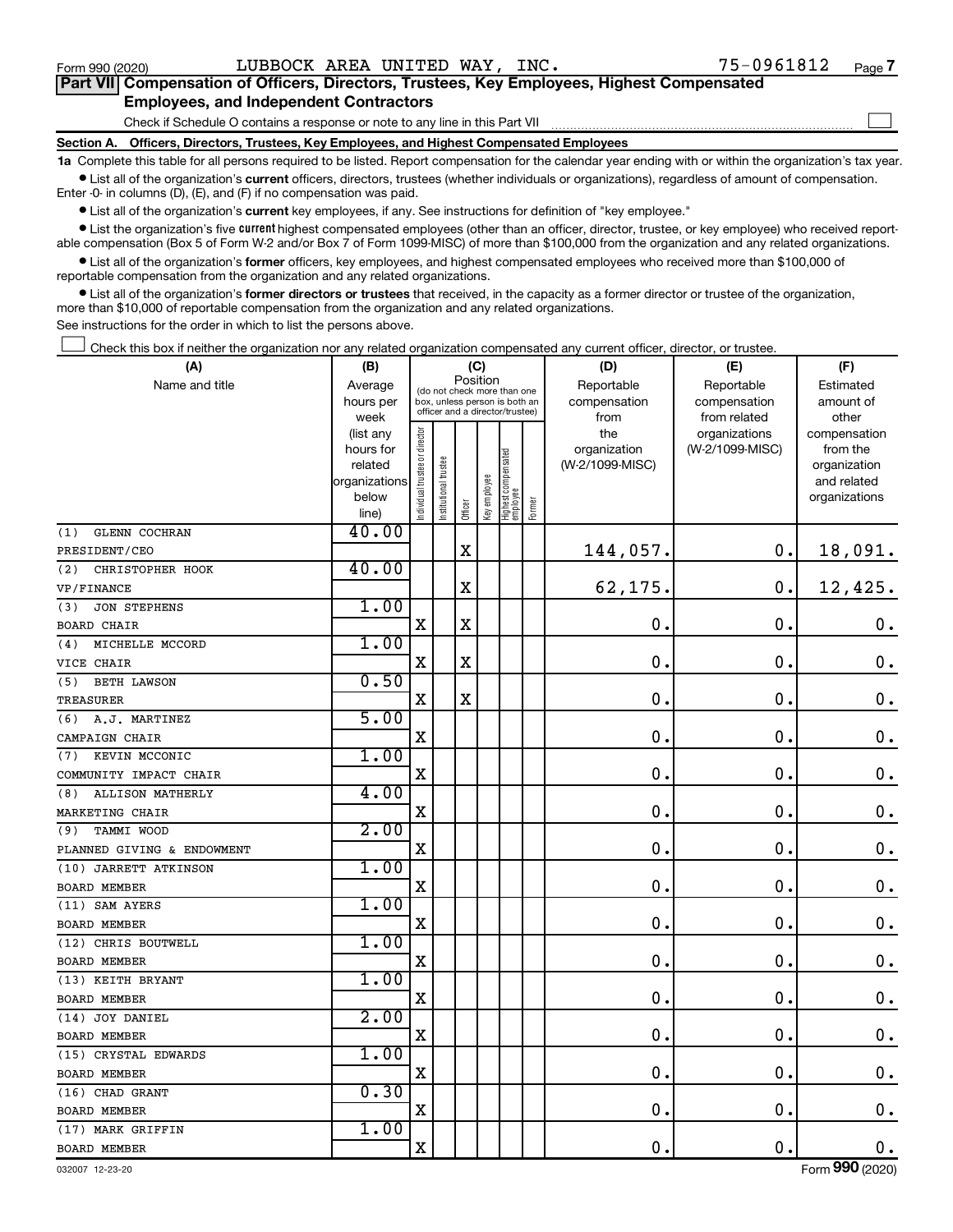Form 990 (2020) LUBBOCK AREA UNITED WAY, INC. 75-0961812 Page 7

**Part VII Compensation of Officers, Directors, Trustees, Key Employees, Highest Compensated Employees, and Independent Contractors**

Check if Schedule O contains a response or note to any line in this Part VII ☐

**Section A. Officers, Directors, Trustees, Key Employees, and Highest Compensated Employees**

**1a** Complete this table for all persons required to be listed. Report compensation for the calendar year ending with or within the organization's tax year.

• List all of the organization's **current** officers, directors, trustees (whether individuals or organizations), regardless of amount of compensation. Enter -0- in columns (D), (E), and (F) if no compensation was paid.

• List all of the organization's **current** key employees, if any. See instructions for definition of "key employee."

• List the organization's five **current** highest compensated employees (other than an officer, director, trustee, or key employee) who received reportable compensation (Box 5 of Form W-2 and/or Box 7 of Form 1099-MISC) of more than $100,000 from the organization and any related organizations.

• List all of the organization's **former** officers, key employees, and highest compensated employees who received more than $100,000 of reportable compensation from the organization and any related organizations.

• List all of the organization's **former directors or trustees** that received, in the capacity as a former director or trustee of the organization, more than $10,000 of reportable compensation from the organization and any related organizations.

See instructions for the order in which to list the persons above.

☐ Check this box if neither the organization nor any related organization compensated any current officer, director, or trustee.

| (A) Name and title | (B) Average hours per week (list any hours for related organizations below line) | (C) Position (do not check more than one box, unless person is both an officer and a director/trustee): Individual trustee or director | Institutional trustee | Officer | Key employee | Highest compensated employee | Former | (D) Reportable compensation from the organization (W-2/1099-MISC) | (E) Reportable compensation from related organizations (W-2/1099-MISC) | (F) Estimated amount of other compensation from the organization and related organizations |
|---|---|---|---|---|---|---|---|---|---|---|
| (1) GLENN COCHRAN PRESIDENT/CEO | 40.00 | | | X | | | | 144,057. | 0. | 18,091. |
| (2) CHRISTOPHER HOOK VP/FINANCE | 40.00 | | | X | | | | 62,175. | 0. | 12,425. |
| (3) JON STEPHENS BOARD CHAIR | 1.00 | X | | X | | | | 0. | 0. | 0. |
| (4) MICHELLE MCCORD VICE CHAIR | 1.00 | X | | X | | | | 0. | 0. | 0. |
| (5) BETH LAWSON TREASURER | 0.50 | X | | X | | | | 0. | 0. | 0. |
| (6) A.J. MARTINEZ CAMPAIGN CHAIR | 5.00 | X | | | | | | 0. | 0. | 0. |
| (7) KEVIN MCCONIC COMMUNITY IMPACT CHAIR | 1.00 | X | | | | | | 0. | 0. | 0. |
| (8) ALLISON MATHERLY MARKETING CHAIR | 4.00 | X | | | | | | 0. | 0. | 0. |
| (9) TAMMI WOOD PLANNED GIVING & ENDOWMENT | 2.00 | X | | | | | | 0. | 0. | 0. |
| (10) JARRETT ATKINSON BOARD MEMBER | 1.00 | X | | | | | | 0. | 0. | 0. |
| (11) SAM AYERS BOARD MEMBER | 1.00 | X | | | | | | 0. | 0. | 0. |
| (12) CHRIS BOUTWELL BOARD MEMBER | 1.00 | X | | | | | | 0. | 0. | 0. |
| (13) KEITH BRYANT BOARD MEMBER | 1.00 | X | | | | | | 0. | 0. | 0. |
| (14) JOY DANIEL BOARD MEMBER | 2.00 | X | | | | | | 0. | 0. | 0. |
| (15) CRYSTAL EDWARDS BOARD MEMBER | 1.00 | X | | | | | | 0. | 0. | 0. |
| (16) CHAD GRANT BOARD MEMBER | 0.30 | X | | | | | | 0. | 0. | 0. |
| (17) MARK GRIFFIN BOARD MEMBER | 1.00 | X | | | | | | 0. | 0. | 0. |

032007 12-23-20 Form **990** (2020)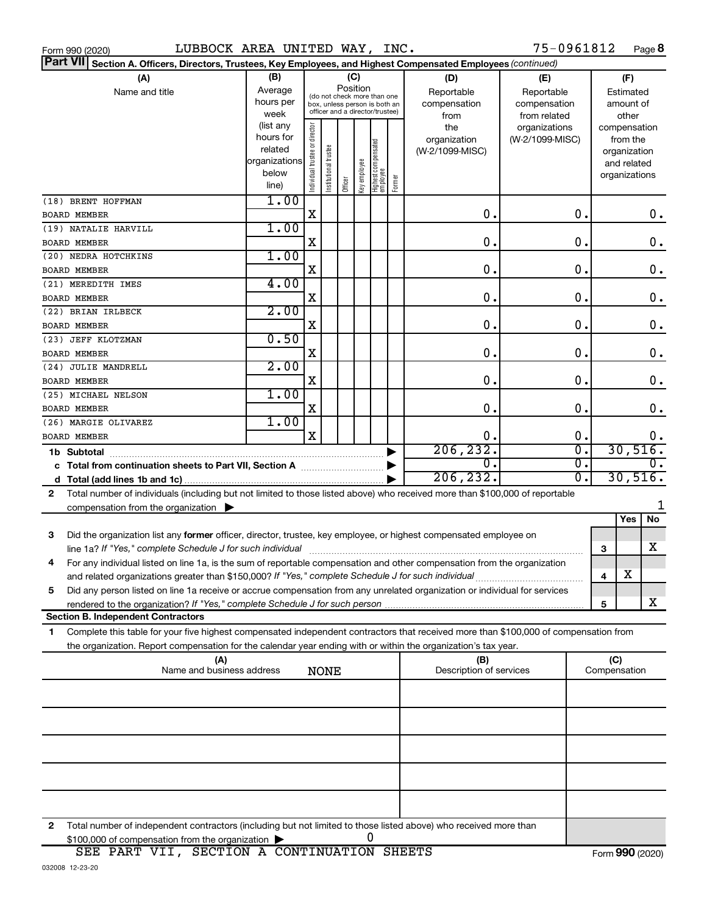Form 990 (2020) LUBBOCK AREA UNITED WAY, INC. 75-0961812 Page 8

**Part VII Section A. Officers, Directors, Trustees, Key Employees, and Highest Compensated Employees** *(continued)*

| (A) Name and title | (B) Average hours per week (list any hours for related organizations below line) | (C) Position: Individual trustee or director | Institutional trustee | Officer | Key employee | Highest compensated employee | Former | (D) Reportable compensation from the organization (W-2/1099-MISC) | (E) Reportable compensation from related organizations (W-2/1099-MISC) | (F) Estimated amount of other compensation from the organization and related organizations |
|---|---|---|---|---|---|---|---|---|---|---|
| (18) BRENT HOFFMAN<br>BOARD MEMBER | 1.00 | X | | | | | | 0. | 0. | 0. |
| (19) NATALIE HARVILL<br>BOARD MEMBER | 1.00 | X | | | | | | 0. | 0. | 0. |
| (20) NEDRA HOTCHKINS<br>BOARD MEMBER | 1.00 | X | | | | | | 0. | 0. | 0. |
| (21) MEREDITH IMES<br>BOARD MEMBER | 4.00 | X | | | | | | 0. | 0. | 0. |
| (22) BRIAN IRLBECK<br>BOARD MEMBER | 2.00 | X | | | | | | 0. | 0. | 0. |
| (23) JEFF KLOTZMAN<br>BOARD MEMBER | 0.50 | X | | | | | | 0. | 0. | 0. |
| (24) JULIE MANDRELL<br>BOARD MEMBER | 2.00 | X | | | | | | 0. | 0. | 0. |
| (25) MICHAEL NELSON<br>BOARD MEMBER | 1.00 | X | | | | | | 0. | 0. | 0. |
| (26) MARGIE OLIVAREZ<br>BOARD MEMBER | 1.00 | X | | | | | | 0. | 0. | 0. |
| **1b Subtotal** | | | | | | | | 206,232. | 0. | 30,516. |
| **c Total from continuation sheets to Part VII, Section A** | | | | | | | | 0. | 0. | 0. |
| **d Total (add lines 1b and 1c)** | | | | | | | | 206,232. | 0. | 30,516. |

**2** Total number of individuals (including but not limited to those listed above) who received more than $100,000 of reportable compensation from the organization ▶ 1

| | | Yes | No |
|---|---|---|---|
| **3** Did the organization list any **former** officer, director, trustee, key employee, or highest compensated employee on line 1a? *If "Yes," complete Schedule J for such individual* | 3 | | X |
| **4** For any individual listed on line 1a, is the sum of reportable compensation and other compensation from the organization and related organizations greater than $150,000? *If "Yes," complete Schedule J for such individual* | 4 | X | |
| **5** Did any person listed on line 1a receive or accrue compensation from any unrelated organization or individual for services rendered to the organization? *If "Yes," complete Schedule J for such person* | 5 | | X |

**Section B. Independent Contractors**

**1** Complete this table for your five highest compensated independent contractors that received more than $100,000 of compensation from the organization. Report compensation for the calendar year ending with or within the organization's tax year.

| (A) Name and business address | (B) Description of services | (C) Compensation |
|---|---|---|
| NONE | | |
| | | |
| | | |
| | | |
| | | |

**2** Total number of independent contractors (including but not limited to those listed above) who received more than $100,000 of compensation from the organization ▶ 0

SEE PART VII, SECTION A CONTINUATION SHEETS

Form **990** (2020)

032008 12-23-20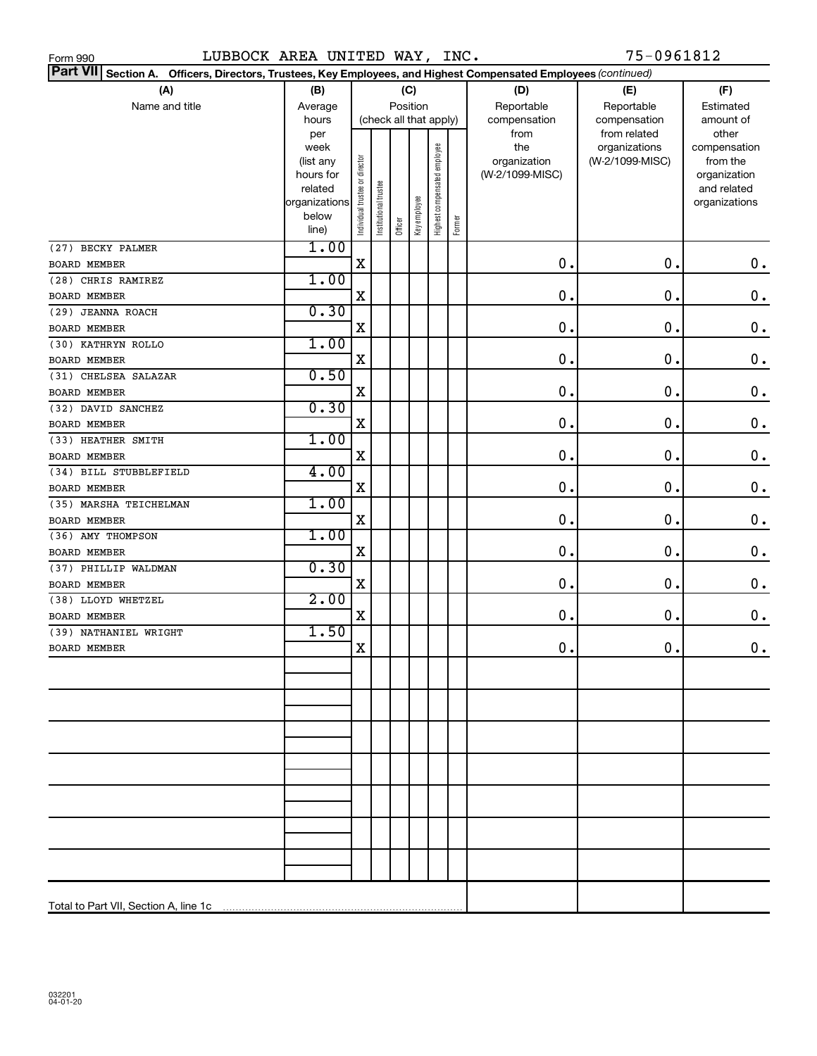Form 990 LUBBOCK AREA UNITED WAY, INC. 75-0961812

**Part VII** Section A. Officers, Directors, Trustees, Key Employees, and Highest Compensated Employees *(continued)*

| (A) Name and title | (B) Average hours per week (list any hours for related organizations below line) | (C) Position (check all that apply): Individual trustee or director | Institutional trustee | Officer | Key employee | Highest compensated employee | Former | (D) Reportable compensation from the organization (W-2/1099-MISC) | (E) Reportable compensation from related organizations (W-2/1099-MISC) | (F) Estimated amount of other compensation from the organization and related organizations |
|---|---|---|---|---|---|---|---|---|---|---|
| (27) BECKY PALMER<br>BOARD MEMBER | 1.00 | X | | | | | | 0. | 0. | 0. |
| (28) CHRIS RAMIREZ<br>BOARD MEMBER | 1.00 | X | | | | | | 0. | 0. | 0. |
| (29) JEANNA ROACH<br>BOARD MEMBER | 0.30 | X | | | | | | 0. | 0. | 0. |
| (30) KATHRYN ROLLO<br>BOARD MEMBER | 1.00 | X | | | | | | 0. | 0. | 0. |
| (31) CHELSEA SALAZAR<br>BOARD MEMBER | 0.50 | X | | | | | | 0. | 0. | 0. |
| (32) DAVID SANCHEZ<br>BOARD MEMBER | 0.30 | X | | | | | | 0. | 0. | 0. |
| (33) HEATHER SMITH<br>BOARD MEMBER | 1.00 | X | | | | | | 0. | 0. | 0. |
| (34) BILL STUBBLEFIELD<br>BOARD MEMBER | 4.00 | X | | | | | | 0. | 0. | 0. |
| (35) MARSHA TEICHELMAN<br>BOARD MEMBER | 1.00 | X | | | | | | 0. | 0. | 0. |
| (36) AMY THOMPSON<br>BOARD MEMBER | 1.00 | X | | | | | | 0. | 0. | 0. |
| (37) PHILLIP WALDMAN<br>BOARD MEMBER | 0.30 | X | | | | | | 0. | 0. | 0. |
| (38) LLOYD WHETZEL<br>BOARD MEMBER | 2.00 | X | | | | | | 0. | 0. | 0. |
| (39) NATHANIEL WRIGHT<br>BOARD MEMBER | 1.50 | X | | | | | | 0. | 0. | 0. |
| Total to Part VII, Section A, line 1c | | | | | | | | | | |

032201 04-01-20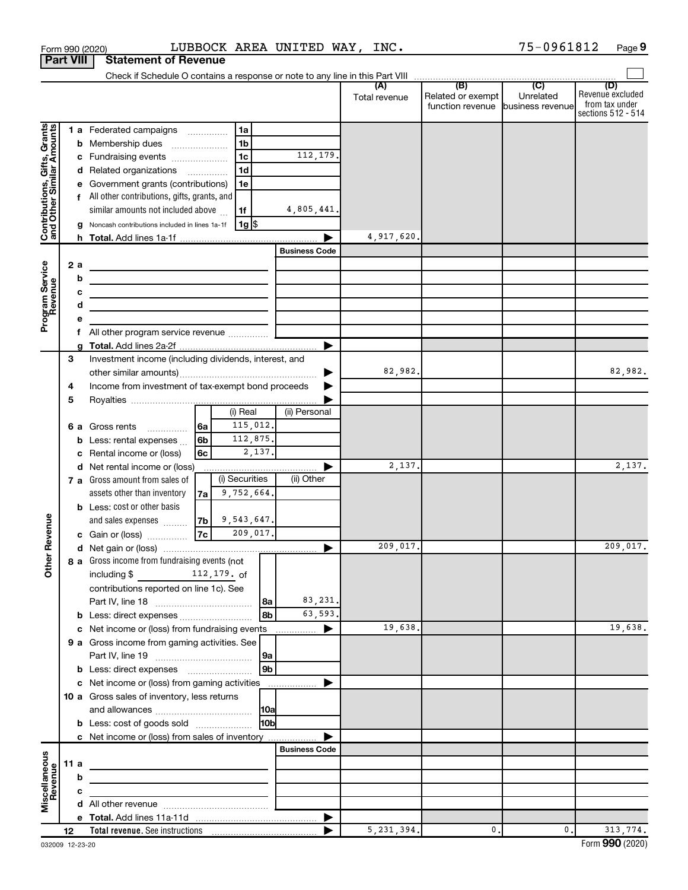Form 990 (2020) LUBBOCK AREA UNITED WAY, INC. 75-0961812 Page 9

## Part VIII Statement of Revenue

Check if Schedule O contains a response or note to any line in this Part VIII

| | | | (A) Total revenue | (B) Related or exempt function revenue | (C) Unrelated business revenue | (D) Revenue excluded from tax under sections 512 - 514 |
|---|---|---|---|---|---|---|
| **Contributions, Gifts, Grants and Other Similar Amounts** | 1 a Federated campaigns (1a) | | | | | |
| | b Membership dues (1b) | | | | | |
| | c Fundraising events (1c) | 112,179. | | | | |
| | d Related organizations (1d) | | | | | |
| | e Government grants (contributions) (1e) | | | | | |
| | f All other contributions, gifts, grants, and similar amounts not included above (1f) | 4,805,441. | | | | |
| | g Noncash contributions included in lines 1a-1f (1g) $ | | | | | |
| | h Total. Add lines 1a-1f | | 4,917,620. | | | |
| **Program Service Revenue** | | Business Code | | | | |
| | 2 a | | | | | |
| | b | | | | | |
| | c | | | | | |
| | d | | | | | |
| | e | | | | | |
| | f All other program service revenue | | | | | |
| | g Total. Add lines 2a-2f | | | | | |
| **Other Revenue** | 3 Investment income (including dividends, interest, and other similar amounts) | | 82,982. | | | 82,982. |
| | 4 Income from investment of tax-exempt bond proceeds | | | | | |
| | 5 Royalties | | | | | |
| | | (i) Real / (ii) Personal | | | | |
| | 6 a Gross rents (6a) | 115,012. / | | | | |
| | b Less: rental expenses (6b) | 112,875. / | | | | |
| | c Rental income or (loss) (6c) | 2,137. / | | | | |
| | d Net rental income or (loss) | | 2,137. | | | 2,137. |
| | | (i) Securities / (ii) Other | | | | |
| | 7 a Gross amount from sales of assets other than inventory (7a) | 9,752,664. / | | | | |
| | b Less: cost or other basis and sales expenses (7b) | 9,543,647. / | | | | |
| | c Gain or (loss) (7c) | 209,017. / | | | | |
| | d Net gain or (loss) | | 209,017. | | | 209,017. |
| | 8 a Gross income from fundraising events (not including $ 112,179. of contributions reported on line 1c). See Part IV, line 18 (8a) | 83,231. | | | | |
| | b Less: direct expenses (8b) | 63,593. | | | | |
| | c Net income or (loss) from fundraising events | | 19,638. | | | 19,638. |
| | 9 a Gross income from gaming activities. See Part IV, line 19 (9a) | | | | | |
| | b Less: direct expenses (9b) | | | | | |
| | c Net income or (loss) from gaming activities | | | | | |
| | 10 a Gross sales of inventory, less returns and allowances (10a) | | | | | |
| | b Less: cost of goods sold (10b) | | | | | |
| | c Net income or (loss) from sales of inventory | | | | | |
| **Miscellaneous Revenue** | | Business Code | | | | |
| | 11 a | | | | | |
| | b | | | | | |
| | c | | | | | |
| | d All other revenue | | | | | |
| | e Total. Add lines 11a-11d | | | | | |
| | 12 **Total revenue.** See instructions | | 5,231,394. | 0. | 0. | 313,774. |

032009 12-23-20 Form **990** (2020)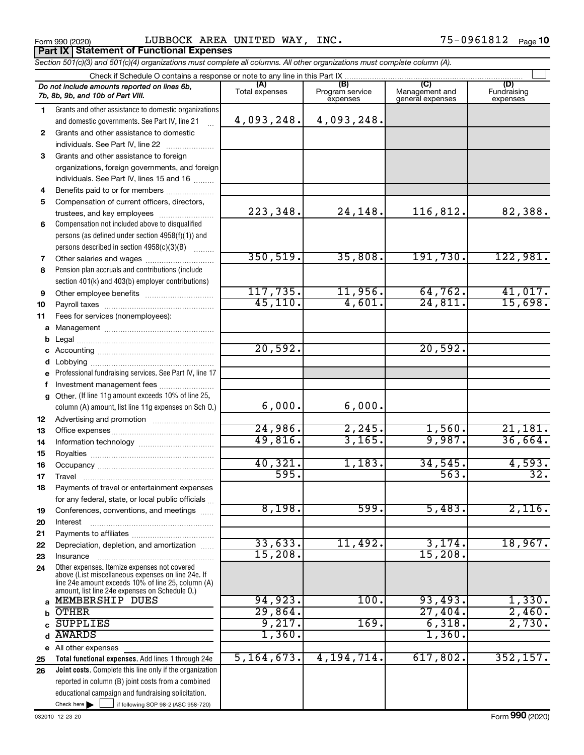Form 990 (2020) LUBBOCK AREA UNITED WAY, INC. 75-0961812

## Part IX Statement of Functional Expenses

*Section 501(c)(3) and 501(c)(4) organizations must complete all columns. All other organizations must complete column (A).*

Check if Schedule O contains a response or note to any line in this Part IX

| *Do not include amounts reported on lines 6b, 7b, 8b, 9b, and 10b of Part VIII.* | (A) Total expenses | (B) Program service expenses | (C) Management and general expenses | (D) Fundraising expenses |
|---|---|---|---|---|
| 1 Grants and other assistance to domestic organizations and domestic governments. See Part IV, line 21 | 4,093,248. | 4,093,248. | | |
| 2 Grants and other assistance to domestic individuals. See Part IV, line 22 | | | | |
| 3 Grants and other assistance to foreign organizations, foreign governments, and foreign individuals. See Part IV, lines 15 and 16 | | | | |
| 4 Benefits paid to or for members | | | | |
| 5 Compensation of current officers, directors, trustees, and key employees | 223,348. | 24,148. | 116,812. | 82,388. |
| 6 Compensation not included above to disqualified persons (as defined under section 4958(f)(1)) and persons described in section 4958(c)(3)(B) | | | | |
| 7 Other salaries and wages | 350,519. | 35,808. | 191,730. | 122,981. |
| 8 Pension plan accruals and contributions (include section 401(k) and 403(b) employer contributions) | | | | |
| 9 Other employee benefits | 117,735. | 11,956. | 64,762. | 41,017. |
| 10 Payroll taxes | 45,110. | 4,601. | 24,811. | 15,698. |
| 11 Fees for services (nonemployees): | | | | |
| a Management | | | | |
| b Legal | | | | |
| c Accounting | 20,592. | | 20,592. | |
| d Lobbying | | | | |
| e Professional fundraising services. See Part IV, line 17 | | | | |
| f Investment management fees | | | | |
| g Other. (If line 11g amount exceeds 10% of line 25, column (A) amount, list line 11g expenses on Sch O.) | 6,000. | 6,000. | | |
| 12 Advertising and promotion | | | | |
| 13 Office expenses | 24,986. | 2,245. | 1,560. | 21,181. |
| 14 Information technology | 49,816. | 3,165. | 9,987. | 36,664. |
| 15 Royalties | | | | |
| 16 Occupancy | 40,321. | 1,183. | 34,545. | 4,593. |
| 17 Travel | 595. | | 563. | 32. |
| 18 Payments of travel or entertainment expenses for any federal, state, or local public officials | | | | |
| 19 Conferences, conventions, and meetings | 8,198. | 599. | 5,483. | 2,116. |
| 20 Interest | | | | |
| 21 Payments to affiliates | | | | |
| 22 Depreciation, depletion, and amortization | 33,633. | 11,492. | 3,174. | 18,967. |
| 23 Insurance | 15,208. | | 15,208. | |
| 24 Other expenses. Itemize expenses not covered above (List miscellaneous expenses on line 24e. If line 24e amount exceeds 10% of line 25, column (A) amount, list line 24e expenses on Schedule O.) | | | | |
| a MEMBERSHIP DUES | 94,923. | 100. | 93,493. | 1,330. |
| b OTHER | 29,864. | | 27,404. | 2,460. |
| c SUPPLIES | 9,217. | 169. | 6,318. | 2,730. |
| d AWARDS | 1,360. | | 1,360. | |
| e All other expenses | | | | |
| 25 **Total functional expenses.** Add lines 1 through 24e | 5,164,673. | 4,194,714. | 617,802. | 352,157. |
| 26 **Joint costs.** Complete this line only if the organization reported in column (B) joint costs from a combined educational campaign and fundraising solicitation. Check here ☐ if following SOP 98-2 (ASC 958-720) | | | | |

032010 12-23-20

Form **990** (2020)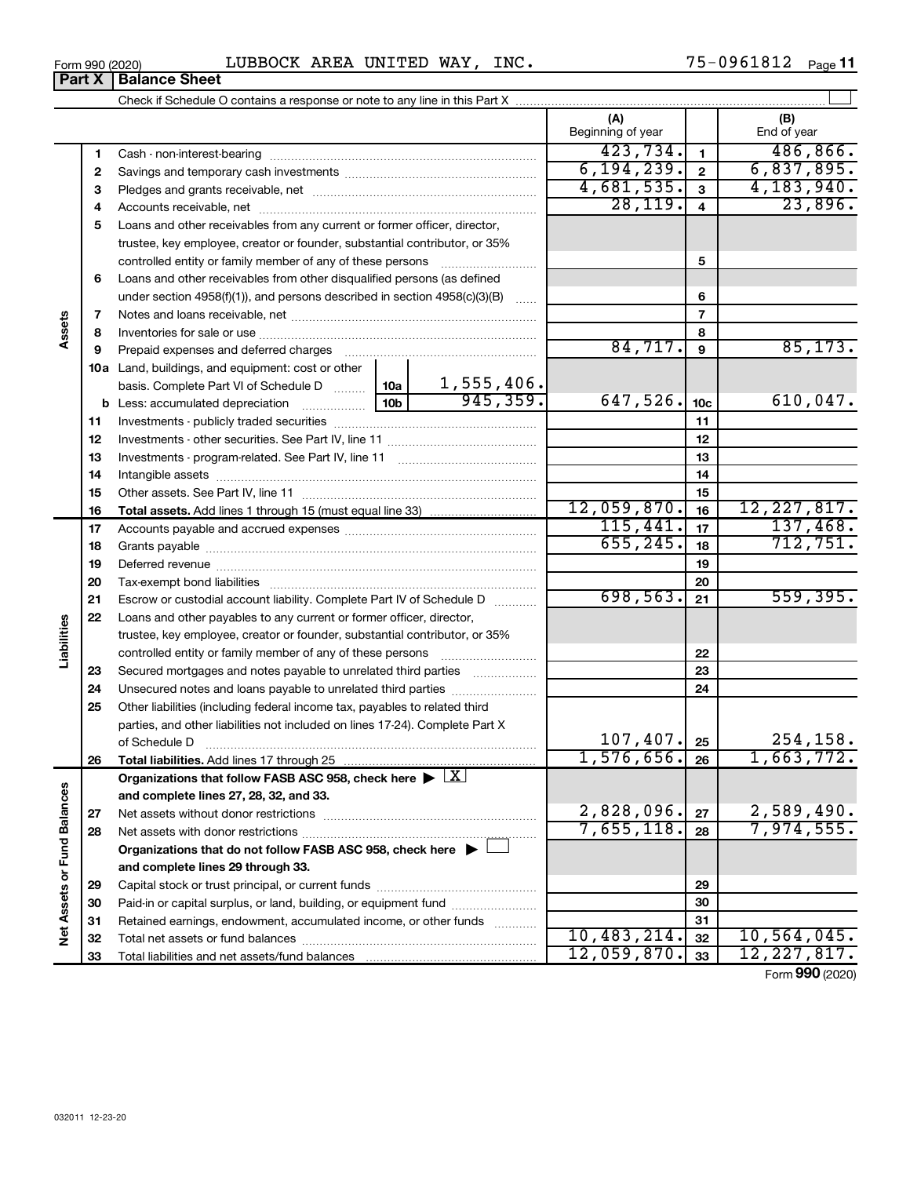Form 990 (2020) LUBBOCK AREA UNITED WAY, INC. 75-0961812 Page 11

**Part X Balance Sheet**

Check if Schedule O contains a response or note to any line in this Part X

| | | | (A) Beginning of year | | (B) End of year |
|---|---|---|---|---|---|
| Assets | 1 | Cash - non-interest-bearing | 423,734. | 1 | 486,866. |
| | 2 | Savings and temporary cash investments | 6,194,239. | 2 | 6,837,895. |
| | 3 | Pledges and grants receivable, net | 4,681,535. | 3 | 4,183,940. |
| | 4 | Accounts receivable, net | 28,119. | 4 | 23,896. |
| | 5 | Loans and other receivables from any current or former officer, director, trustee, key employee, creator or founder, substantial contributor, or 35% controlled entity or family member of any of these persons | | 5 | |
| | 6 | Loans and other receivables from other disqualified persons (as defined under section 4958(f)(1)), and persons described in section 4958(c)(3)(B) | | 6 | |
| | 7 | Notes and loans receivable, net | | 7 | |
| | 8 | Inventories for sale or use | | 8 | |
| | 9 | Prepaid expenses and deferred charges | 84,717. | 9 | 85,173. |
| | 10a | Land, buildings, and equipment: cost or other basis. Complete Part VI of Schedule D ... 10a 1,555,406. | | | |
| | b | Less: accumulated depreciation ... 10b 945,359. | 647,526. | 10c | 610,047. |
| | 11 | Investments - publicly traded securities | | 11 | |
| | 12 | Investments - other securities. See Part IV, line 11 | | 12 | |
| | 13 | Investments - program-related. See Part IV, line 11 | | 13 | |
| | 14 | Intangible assets | | 14 | |
| | 15 | Other assets. See Part IV, line 11 | | 15 | |
| | 16 | **Total assets.** Add lines 1 through 15 (must equal line 33) | 12,059,870. | 16 | 12,227,817. |
| Liabilities | 17 | Accounts payable and accrued expenses | 115,441. | 17 | 137,468. |
| | 18 | Grants payable | 655,245. | 18 | 712,751. |
| | 19 | Deferred revenue | | 19 | |
| | 20 | Tax-exempt bond liabilities | | 20 | |
| | 21 | Escrow or custodial account liability. Complete Part IV of Schedule D | 698,563. | 21 | 559,395. |
| | 22 | Loans and other payables to any current or former officer, director, trustee, key employee, creator or founder, substantial contributor, or 35% controlled entity or family member of any of these persons | | 22 | |
| | 23 | Secured mortgages and notes payable to unrelated third parties | | 23 | |
| | 24 | Unsecured notes and loans payable to unrelated third parties | | 24 | |
| | 25 | Other liabilities (including federal income tax, payables to related third parties, and other liabilities not included on lines 17-24). Complete Part X of Schedule D | 107,407. | 25 | 254,158. |
| | 26 | **Total liabilities.** Add lines 17 through 25 | 1,576,656. | 26 | 1,663,772. |
| Net Assets or Fund Balances | | **Organizations that follow FASB ASC 958, check here** ▶ [X] **and complete lines 27, 28, 32, and 33.** | | | |
| | 27 | Net assets without donor restrictions | 2,828,096. | 27 | 2,589,490. |
| | 28 | Net assets with donor restrictions | 7,655,118. | 28 | 7,974,555. |
| | | **Organizations that do not follow FASB ASC 958, check here** ▶ [ ] **and complete lines 29 through 33.** | | | |
| | 29 | Capital stock or trust principal, or current funds | | 29 | |
| | 30 | Paid-in or capital surplus, or land, building, or equipment fund | | 30 | |
| | 31 | Retained earnings, endowment, accumulated income, or other funds | | 31 | |
| | 32 | Total net assets or fund balances | 10,483,214. | 32 | 10,564,045. |
| | 33 | Total liabilities and net assets/fund balances | 12,059,870. | 33 | 12,227,817. |

Form **990** (2020)

032011 12-23-20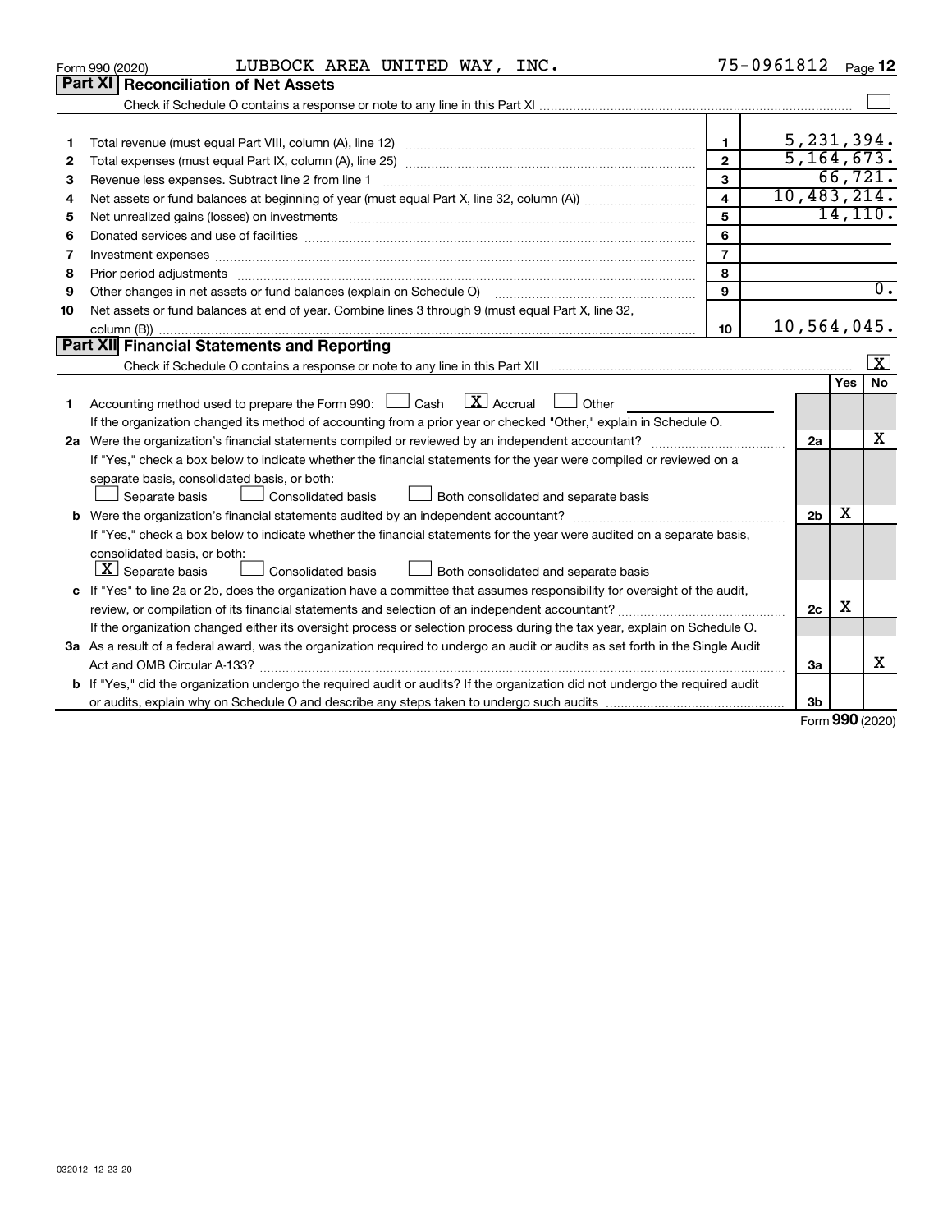Form 990 (2020) LUBBOCK AREA UNITED WAY, INC. 75-0961812 Page **12**

## Part XI Reconciliation of Net Assets

Check if Schedule O contains a response or note to any line in this Part XI ☐

| | | | |
|---|---|---|---|
| 1 | Total revenue (must equal Part VIII, column (A), line 12) | 1 | 5,231,394. |
| 2 | Total expenses (must equal Part IX, column (A), line 25) | 2 | 5,164,673. |
| 3 | Revenue less expenses. Subtract line 2 from line 1 | 3 | 66,721. |
| 4 | Net assets or fund balances at beginning of year (must equal Part X, line 32, column (A)) | 4 | 10,483,214. |
| 5 | Net unrealized gains (losses) on investments | 5 | 14,110. |
| 6 | Donated services and use of facilities | 6 | |
| 7 | Investment expenses | 7 | |
| 8 | Prior period adjustments | 8 | |
| 9 | Other changes in net assets or fund balances (explain on Schedule O) | 9 | 0. |
| 10 | Net assets or fund balances at end of year. Combine lines 3 through 9 (must equal Part X, line 32, column (B)) | 10 | 10,564,045. |

## Part XII Financial Statements and Reporting

Check if Schedule O contains a response or note to any line in this Part XII ☒

| | | | Yes | No |
|---|---|---|---|---|
| 1 | Accounting method used to prepare the Form 990: ☐ Cash ☒ Accrual ☐ Other<br>If the organization changed its method of accounting from a prior year or checked "Other," explain in Schedule O. | | | |
| 2a | Were the organization's financial statements compiled or reviewed by an independent accountant?<br>If "Yes," check a box below to indicate whether the financial statements for the year were compiled or reviewed on a separate basis, consolidated basis, or both:<br>☐ Separate basis ☐ Consolidated basis ☐ Both consolidated and separate basis | 2a | | X |
| b | Were the organization's financial statements audited by an independent accountant?<br>If "Yes," check a box below to indicate whether the financial statements for the year were audited on a separate basis, consolidated basis, or both:<br>☒ Separate basis ☐ Consolidated basis ☐ Both consolidated and separate basis | 2b | X | |
| c | If "Yes" to line 2a or 2b, does the organization have a committee that assumes responsibility for oversight of the audit, review, or compilation of its financial statements and selection of an independent accountant?<br>If the organization changed either its oversight process or selection process during the tax year, explain on Schedule O. | 2c | X | |
| 3a | As a result of a federal award, was the organization required to undergo an audit or audits as set forth in the Single Audit Act and OMB Circular A-133? | 3a | | X |
| b | If "Yes," did the organization undergo the required audit or audits? If the organization did not undergo the required audit or audits, explain why on Schedule O and describe any steps taken to undergo such audits | 3b | | |

Form **990** (2020)

032012 12-23-20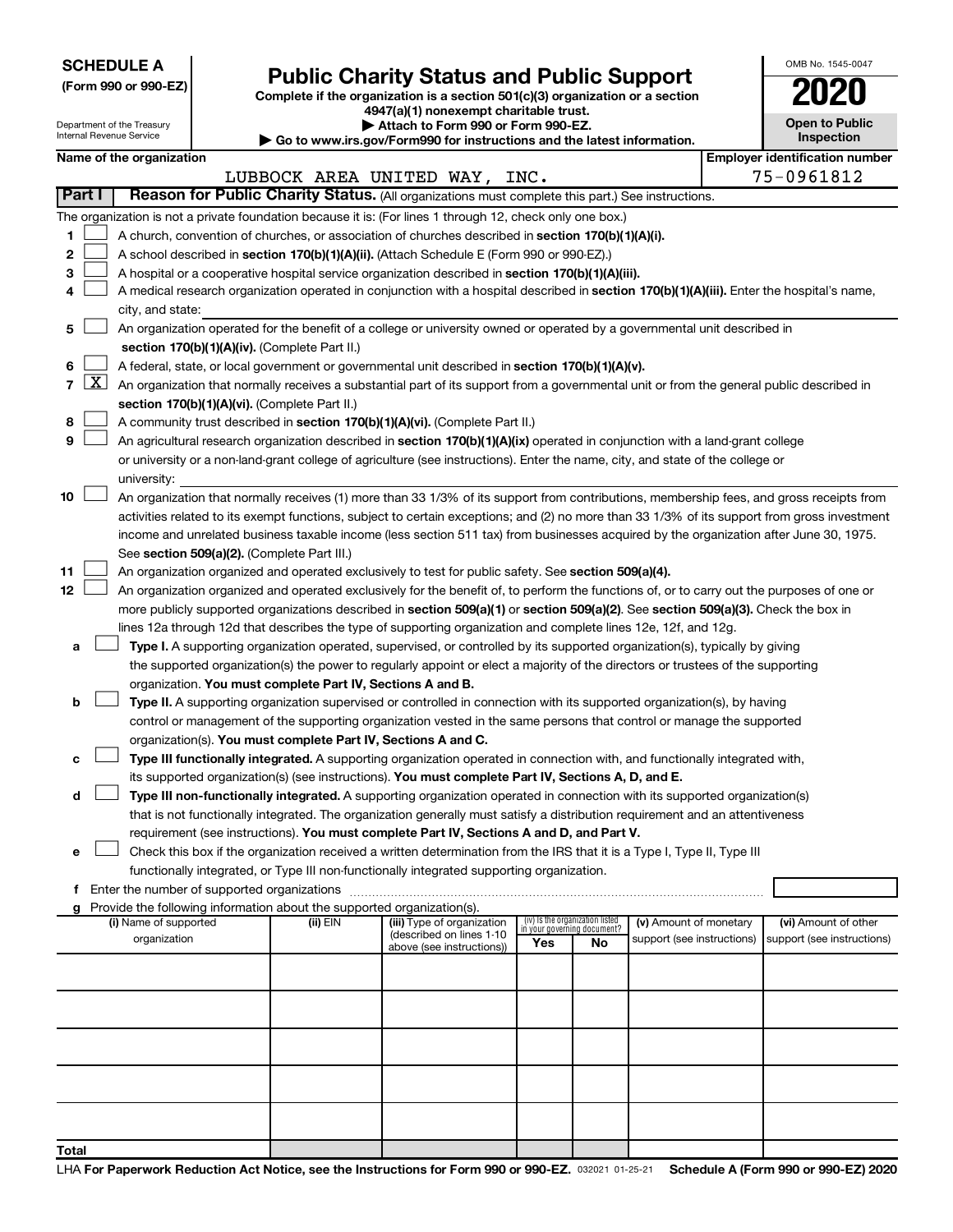**SCHEDULE A**
**(Form 990 or 990-EZ)**

Department of the Treasury
Internal Revenue Service

# Public Charity Status and Public Support

**Complete if the organization is a section 501(c)(3) organization or a section 4947(a)(1) nonexempt charitable trust.**
**▶ Attach to Form 990 or Form 990-EZ.**
**▶ Go to www.irs.gov/Form990 for instructions and the latest information.**

OMB No. 1545-0047
**2020**
**Open to Public Inspection**

**Name of the organization:** LUBBOCK AREA UNITED WAY, INC.
**Employer identification number:** 75-0961812

**Part I — Reason for Public Charity Status.** (All organizations must complete this part.) See instructions.

The organization is not a private foundation because it is: (For lines 1 through 12, check only one box.)

1. ☐ A church, convention of churches, or association of churches described in **section 170(b)(1)(A)(i).**
2. ☐ A school described in **section 170(b)(1)(A)(ii).** (Attach Schedule E (Form 990 or 990-EZ).)
3. ☐ A hospital or a cooperative hospital service organization described in **section 170(b)(1)(A)(iii).**
4. ☐ A medical research organization operated in conjunction with a hospital described in **section 170(b)(1)(A)(iii).** Enter the hospital's name, city, and state: ____________
5. ☐ An organization operated for the benefit of a college or university owned or operated by a governmental unit described in **section 170(b)(1)(A)(iv).** (Complete Part II.)
6. ☐ A federal, state, or local government or governmental unit described in **section 170(b)(1)(A)(v).**
7. ☒ An organization that normally receives a substantial part of its support from a governmental unit or from the general public described in **section 170(b)(1)(A)(vi).** (Complete Part II.)
8. ☐ A community trust described in **section 170(b)(1)(A)(vi).** (Complete Part II.)
9. ☐ An agricultural research organization described in **section 170(b)(1)(A)(ix)** operated in conjunction with a land-grant college or university or a non-land-grant college of agriculture (see instructions). Enter the name, city, and state of the college or university: ____________
10. ☐ An organization that normally receives (1) more than 33 1/3% of its support from contributions, membership fees, and gross receipts from activities related to its exempt functions, subject to certain exceptions; and (2) no more than 33 1/3% of its support from gross investment income and unrelated business taxable income (less section 511 tax) from businesses acquired by the organization after June 30, 1975. See **section 509(a)(2).** (Complete Part III.)
11. ☐ An organization organized and operated exclusively to test for public safety. See **section 509(a)(4).**
12. ☐ An organization organized and operated exclusively for the benefit of, to perform the functions of, or to carry out the purposes of one or more publicly supported organizations described in **section 509(a)(1)** or **section 509(a)(2).** See **section 509(a)(3).** Check the box in lines 12a through 12d that describes the type of supporting organization and complete lines 12e, 12f, and 12g.
   - **a** ☐ **Type I.** A supporting organization operated, supervised, or controlled by its supported organization(s), typically by giving the supported organization(s) the power to regularly appoint or elect a majority of the directors or trustees of the supporting organization. **You must complete Part IV, Sections A and B.**
   - **b** ☐ **Type II.** A supporting organization supervised or controlled in connection with its supported organization(s), by having control or management of the supporting organization vested in the same persons that control or manage the supported organization(s). **You must complete Part IV, Sections A and C.**
   - **c** ☐ **Type III functionally integrated.** A supporting organization operated in connection with, and functionally integrated with, its supported organization(s) (see instructions). **You must complete Part IV, Sections A, D, and E.**
   - **d** ☐ **Type III non-functionally integrated.** A supporting organization operated in connection with its supported organization(s) that is not functionally integrated. The organization generally must satisfy a distribution requirement and an attentiveness requirement (see instructions). **You must complete Part IV, Sections A and D, and Part V.**
   - **e** ☐ Check this box if the organization received a written determination from the IRS that it is a Type I, Type II, Type III functionally integrated, or Type III non-functionally integrated supporting organization.
   - **f** Enter the number of supported organizations: ____
   - **g** Provide the following information about the supported organization(s).

| (i) Name of supported organization | (ii) EIN | (iii) Type of organization (described on lines 1-10 above (see instructions)) | (iv) Is the organization listed in your governing document? Yes | No | (v) Amount of monetary support (see instructions) | (vi) Amount of other support (see instructions) |
|---|---|---|---|---|---|---|
| | | | | | | |
| | | | | | | |
| | | | | | | |
| | | | | | | |
| | | | | | | |
| **Total** | | | | | | |

LHA **For Paperwork Reduction Act Notice, see the Instructions for Form 990 or 990-EZ.** 032021 01-25-21 **Schedule A (Form 990 or 990-EZ) 2020**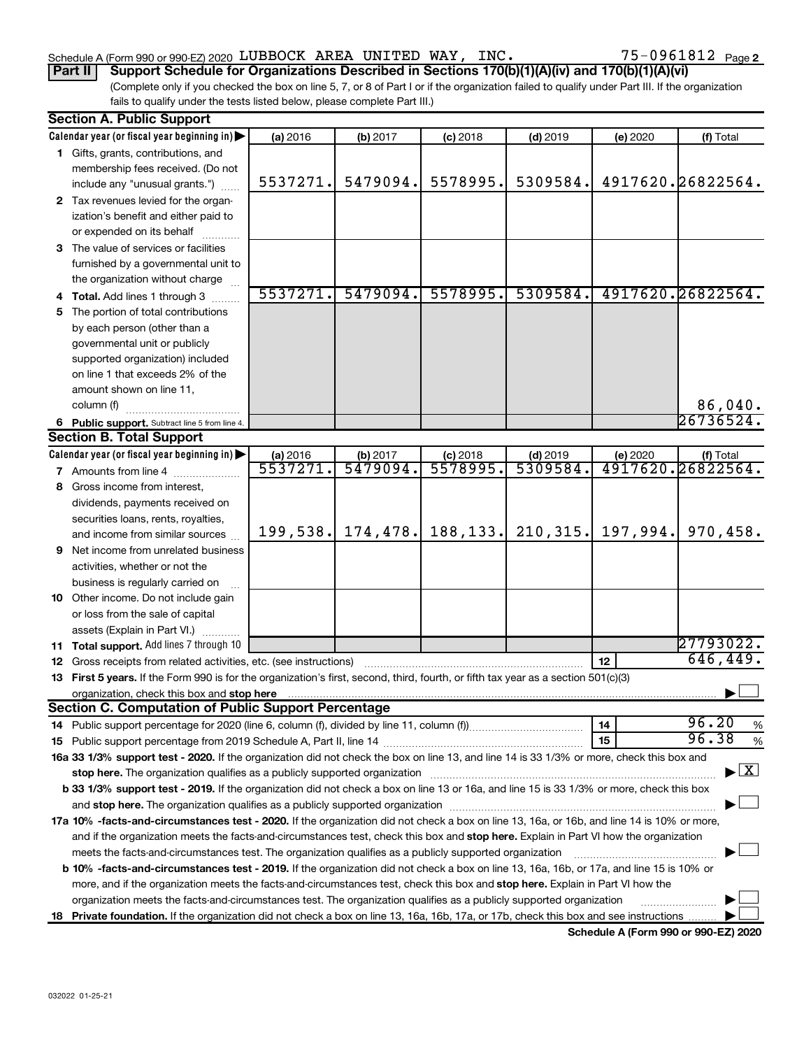Schedule A (Form 990 or 990-EZ) 2020 LUBBOCK AREA UNITED WAY, INC. 75-0961812 Page 2

**Part II** **Support Schedule for Organizations Described in Sections 170(b)(1)(A)(iv) and 170(b)(1)(A)(vi)**

(Complete only if you checked the box on line 5, 7, or 8 of Part I or if the organization failed to qualify under Part III. If the organization fails to qualify under the tests listed below, please complete Part III.)

## Section A. Public Support

| Calendar year (or fiscal year beginning in) ▶ | (a) 2016 | (b) 2017 | (c) 2018 | (d) 2019 | (e) 2020 | (f) Total |
|---|---|---|---|---|---|---|
| **1** Gifts, grants, contributions, and membership fees received. (Do not include any "unusual grants.") | 5537271. | 5479094. | 5578995. | 5309584. | 4917620. | 26822564. |
| **2** Tax revenues levied for the organization's benefit and either paid to or expended on its behalf | | | | | | |
| **3** The value of services or facilities furnished by a governmental unit to the organization without charge | | | | | | |
| **4 Total.** Add lines 1 through 3 | 5537271. | 5479094. | 5578995. | 5309584. | 4917620. | 26822564. |
| **5** The portion of total contributions by each person (other than a governmental unit or publicly supported organization) included on line 1 that exceeds 2% of the amount shown on line 11, column (f) | | | | | | 86,040. |
| **6 Public support.** Subtract line 5 from line 4. | | | | | | 26736524. |

## Section B. Total Support

| Calendar year (or fiscal year beginning in) ▶ | (a) 2016 | (b) 2017 | (c) 2018 | (d) 2019 | (e) 2020 | (f) Total |
|---|---|---|---|---|---|---|
| **7** Amounts from line 4 | 5537271. | 5479094. | 5578995. | 5309584. | 4917620. | 26822564. |
| **8** Gross income from interest, dividends, payments received on securities loans, rents, royalties, and income from similar sources | 199,538. | 174,478. | 188,133. | 210,315. | 197,994. | 970,458. |
| **9** Net income from unrelated business activities, whether or not the business is regularly carried on | | | | | | |
| **10** Other income. Do not include gain or loss from the sale of capital assets (Explain in Part VI.) | | | | | | |
| **11 Total support.** Add lines 7 through 10 | | | | | | 27793022. |

**12** Gross receipts from related activities, etc. (see instructions) | **12** | 646,449.

**13 First 5 years.** If the Form 990 is for the organization's first, second, third, fourth, or fifth tax year as a section 501(c)(3) organization, check this box and **stop here** ▶ ☐

## Section C. Computation of Public Support Percentage

**14** Public support percentage for 2020 (line 6, column (f), divided by line 11, column (f)) | **14** | 96.20 %

**15** Public support percentage from 2019 Schedule A, Part II, line 14 | **15** | 96.38 %

**16a 33 1/3% support test - 2020.** If the organization did not check the box on line 13, and line 14 is 33 1/3% or more, check this box and **stop here.** The organization qualifies as a publicly supported organization ▶ ☒

**b 33 1/3% support test - 2019.** If the organization did not check a box on line 13 or 16a, and line 15 is 33 1/3% or more, check this box and **stop here.** The organization qualifies as a publicly supported organization ▶ ☐

**17a 10% -facts-and-circumstances test - 2020.** If the organization did not check a box on line 13, 16a, or 16b, and line 14 is 10% or more, and if the organization meets the facts-and-circumstances test, check this box and **stop here.** Explain in Part VI how the organization meets the facts-and-circumstances test. The organization qualifies as a publicly supported organization ▶ ☐

**b 10% -facts-and-circumstances test - 2019.** If the organization did not check a box on line 13, 16a, 16b, or 17a, and line 15 is 10% or more, and if the organization meets the facts-and-circumstances test, check this box and **stop here.** Explain in Part VI how the organization meets the facts-and-circumstances test. The organization qualifies as a publicly supported organization ▶ ☐

**18 Private foundation.** If the organization did not check a box on line 13, 16a, 16b, 17a, or 17b, check this box and see instructions ▶ ☐

**Schedule A (Form 990 or 990-EZ) 2020**

032022 01-25-21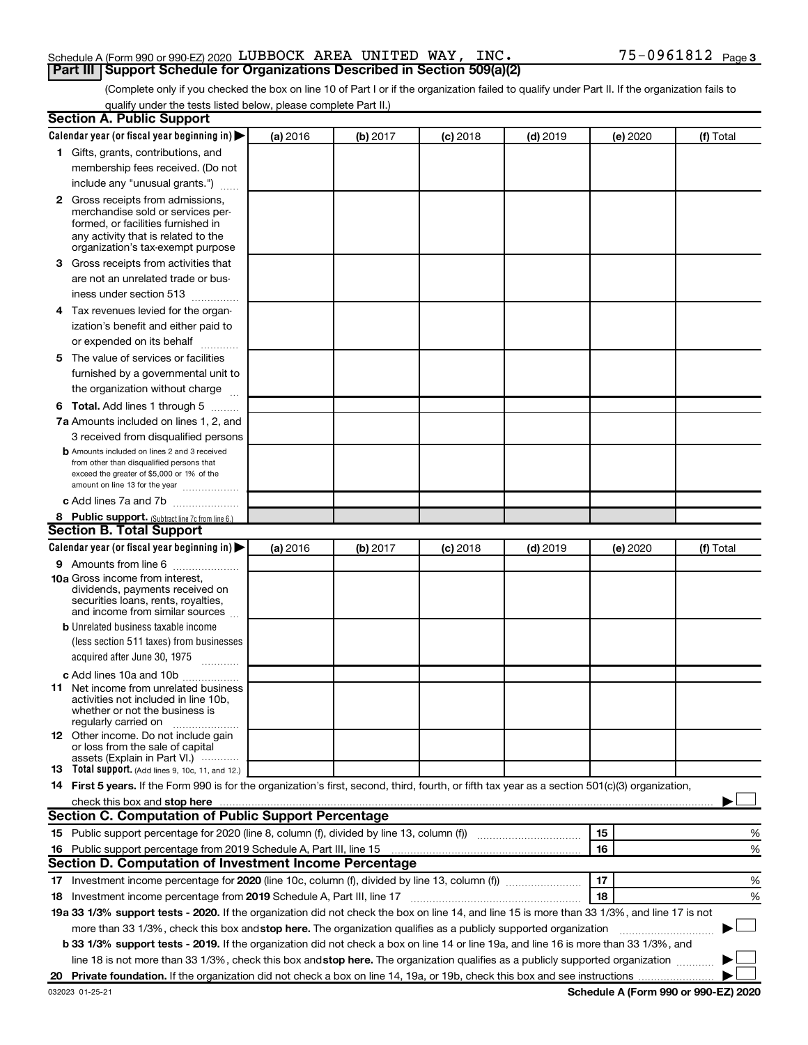Schedule A (Form 990 or 990-EZ) 2020 LUBBOCK AREA UNITED WAY, INC. 75-0961812 Page 3

## Part III Support Schedule for Organizations Described in Section 509(a)(2)

(Complete only if you checked the box on line 10 of Part I or if the organization failed to qualify under Part II. If the organization fails to qualify under the tests listed below, please complete Part II.)

### Section A. Public Support

| Calendar year (or fiscal year beginning in) ▶ | (a) 2016 | (b) 2017 | (c) 2018 | (d) 2019 | (e) 2020 | (f) Total |
|---|---|---|---|---|---|---|
| 1 Gifts, grants, contributions, and membership fees received. (Do not include any "unusual grants.") | | | | | | |
| 2 Gross receipts from admissions, merchandise sold or services performed, or facilities furnished in any activity that is related to the organization's tax-exempt purpose | | | | | | |
| 3 Gross receipts from activities that are not an unrelated trade or business under section 513 | | | | | | |
| 4 Tax revenues levied for the organization's benefit and either paid to or expended on its behalf | | | | | | |
| 5 The value of services or facilities furnished by a governmental unit to the organization without charge | | | | | | |
| 6 Total. Add lines 1 through 5 | | | | | | |
| 7a Amounts included on lines 1, 2, and 3 received from disqualified persons | | | | | | |
| b Amounts included on lines 2 and 3 received from other than disqualified persons that exceed the greater of $5,000 or 1% of the amount on line 13 for the year | | | | | | |
| c Add lines 7a and 7b | | | | | | |
| 8 Public support. (Subtract line 7c from line 6.) | | | | | | |

### Section B. Total Support

| Calendar year (or fiscal year beginning in) ▶ | (a) 2016 | (b) 2017 | (c) 2018 | (d) 2019 | (e) 2020 | (f) Total |
|---|---|---|---|---|---|---|
| 9 Amounts from line 6 | | | | | | |
| 10a Gross income from interest, dividends, payments received on securities loans, rents, royalties, and income from similar sources | | | | | | |
| b Unrelated business taxable income (less section 511 taxes) from businesses acquired after June 30, 1975 | | | | | | |
| c Add lines 10a and 10b | | | | | | |
| 11 Net income from unrelated business activities not included in line 10b, whether or not the business is regularly carried on | | | | | | |
| 12 Other income. Do not include gain or loss from the sale of capital assets (Explain in Part VI.) | | | | | | |
| 13 Total support. (Add lines 9, 10c, 11, and 12.) | | | | | | |

14 First 5 years. If the Form 990 is for the organization's first, second, third, fourth, or fifth tax year as a section 501(c)(3) organization, check this box and stop here ▶ ☐

### Section C. Computation of Public Support Percentage

| | | | |
|---|---|---|---|
| 15 | Public support percentage for 2020 (line 8, column (f), divided by line 13, column (f)) | 15 | % |
| 16 | Public support percentage from 2019 Schedule A, Part III, line 15 | 16 | % |

### Section D. Computation of Investment Income Percentage

| | | | |
|---|---|---|---|
| 17 | Investment income percentage for 2020 (line 10c, column (f), divided by line 13, column (f)) | 17 | % |
| 18 | Investment income percentage from 2019 Schedule A, Part III, line 17 | 18 | % |

19a 33 1/3% support tests - 2020. If the organization did not check the box on line 14, and line 15 is more than 33 1/3%, and line 17 is not more than 33 1/3%, check this box and stop here. The organization qualifies as a publicly supported organization ▶ ☐

b 33 1/3% support tests - 2019. If the organization did not check a box on line 14 or line 19a, and line 16 is more than 33 1/3%, and line 18 is not more than 33 1/3%, check this box and stop here. The organization qualifies as a publicly supported organization ▶ ☐

20 Private foundation. If the organization did not check a box on line 14, 19a, or 19b, check this box and see instructions ▶ ☐

032023 01-25-21 Schedule A (Form 990 or 990-EZ) 2020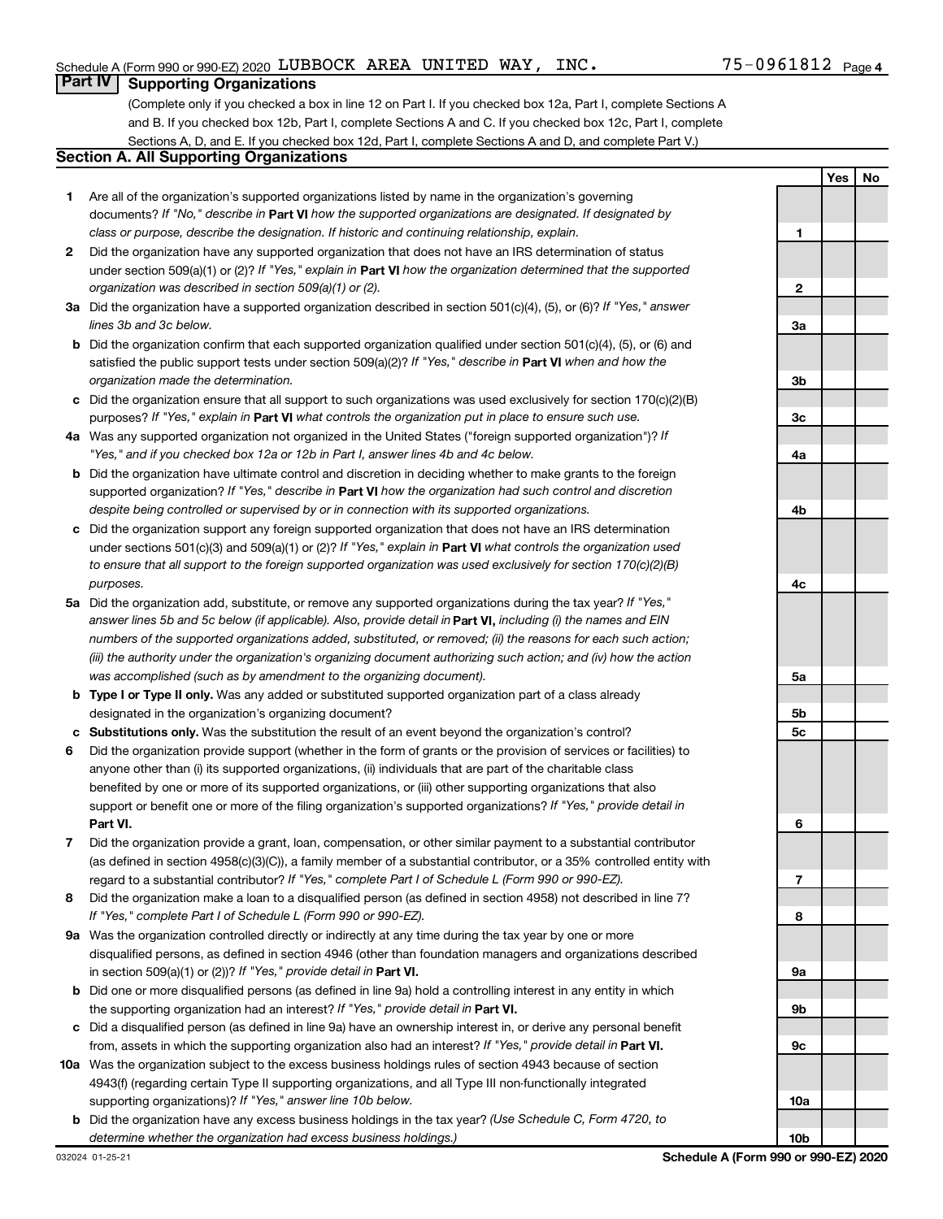Schedule A (Form 990 or 990-EZ) 2020 LUBBOCK AREA UNITED WAY, INC. 75-0961812 Page 4

## Part IV Supporting Organizations

(Complete only if you checked a box in line 12 on Part I. If you checked box 12a, Part I, complete Sections A and B. If you checked box 12b, Part I, complete Sections A and C. If you checked box 12c, Part I, complete Sections A, D, and E. If you checked box 12d, Part I, complete Sections A and D, and complete Part V.)

### Section A. All Supporting Organizations

| | | | Yes | No |
|---|---|---|---|---|
| 1 | Are all of the organization's supported organizations listed by name in the organization's governing documents? *If "No," describe in* **Part VI** *how the supported organizations are designated. If designated by class or purpose, describe the designation. If historic and continuing relationship, explain.* | 1 | | |
| 2 | Did the organization have any supported organization that does not have an IRS determination of status under section 509(a)(1) or (2)? *If "Yes," explain in* **Part VI** *how the organization determined that the supported organization was described in section 509(a)(1) or (2).* | 2 | | |
| 3a | Did the organization have a supported organization described in section 501(c)(4), (5), or (6)? *If "Yes," answer lines 3b and 3c below.* | 3a | | |
| b | Did the organization confirm that each supported organization qualified under section 501(c)(4), (5), or (6) and satisfied the public support tests under section 509(a)(2)? *If "Yes," describe in* **Part VI** *when and how the organization made the determination.* | 3b | | |
| c | Did the organization ensure that all support to such organizations was used exclusively for section 170(c)(2)(B) purposes? *If "Yes," explain in* **Part VI** *what controls the organization put in place to ensure such use.* | 3c | | |
| 4a | Was any supported organization not organized in the United States ("foreign supported organization")? *If "Yes," and if you checked box 12a or 12b in Part I, answer lines 4b and 4c below.* | 4a | | |
| b | Did the organization have ultimate control and discretion in deciding whether to make grants to the foreign supported organization? *If "Yes," describe in* **Part VI** *how the organization had such control and discretion despite being controlled or supervised by or in connection with its supported organizations.* | 4b | | |
| c | Did the organization support any foreign supported organization that does not have an IRS determination under sections 501(c)(3) and 509(a)(1) or (2)? *If "Yes," explain in* **Part VI** *what controls the organization used to ensure that all support to the foreign supported organization was used exclusively for section 170(c)(2)(B) purposes.* | 4c | | |
| 5a | Did the organization add, substitute, or remove any supported organizations during the tax year? *If "Yes," answer lines 5b and 5c below (if applicable). Also, provide detail in* **Part VI,** *including (i) the names and EIN numbers of the supported organizations added, substituted, or removed; (ii) the reasons for each such action; (iii) the authority under the organization's organizing document authorizing such action; and (iv) how the action was accomplished (such as by amendment to the organizing document).* | 5a | | |
| b | **Type I or Type II only.** Was any added or substituted supported organization part of a class already designated in the organization's organizing document? | 5b | | |
| c | **Substitutions only.** Was the substitution the result of an event beyond the organization's control? | 5c | | |
| 6 | Did the organization provide support (whether in the form of grants or the provision of services or facilities) to anyone other than (i) its supported organizations, (ii) individuals that are part of the charitable class benefited by one or more of its supported organizations, or (iii) other supporting organizations that also support or benefit one or more of the filing organization's supported organizations? *If "Yes," provide detail in* **Part VI.** | 6 | | |
| 7 | Did the organization provide a grant, loan, compensation, or other similar payment to a substantial contributor (as defined in section 4958(c)(3)(C)), a family member of a substantial contributor, or a 35% controlled entity with regard to a substantial contributor? *If "Yes," complete Part I of Schedule L (Form 990 or 990-EZ).* | 7 | | |
| 8 | Did the organization make a loan to a disqualified person (as defined in section 4958) not described in line 7? *If "Yes," complete Part I of Schedule L (Form 990 or 990-EZ).* | 8 | | |
| 9a | Was the organization controlled directly or indirectly at any time during the tax year by one or more disqualified persons, as defined in section 4946 (other than foundation managers and organizations described in section 509(a)(1) or (2))? *If "Yes," provide detail in* **Part VI.** | 9a | | |
| b | Did one or more disqualified persons (as defined in line 9a) hold a controlling interest in any entity in which the supporting organization had an interest? *If "Yes," provide detail in* **Part VI.** | 9b | | |
| c | Did a disqualified person (as defined in line 9a) have an ownership interest in, or derive any personal benefit from, assets in which the supporting organization also had an interest? *If "Yes," provide detail in* **Part VI.** | 9c | | |
| 10a | Was the organization subject to the excess business holdings rules of section 4943 because of section 4943(f) (regarding certain Type II supporting organizations, and all Type III non-functionally integrated supporting organizations)? *If "Yes," answer line 10b below.* | 10a | | |
| b | Did the organization have any excess business holdings in the tax year? *(Use Schedule C, Form 4720, to determine whether the organization had excess business holdings.)* | 10b | | |

032024 01-25-21 **Schedule A (Form 990 or 990-EZ) 2020**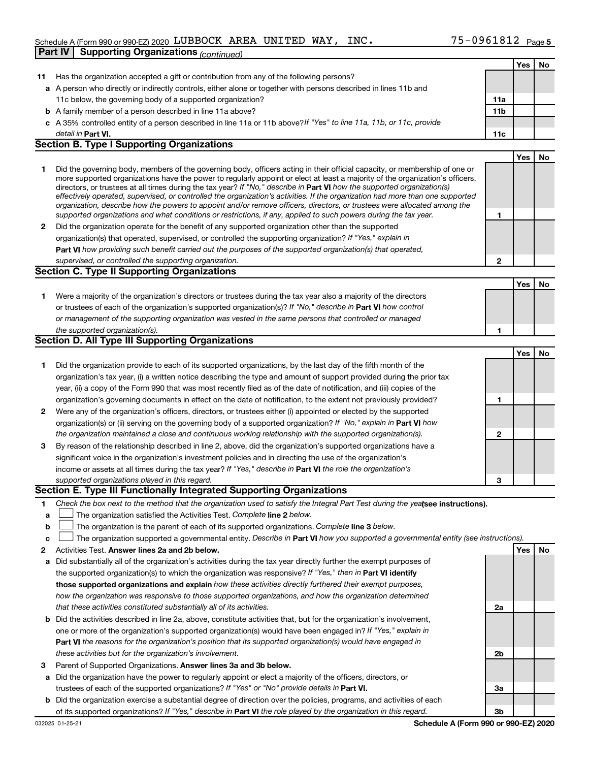Schedule A (Form 990 or 990-EZ) 2020 LUBBOCK AREA UNITED WAY, INC. 75-0961812

## Part IV | Supporting Organizations *(continued)*

| | | | Yes | No |
|---|---|---|---|---|
| **11** | Has the organization accepted a gift or contribution from any of the following persons? | | | |
| **a** | A person who directly or indirectly controls, either alone or together with persons described in lines 11b and 11c below, the governing body of a supported organization? | **11a** | | |
| **b** | A family member of a person described in line 11a above? | **11b** | | |
| **c** | A 35% controlled entity of a person described in line 11a or 11b above? *If "Yes" to line 11a, 11b, or 11c, provide detail in* **Part VI.** | **11c** | | |

### Section B. Type I Supporting Organizations

| | | | Yes | No |
|---|---|---|---|---|
| **1** | Did the governing body, members of the governing body, officers acting in their official capacity, or membership of one or more supported organizations have the power to regularly appoint or elect at least a majority of the organization's officers, directors, or trustees at all times during the tax year? *If "No," describe in* **Part VI** *how the supported organization(s) effectively operated, supervised, or controlled the organization's activities. If the organization had more than one supported organization, describe how the powers to appoint and/or remove officers, directors, or trustees were allocated among the supported organizations and what conditions or restrictions, if any, applied to such powers during the tax year.* | **1** | | |
| **2** | Did the organization operate for the benefit of any supported organization other than the supported organization(s) that operated, supervised, or controlled the supporting organization? *If "Yes," explain in* **Part VI** *how providing such benefit carried out the purposes of the supported organization(s) that operated, supervised, or controlled the supporting organization.* | **2** | | |

### Section C. Type II Supporting Organizations

| | | | Yes | No |
|---|---|---|---|---|
| **1** | Were a majority of the organization's directors or trustees during the tax year also a majority of the directors or trustees of each of the organization's supported organization(s)? *If "No," describe in* **Part VI** *how control or management of the supporting organization was vested in the same persons that controlled or managed the supported organization(s).* | **1** | | |

### Section D. All Type III Supporting Organizations

| | | | Yes | No |
|---|---|---|---|---|
| **1** | Did the organization provide to each of its supported organizations, by the last day of the fifth month of the organization's tax year, (i) a written notice describing the type and amount of support provided during the prior tax year, (ii) a copy of the Form 990 that was most recently filed as of the date of notification, and (iii) copies of the organization's governing documents in effect on the date of notification, to the extent not previously provided? | **1** | | |
| **2** | Were any of the organization's officers, directors, or trustees either (i) appointed or elected by the supported organization(s) or (ii) serving on the governing body of a supported organization? *If "No," explain in* **Part VI** *how the organization maintained a close and continuous working relationship with the supported organization(s).* | **2** | | |
| **3** | By reason of the relationship described in line 2, above, did the organization's supported organizations have a significant voice in the organization's investment policies and in directing the use of the organization's income or assets at all times during the tax year? *If "Yes," describe in* **Part VI** *the role the organization's supported organizations played in this regard.* | **3** | | |

### Section E. Type III Functionally Integrated Supporting Organizations

**1** *Check the box next to the method that the organization used to satisfy the Integral Part Test during the year* **(see instructions).**

- **a** ☐ The organization satisfied the Activities Test. *Complete* **line 2** *below.*
- **b** ☐ The organization is the parent of each of its supported organizations. *Complete* **line 3** *below.*
- **c** ☐ The organization supported a governmental entity. *Describe in* **Part VI** *how you supported a governmental entity (see instructions).*

| | | | Yes | No |
|---|---|---|---|---|
| **2** | Activities Test. **Answer lines 2a and 2b below.** | | | |
| **a** | Did substantially all of the organization's activities during the tax year directly further the exempt purposes of the supported organization(s) to which the organization was responsive? *If "Yes," then in* **Part VI identify those supported organizations and explain** *how these activities directly furthered their exempt purposes, how the organization was responsive to those supported organizations, and how the organization determined that these activities constituted substantially all of its activities.* | **2a** | | |
| **b** | Did the activities described in line 2a, above, constitute activities that, but for the organization's involvement, one or more of the organization's supported organization(s) would have been engaged in? *If "Yes," explain in* **Part VI** *the reasons for the organization's position that its supported organization(s) would have engaged in these activities but for the organization's involvement.* | **2b** | | |
| **3** | Parent of Supported Organizations. **Answer lines 3a and 3b below.** | | | |
| **a** | Did the organization have the power to regularly appoint or elect a majority of the officers, directors, or trustees of each of the supported organizations? *If "Yes" or "No" provide details in* **Part VI.** | **3a** | | |
| **b** | Did the organization exercise a substantial degree of direction over the policies, programs, and activities of each of its supported organizations? *If "Yes," describe in* **Part VI** *the role played by the organization in this regard.* | **3b** | | |

032025 01-25-21 **Schedule A (Form 990 or 990-EZ) 2020**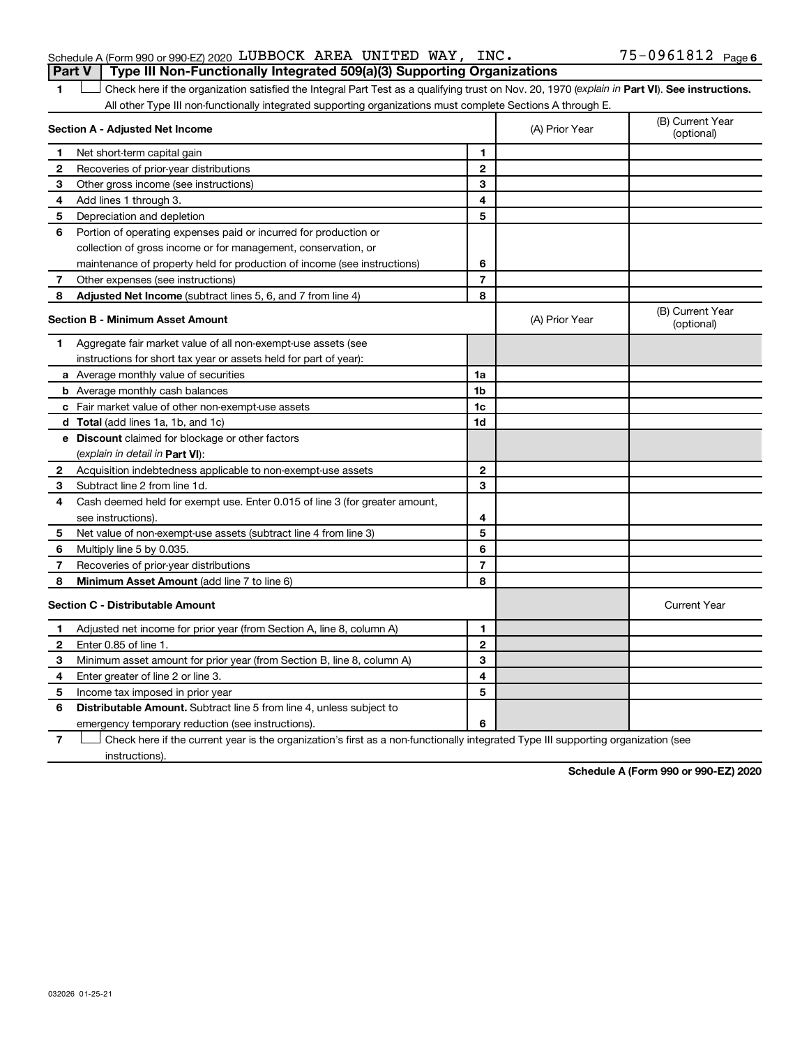Schedule A (Form 990 or 990-EZ) 2020 LUBBOCK AREA UNITED WAY, INC. 75-0961812 Page 6

**Part V | Type III Non-Functionally Integrated 509(a)(3) Supporting Organizations**

1 ☐ Check here if the organization satisfied the Integral Part Test as a qualifying trust on Nov. 20, 1970 (*explain in* **Part VI**). **See instructions.** All other Type III non-functionally integrated supporting organizations must complete Sections A through E.

| **Section A - Adjusted Net Income** | | (A) Prior Year | (B) Current Year (optional) |
|---|---|---|---|
| 1 Net short-term capital gain | 1 | | |
| 2 Recoveries of prior-year distributions | 2 | | |
| 3 Other gross income (see instructions) | 3 | | |
| 4 Add lines 1 through 3. | 4 | | |
| 5 Depreciation and depletion | 5 | | |
| 6 Portion of operating expenses paid or incurred for production or collection of gross income or for management, conservation, or maintenance of property held for production of income (see instructions) | 6 | | |
| 7 Other expenses (see instructions) | 7 | | |
| 8 **Adjusted Net Income** (subtract lines 5, 6, and 7 from line 4) | 8 | | |

| **Section B - Minimum Asset Amount** | | (A) Prior Year | (B) Current Year (optional) |
|---|---|---|---|
| 1 Aggregate fair market value of all non-exempt-use assets (see instructions for short tax year or assets held for part of year): | | | |
| a Average monthly value of securities | 1a | | |
| b Average monthly cash balances | 1b | | |
| c Fair market value of other non-exempt-use assets | 1c | | |
| d **Total** (add lines 1a, 1b, and 1c) | 1d | | |
| e **Discount** claimed for blockage or other factors (*explain in detail in* **Part VI**): | | | |
| 2 Acquisition indebtedness applicable to non-exempt-use assets | 2 | | |
| 3 Subtract line 2 from line 1d. | 3 | | |
| 4 Cash deemed held for exempt use. Enter 0.015 of line 3 (for greater amount, see instructions). | 4 | | |
| 5 Net value of non-exempt-use assets (subtract line 4 from line 3) | 5 | | |
| 6 Multiply line 5 by 0.035. | 6 | | |
| 7 Recoveries of prior-year distributions | 7 | | |
| 8 **Minimum Asset Amount** (add line 7 to line 6) | 8 | | |

| **Section C - Distributable Amount** | | | Current Year |
|---|---|---|---|
| 1 Adjusted net income for prior year (from Section A, line 8, column A) | 1 | | |
| 2 Enter 0.85 of line 1. | 2 | | |
| 3 Minimum asset amount for prior year (from Section B, line 8, column A) | 3 | | |
| 4 Enter greater of line 2 or line 3. | 4 | | |
| 5 Income tax imposed in prior year | 5 | | |
| 6 **Distributable Amount.** Subtract line 5 from line 4, unless subject to emergency temporary reduction (see instructions). | 6 | | |

7 ☐ Check here if the current year is the organization's first as a non-functionally integrated Type III supporting organization (see instructions).

**Schedule A (Form 990 or 990-EZ) 2020**

032026 01-25-21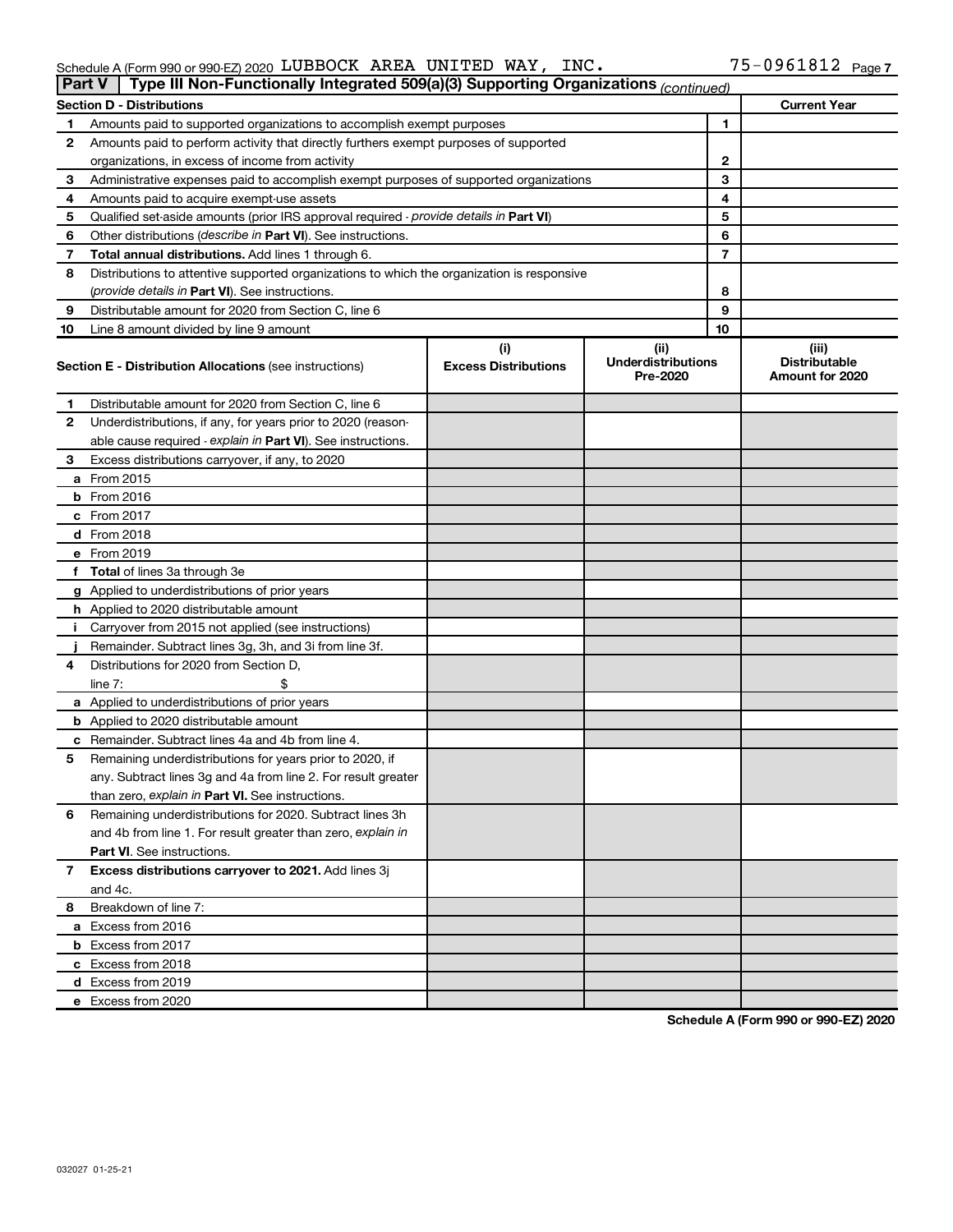Schedule A (Form 990 or 990-EZ) 2020 LUBBOCK AREA UNITED WAY, INC. 75-0961812 Page 7

**Part V | Type III Non-Functionally Integrated 509(a)(3) Supporting Organizations** *(continued)*

| Section D - Distributions | | | Current Year |
|---|---|---|---|
| 1 | Amounts paid to supported organizations to accomplish exempt purposes | 1 | |
| 2 | Amounts paid to perform activity that directly furthers exempt purposes of supported organizations, in excess of income from activity | 2 | |
| 3 | Administrative expenses paid to accomplish exempt purposes of supported organizations | 3 | |
| 4 | Amounts paid to acquire exempt-use assets | 4 | |
| 5 | Qualified set-aside amounts (prior IRS approval required - *provide details in* **Part VI**) | 5 | |
| 6 | Other distributions (*describe in* **Part VI**). See instructions. | 6 | |
| 7 | **Total annual distributions.** Add lines 1 through 6. | 7 | |
| 8 | Distributions to attentive supported organizations to which the organization is responsive (*provide details in* **Part VI**). See instructions. | 8 | |
| 9 | Distributable amount for 2020 from Section C, line 6 | 9 | |
| 10 | Line 8 amount divided by line 9 amount | 10 | |

| **Section E - Distribution Allocations** (see instructions) | (i) Excess Distributions | (ii) Underdistributions Pre-2020 | (iii) Distributable Amount for 2020 |
|---|---|---|---|
| **1** Distributable amount for 2020 from Section C, line 6 | | | |
| **2** Underdistributions, if any, for years prior to 2020 (reasonable cause required - *explain in* **Part VI**). See instructions. | | | |
| **3** Excess distributions carryover, if any, to 2020 | | | |
| **a** From 2015 | | | |
| **b** From 2016 | | | |
| **c** From 2017 | | | |
| **d** From 2018 | | | |
| **e** From 2019 | | | |
| **f Total** of lines 3a through 3e | | | |
| **g** Applied to underdistributions of prior years | | | |
| **h** Applied to 2020 distributable amount | | | |
| **i** Carryover from 2015 not applied (see instructions) | | | |
| **j** Remainder. Subtract lines 3g, 3h, and 3i from line 3f. | | | |
| **4** Distributions for 2020 from Section D, line 7: $ | | | |
| **a** Applied to underdistributions of prior years | | | |
| **b** Applied to 2020 distributable amount | | | |
| **c** Remainder. Subtract lines 4a and 4b from line 4. | | | |
| **5** Remaining underdistributions for years prior to 2020, if any. Subtract lines 3g and 4a from line 2. For result greater than zero, *explain in* **Part VI.** See instructions. | | | |
| **6** Remaining underdistributions for 2020. Subtract lines 3h and 4b from line 1. For result greater than zero, *explain in* **Part VI**. See instructions. | | | |
| **7 Excess distributions carryover to 2021.** Add lines 3j and 4c. | | | |
| **8** Breakdown of line 7: | | | |
| **a** Excess from 2016 | | | |
| **b** Excess from 2017 | | | |
| **c** Excess from 2018 | | | |
| **d** Excess from 2019 | | | |
| **e** Excess from 2020 | | | |

**Schedule A (Form 990 or 990-EZ) 2020**

032027 01-25-21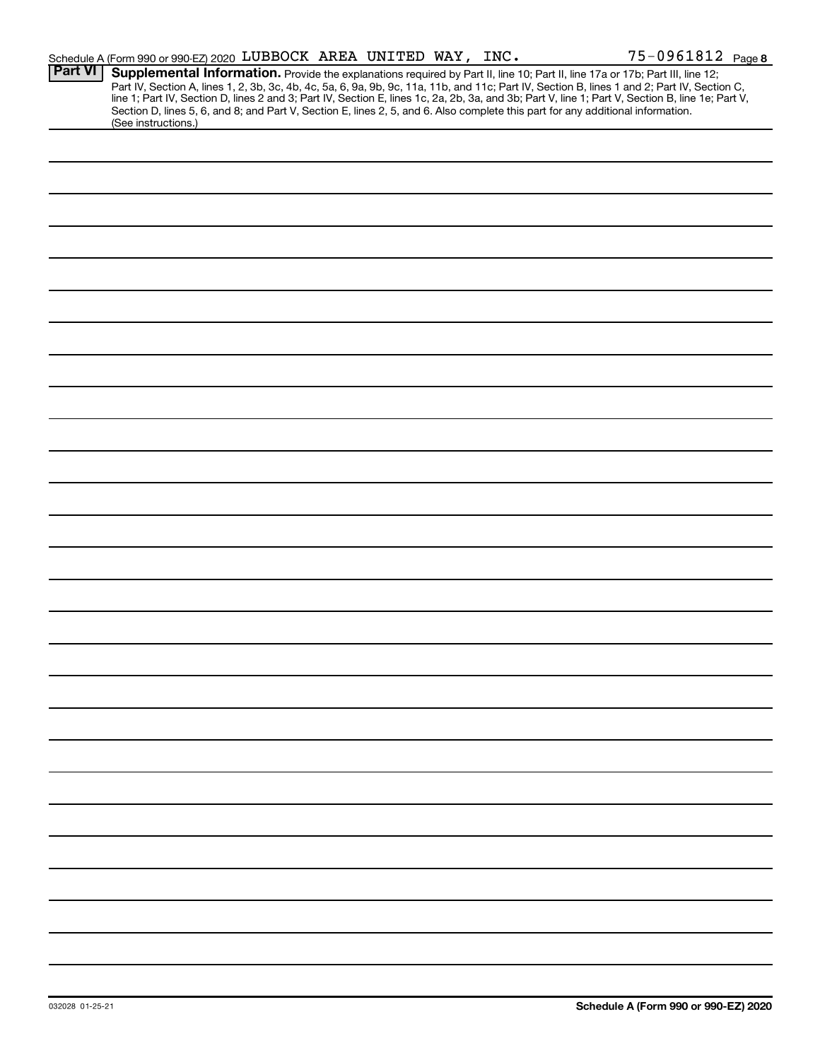Schedule A (Form 990 or 990-EZ) 2020 LUBBOCK AREA UNITED WAY, INC. 75-0961812 Page 8

**Part VI** **Supplemental Information.** Provide the explanations required by Part II, line 10; Part II, line 17a or 17b; Part III, line 12; Part IV, Section A, lines 1, 2, 3b, 3c, 4b, 4c, 5a, 6, 9a, 9b, 9c, 11a, 11b, and 11c; Part IV, Section B, lines 1 and 2; Part IV, Section C, line 1; Part IV, Section D, lines 2 and 3; Part IV, Section E, lines 1c, 2a, 2b, 3a, and 3b; Part V, line 1; Part V, Section B, line 1e; Part V, Section D, lines 5, 6, and 8; and Part V, Section E, lines 2, 5, and 6. Also complete this part for any additional information. (See instructions.)

032028 01-25-21 **Schedule A (Form 990 or 990-EZ) 2020**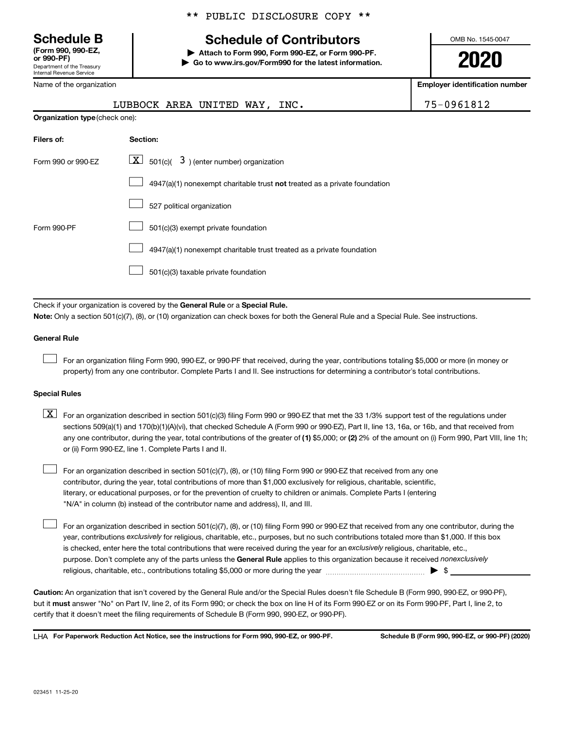** PUBLIC DISCLOSURE COPY **

# Schedule B

**(Form 990, 990-EZ, or 990-PF)**
Department of the Treasury
Internal Revenue Service

## Schedule of Contributors

▶ **Attach to Form 990, Form 990-EZ, or Form 990-PF.**
▶ **Go to www.irs.gov/Form990 for the latest information.**

OMB No. 1545-0047

**2020**

| Name of the organization | Employer identification number |
|---|---|
| LUBBOCK AREA UNITED WAY, INC. | 75-0961812 |

**Organization type** (check one):

| Filers of: | Section: |
|---|---|
| Form 990 or 990-EZ | [X] 501(c)( 3 ) (enter number) organization |
| | [ ] 4947(a)(1) nonexempt charitable trust **not** treated as a private foundation |
| | [ ] 527 political organization |
| Form 990-PF | [ ] 501(c)(3) exempt private foundation |
| | [ ] 4947(a)(1) nonexempt charitable trust treated as a private foundation |
| | [ ] 501(c)(3) taxable private foundation |

Check if your organization is covered by the **General Rule** or a **Special Rule.**

**Note:** Only a section 501(c)(7), (8), or (10) organization can check boxes for both the General Rule and a Special Rule. See instructions.

### General Rule

[ ] For an organization filing Form 990, 990-EZ, or 990-PF that received, during the year, contributions totaling $5,000 or more (in money or property) from any one contributor. Complete Parts I and II. See instructions for determining a contributor's total contributions.

### Special Rules

[X] For an organization described in section 501(c)(3) filing Form 990 or 990-EZ that met the 33 1/3% support test of the regulations under sections 509(a)(1) and 170(b)(1)(A)(vi), that checked Schedule A (Form 990 or 990-EZ), Part II, line 13, 16a, or 16b, and that received from any one contributor, during the year, total contributions of the greater of **(1)** $5,000; or **(2)** 2% of the amount on (i) Form 990, Part VIII, line 1h; or (ii) Form 990-EZ, line 1. Complete Parts I and II.

[ ] For an organization described in section 501(c)(7), (8), or (10) filing Form 990 or 990-EZ that received from any one contributor, during the year, total contributions of more than $1,000 exclusively for religious, charitable, scientific, literary, or educational purposes, or for the prevention of cruelty to children or animals. Complete Parts I (entering "N/A" in column (b) instead of the contributor name and address), II, and III.

[ ] For an organization described in section 501(c)(7), (8), or (10) filing Form 990 or 990-EZ that received from any one contributor, during the year, contributions *exclusively* for religious, charitable, etc., purposes, but no such contributions totaled more than $1,000. If this box is checked, enter here the total contributions that were received during the year for an *exclusively* religious, charitable, etc., purpose. Don't complete any of the parts unless the **General Rule** applies to this organization because it received *nonexclusively* religious, charitable, etc., contributions totaling $5,000 or more during the year ▶ $ ____________

**Caution:** An organization that isn't covered by the General Rule and/or the Special Rules doesn't file Schedule B (Form 990, 990-EZ, or 990-PF), but it **must** answer "No" on Part IV, line 2, of its Form 990; or check the box on line H of its Form 990-EZ or on its Form 990-PF, Part I, line 2, to certify that it doesn't meet the filing requirements of Schedule B (Form 990, 990-EZ, or 990-PF).

LHA **For Paperwork Reduction Act Notice, see the instructions for Form 990, 990-EZ, or 990-PF.** **Schedule B (Form 990, 990-EZ, or 990-PF) (2020)**

023451 11-25-20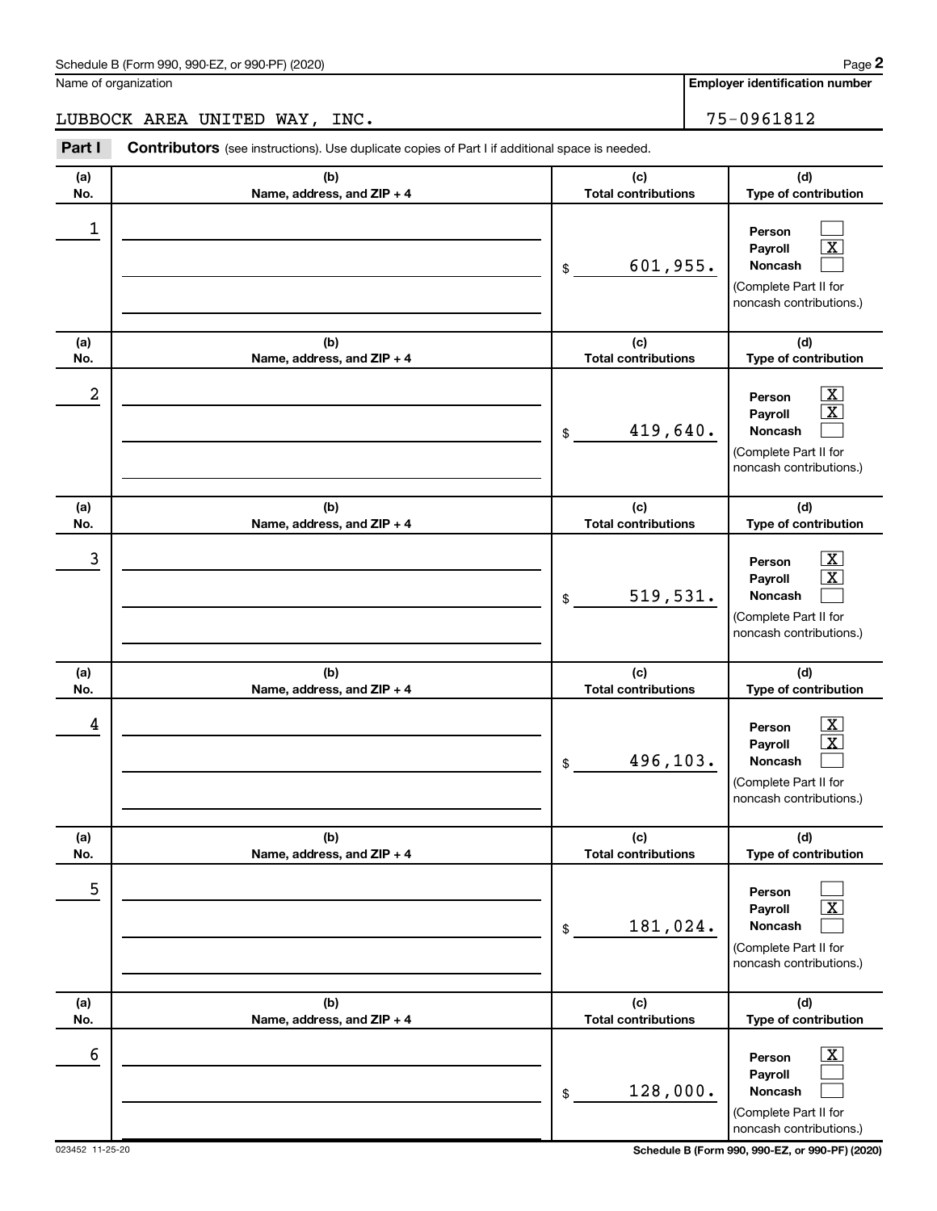Schedule B (Form 990, 990-EZ, or 990-PF) (2020)

Name of organization: LUBBOCK AREA UNITED WAY, INC.

Employer identification number: 75-0961812

**Part I** **Contributors** (see instructions). Use duplicate copies of Part I if additional space is needed.

| (a) No. | (b) Name, address, and ZIP + 4 | (c) Total contributions | (d) Type of contribution |
|---|---|---|---|
| 1 | | $ 601,955. | Person [ ] Payroll [X] Noncash [ ] (Complete Part II for noncash contributions.) |
| 2 | | $ 419,640. | Person [X] Payroll [X] Noncash [ ] (Complete Part II for noncash contributions.) |
| 3 | | $ 519,531. | Person [X] Payroll [X] Noncash [ ] (Complete Part II for noncash contributions.) |
| 4 | | $ 496,103. | Person [X] Payroll [X] Noncash [ ] (Complete Part II for noncash contributions.) |
| 5 | | $ 181,024. | Person [ ] Payroll [X] Noncash [ ] (Complete Part II for noncash contributions.) |
| 6 | | $ 128,000. | Person [X] Payroll [ ] Noncash [ ] (Complete Part II for noncash contributions.) |

023452 11-25-20

Schedule B (Form 990, 990-EZ, or 990-PF) (2020)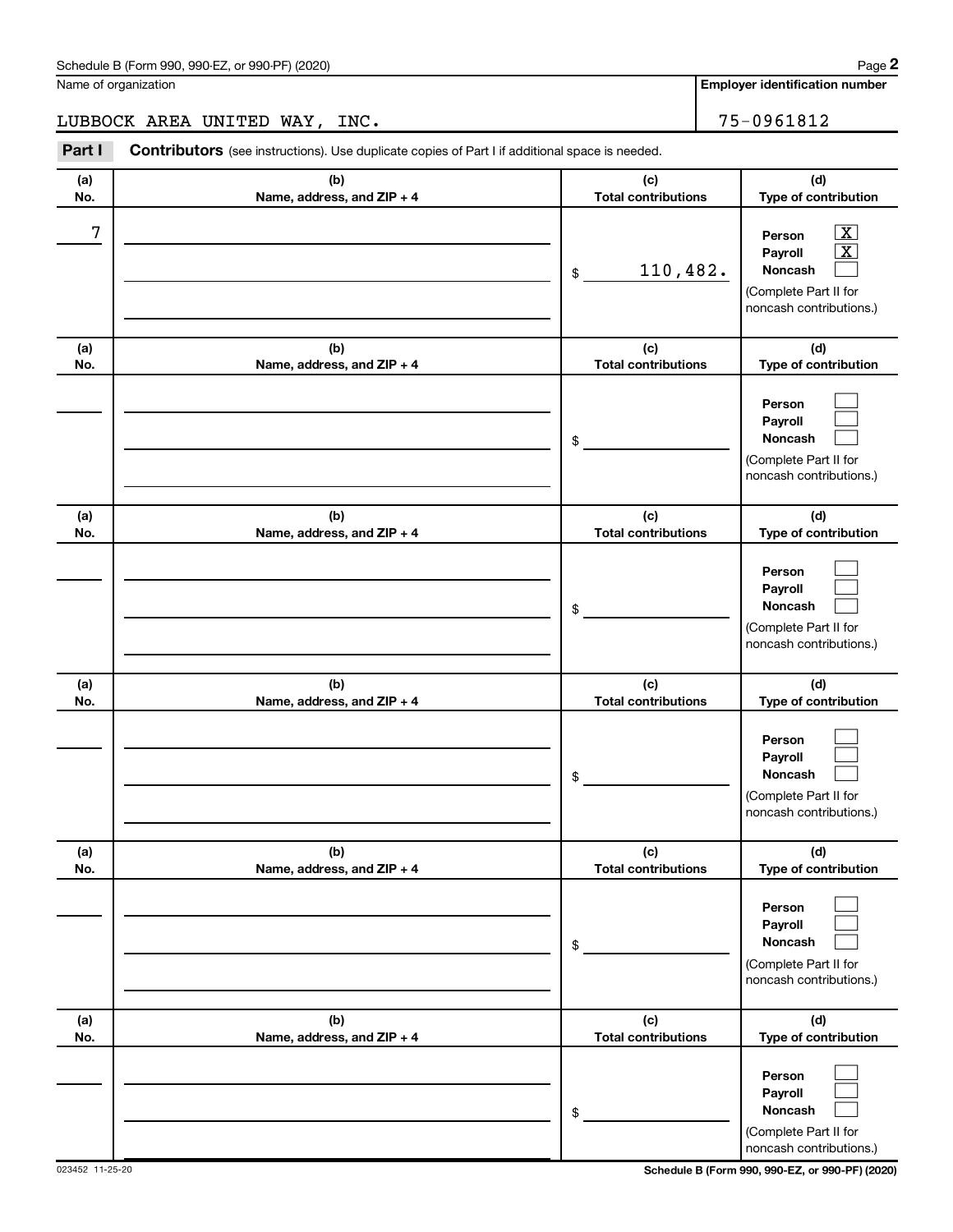Schedule B (Form 990, 990-EZ, or 990-PF) (2020)

Name of organization: LUBBOCK AREA UNITED WAY, INC.

Employer identification number: 75-0961812

**Part I** **Contributors** (see instructions). Use duplicate copies of Part I if additional space is needed.

| (a) No. | (b) Name, address, and ZIP + 4 | (c) Total contributions | (d) Type of contribution |
|---|---|---|---|
| 7 | | $ 110,482. | Person [X] Payroll [X] Noncash [ ] (Complete Part II for noncash contributions.) |
| | | $ | Person [ ] Payroll [ ] Noncash [ ] (Complete Part II for noncash contributions.) |
| | | $ | Person [ ] Payroll [ ] Noncash [ ] (Complete Part II for noncash contributions.) |
| | | $ | Person [ ] Payroll [ ] Noncash [ ] (Complete Part II for noncash contributions.) |
| | | $ | Person [ ] Payroll [ ] Noncash [ ] (Complete Part II for noncash contributions.) |
| | | $ | Person [ ] Payroll [ ] Noncash [ ] (Complete Part II for noncash contributions.) |

023452 11-25-20

Schedule B (Form 990, 990-EZ, or 990-PF) (2020)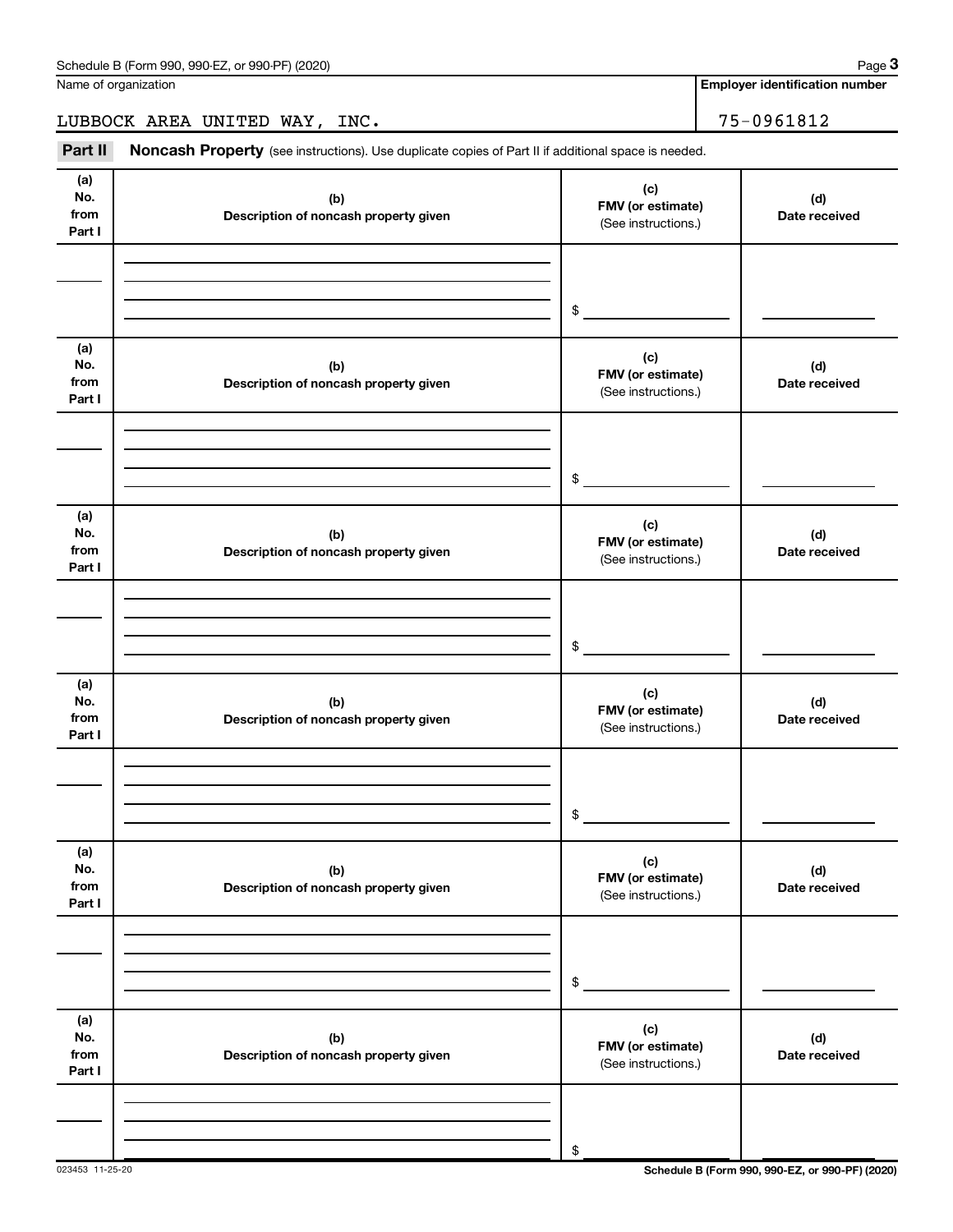Schedule B (Form 990, 990-EZ, or 990-PF) (2020) Page **3**

Name of organization

LUBBOCK AREA UNITED WAY, INC.

**Employer identification number**

75-0961812

**Part II** **Noncash Property** (see instructions). Use duplicate copies of Part II if additional space is needed.

| (a) No. from Part I | (b) Description of noncash property given | (c) FMV (or estimate) (See instructions.) | (d) Date received |
|---|---|---|---|
| | | $ | |

| (a) No. from Part I | (b) Description of noncash property given | (c) FMV (or estimate) (See instructions.) | (d) Date received |
|---|---|---|---|
| | | $ | |

| (a) No. from Part I | (b) Description of noncash property given | (c) FMV (or estimate) (See instructions.) | (d) Date received |
|---|---|---|---|
| | | $ | |

| (a) No. from Part I | (b) Description of noncash property given | (c) FMV (or estimate) (See instructions.) | (d) Date received |
|---|---|---|---|
| | | $ | |

| (a) No. from Part I | (b) Description of noncash property given | (c) FMV (or estimate) (See instructions.) | (d) Date received |
|---|---|---|---|
| | | $ | |

| (a) No. from Part I | (b) Description of noncash property given | (c) FMV (or estimate) (See instructions.) | (d) Date received |
|---|---|---|---|
| | | $ | |

023453 11-25-20 **Schedule B (Form 990, 990-EZ, or 990-PF) (2020)**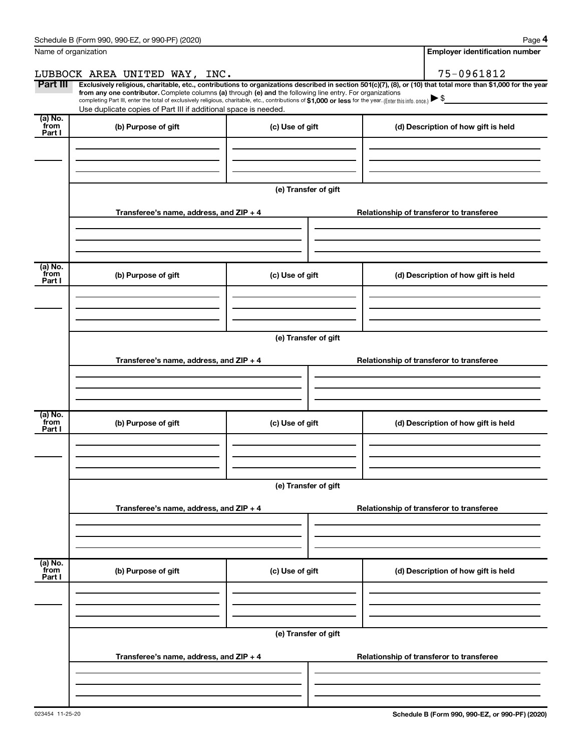Name of organization

LUBBOCK AREA UNITED WAY, INC.

Employer identification number

75-0961812

**Part III** **Exclusively religious, charitable, etc., contributions to organizations described in section 501(c)(7), (8), or (10) that total more than $1,000 for the year from any one contributor.** Complete columns **(a)** through **(e) and** the following line entry. For organizations completing Part III, enter the total of exclusively religious, charitable, etc., contributions of **$1,000 or less** for the year. (Enter this info. once.) ▶ $

Use duplicate copies of Part III if additional space is needed.

| (a) No. from Part I | (b) Purpose of gift | (c) Use of gift | (d) Description of how gift is held |
|---|---|---|---|
| | | | |

(e) Transfer of gift

| Transferee's name, address, and ZIP + 4 | Relationship of transferor to transferee |
|---|---|
| | |

| (a) No. from Part I | (b) Purpose of gift | (c) Use of gift | (d) Description of how gift is held |
|---|---|---|---|
| | | | |

(e) Transfer of gift

| Transferee's name, address, and ZIP + 4 | Relationship of transferor to transferee |
|---|---|
| | |

| (a) No. from Part I | (b) Purpose of gift | (c) Use of gift | (d) Description of how gift is held |
|---|---|---|---|
| | | | |

(e) Transfer of gift

| Transferee's name, address, and ZIP + 4 | Relationship of transferor to transferee |
|---|---|
| | |

| (a) No. from Part I | (b) Purpose of gift | (c) Use of gift | (d) Description of how gift is held |
|---|---|---|---|
| | | | |

(e) Transfer of gift

| Transferee's name, address, and ZIP + 4 | Relationship of transferor to transferee |
|---|---|
| | |

023454 11-25-20

**Schedule B (Form 990, 990-EZ, or 990-PF) (2020)**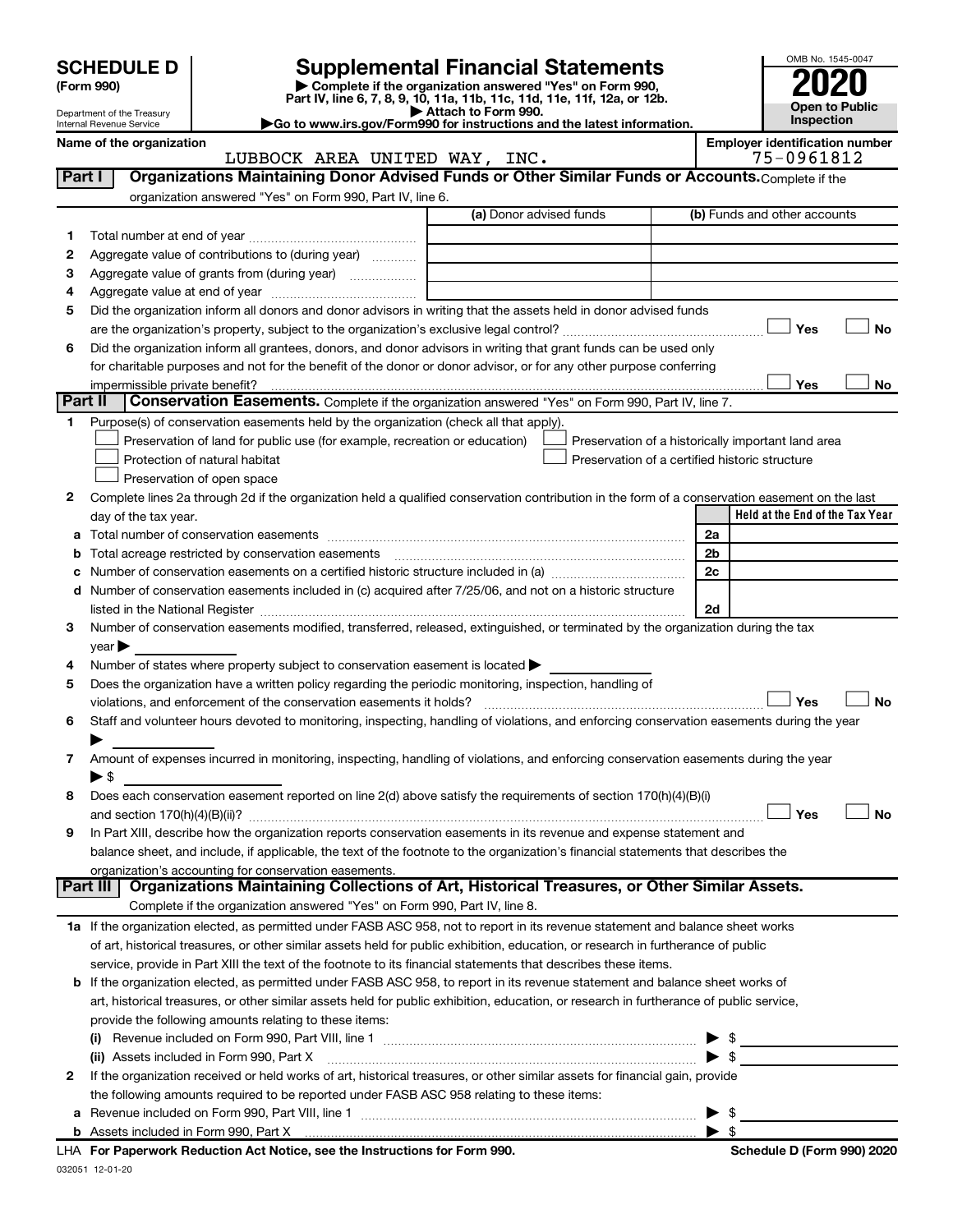# SCHEDULE D (Form 990)

Department of the Treasury
Internal Revenue Service

## Supplemental Financial Statements

▶ Complete if the organization answered "Yes" on Form 990, Part IV, line 6, 7, 8, 9, 10, 11a, 11b, 11c, 11d, 11e, 11f, 12a, or 12b.
▶ Attach to Form 990.
▶Go to www.irs.gov/Form990 for instructions and the latest information.

OMB No. 1545-0047

**2020**

**Open to Public Inspection**

**Name of the organization:** LUBBOCK AREA UNITED WAY, INC.

**Employer identification number:** 75-0961812

**Part I — Organizations Maintaining Donor Advised Funds or Other Similar Funds or Accounts.** Complete if the organization answered "Yes" on Form 990, Part IV, line 6.

| | | (a) Donor advised funds | (b) Funds and other accounts |
|---|---|---|---|
| 1 | Total number at end of year | | |
| 2 | Aggregate value of contributions to (during year) | | |
| 3 | Aggregate value of grants from (during year) | | |
| 4 | Aggregate value at end of year | | |

5 Did the organization inform all donors and donor advisors in writing that the assets held in donor advised funds are the organization's property, subject to the organization's exclusive legal control? ☐ Yes ☐ No

6 Did the organization inform all grantees, donors, and donor advisors in writing that grant funds can be used only for charitable purposes and not for the benefit of the donor or donor advisor, or for any other purpose conferring impermissible private benefit? ☐ Yes ☐ No

**Part II — Conservation Easements.** Complete if the organization answered "Yes" on Form 990, Part IV, line 7.

1 Purpose(s) of conservation easements held by the organization (check all that apply).

☐ Preservation of land for public use (for example, recreation or education)
☐ Protection of natural habitat
☐ Preservation of open space
☐ Preservation of a historically important land area
☐ Preservation of a certified historic structure

2 Complete lines 2a through 2d if the organization held a qualified conservation contribution in the form of a conservation easement on the last day of the tax year.

| | | | Held at the End of the Tax Year |
|---|---|---|---|
| a | Total number of conservation easements | 2a | |
| b | Total acreage restricted by conservation easements | 2b | |
| c | Number of conservation easements on a certified historic structure included in (a) | 2c | |
| d | Number of conservation easements included in (c) acquired after 7/25/06, and not on a historic structure listed in the National Register | 2d | |

3 Number of conservation easements modified, transferred, released, extinguished, or terminated by the organization during the tax year ▶

4 Number of states where property subject to conservation easement is located ▶

5 Does the organization have a written policy regarding the periodic monitoring, inspection, handling of violations, and enforcement of the conservation easements it holds? ☐ Yes ☐ No

6 Staff and volunteer hours devoted to monitoring, inspecting, handling of violations, and enforcing conservation easements during the year ▶

7 Amount of expenses incurred in monitoring, inspecting, handling of violations, and enforcing conservation easements during the year ▶ $

8 Does each conservation easement reported on line 2(d) above satisfy the requirements of section 170(h)(4)(B)(i) and section 170(h)(4)(B)(ii)? ☐ Yes ☐ No

9 In Part XIII, describe how the organization reports conservation easements in its revenue and expense statement and balance sheet, and include, if applicable, the text of the footnote to the organization's financial statements that describes the organization's accounting for conservation easements.

**Part III — Organizations Maintaining Collections of Art, Historical Treasures, or Other Similar Assets.** Complete if the organization answered "Yes" on Form 990, Part IV, line 8.

1a If the organization elected, as permitted under FASB ASC 958, not to report in its revenue statement and balance sheet works of art, historical treasures, or other similar assets held for public exhibition, education, or research in furtherance of public service, provide in Part XIII the text of the footnote to its financial statements that describes these items.

b If the organization elected, as permitted under FASB ASC 958, to report in its revenue statement and balance sheet works of art, historical treasures, or other similar assets held for public exhibition, education, or research in furtherance of public service, provide the following amounts relating to these items:

(i) Revenue included on Form 990, Part VIII, line 1 ▶ $

(ii) Assets included in Form 990, Part X ▶ $

2 If the organization received or held works of art, historical treasures, or other similar assets for financial gain, provide the following amounts required to be reported under FASB ASC 958 relating to these items:

a Revenue included on Form 990, Part VIII, line 1 ▶ $

b Assets included in Form 990, Part X ▶ $

LHA **For Paperwork Reduction Act Notice, see the Instructions for Form 990.** **Schedule D (Form 990) 2020**

032051 12-01-20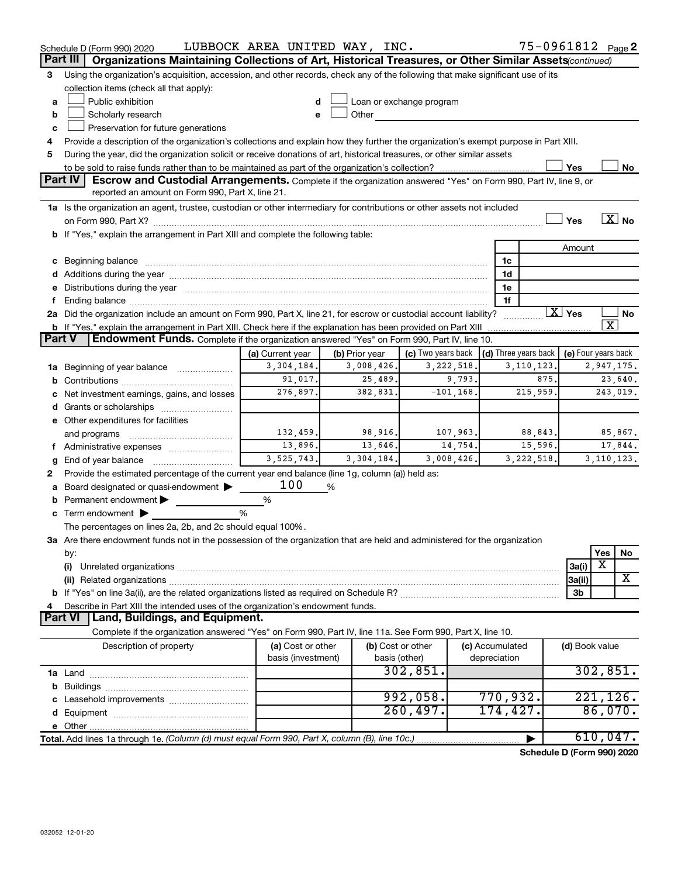Schedule D (Form 990) 2020 LUBBOCK AREA UNITED WAY, INC. 75-0961812 Page 2

## Part III Organizations Maintaining Collections of Art, Historical Treasures, or Other Similar Assets *(continued)*

3 Using the organization's acquisition, accession, and other records, check any of the following that make significant use of its collection items (check all that apply):

- a ☐ Public exhibition
- b ☐ Scholarly research
- c ☐ Preservation for future generations
- d ☐ Loan or exchange program
- e ☐ Other

4 Provide a description of the organization's collections and explain how they further the organization's exempt purpose in Part XIII.

5 During the year, did the organization solicit or receive donations of art, historical treasures, or other similar assets to be sold to raise funds rather than to be maintained as part of the organization's collection? ☐ Yes ☐ No

## Part IV Escrow and Custodial Arrangements.

Complete if the organization answered "Yes" on Form 990, Part IV, line 9, or reported an amount on Form 990, Part X, line 21.

1a Is the organization an agent, trustee, custodian or other intermediary for contributions or other assets not included on Form 990, Part X? ☐ Yes ☒ No

b If "Yes," explain the arrangement in Part XIII and complete the following table:

| | | Amount |
|---|---|---|
| c Beginning balance | 1c | |
| d Additions during the year | 1d | |
| e Distributions during the year | 1e | |
| f Ending balance | 1f | |

2a Did the organization include an amount on Form 990, Part X, line 21, for escrow or custodial account liability? ☒ Yes ☐ No

b If "Yes," explain the arrangement in Part XIII. Check here if the explanation has been provided on Part XIII ☒

## Part V Endowment Funds.

Complete if the organization answered "Yes" on Form 990, Part IV, line 10.

| | (a) Current year | (b) Prior year | (c) Two years back | (d) Three years back | (e) Four years back |
|---|---|---|---|---|---|
| 1a Beginning of year balance | 3,304,184. | 3,008,426. | 3,222,518. | 3,110,123. | 2,947,175. |
| b Contributions | 91,017. | 25,489. | 9,793. | 875. | 23,640. |
| c Net investment earnings, gains, and losses | 276,897. | 382,831. | -101,168. | 215,959. | 243,019. |
| d Grants or scholarships | | | | | |
| e Other expenditures for facilities and programs | 132,459. | 98,916. | 107,963. | 88,843. | 85,867. |
| f Administrative expenses | 13,896. | 13,646. | 14,754. | 15,596. | 17,844. |
| g End of year balance | 3,525,743. | 3,304,184. | 3,008,426. | 3,222,518. | 3,110,123. |

2 Provide the estimated percentage of the current year end balance (line 1g, column (a)) held as:

- a Board designated or quasi-endowment ▶ 100 %
- b Permanent endowment ▶ %
- c Term endowment ▶ %

The percentages on lines 2a, 2b, and 2c should equal 100%.

3a Are there endowment funds not in the possession of the organization that are held and administered for the organization by:

| | | Yes | No |
|---|---|---|---|
| (i) Unrelated organizations | 3a(i) | X | |
| (ii) Related organizations | 3a(ii) | | X |
| b If "Yes" on line 3a(ii), are the related organizations listed as required on Schedule R? | 3b | | |

4 Describe in Part XIII the intended uses of the organization's endowment funds.

## Part VI Land, Buildings, and Equipment.

Complete if the organization answered "Yes" on Form 990, Part IV, line 11a. See Form 990, Part X, line 10.

| Description of property | (a) Cost or other basis (investment) | (b) Cost or other basis (other) | (c) Accumulated depreciation | (d) Book value |
|---|---|---|---|---|
| 1a Land | | 302,851. | | 302,851. |
| b Buildings | | | | |
| c Leasehold improvements | | 992,058. | 770,932. | 221,126. |
| d Equipment | | 260,497. | 174,427. | 86,070. |
| e Other | | | | |
| **Total.** Add lines 1a through 1e. *(Column (d) must equal Form 990, Part X, column (B), line 10c.)* | | | ▶ | 610,047. |

**Schedule D (Form 990) 2020**

032052 12-01-20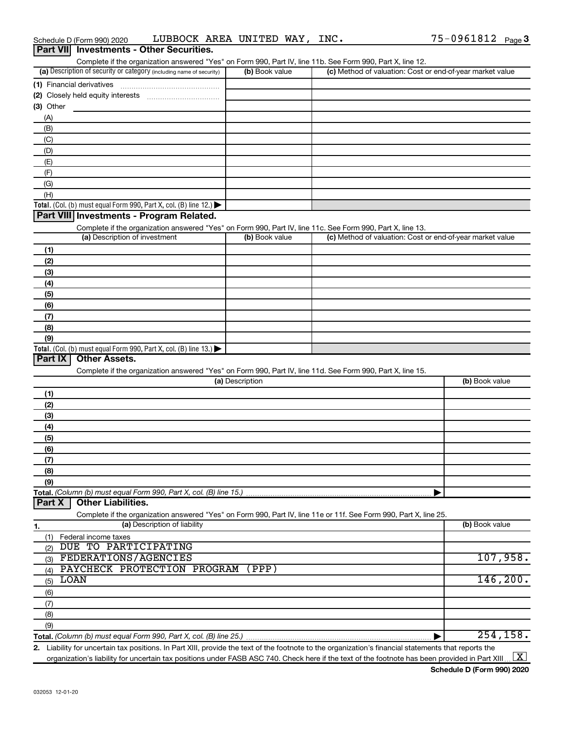Schedule D (Form 990) 2020 LUBBOCK AREA UNITED WAY, INC. 75-0961812 Page 3

## Part VII Investments - Other Securities.

Complete if the organization answered "Yes" on Form 990, Part IV, line 11b. See Form 990, Part X, line 12.

| (a) Description of security or category (including name of security) | (b) Book value | (c) Method of valuation: Cost or end-of-year market value |
|---|---|---|
| (1) Financial derivatives | | |
| (2) Closely held equity interests | | |
| (3) Other | | |
| (A) | | |
| (B) | | |
| (C) | | |
| (D) | | |
| (E) | | |
| (F) | | |
| (G) | | |
| (H) | | |
| Total. (Col. (b) must equal Form 990, Part X, col. (B) line 12.) | | |

## Part VIII Investments - Program Related.

Complete if the organization answered "Yes" on Form 990, Part IV, line 11c. See Form 990, Part X, line 13.

| (a) Description of investment | (b) Book value | (c) Method of valuation: Cost or end-of-year market value |
|---|---|---|
| (1) | | |
| (2) | | |
| (3) | | |
| (4) | | |
| (5) | | |
| (6) | | |
| (7) | | |
| (8) | | |
| (9) | | |
| Total. (Col. (b) must equal Form 990, Part X, col. (B) line 13.) | | |

## Part IX Other Assets.

Complete if the organization answered "Yes" on Form 990, Part IV, line 11d. See Form 990, Part X, line 15.

| (a) Description | (b) Book value |
|---|---|
| (1) | |
| (2) | |
| (3) | |
| (4) | |
| (5) | |
| (6) | |
| (7) | |
| (8) | |
| (9) | |
| Total. (Column (b) must equal Form 990, Part X, col. (B) line 15.) | |

## Part X Other Liabilities.

Complete if the organization answered "Yes" on Form 990, Part IV, line 11e or 11f. See Form 990, Part X, line 25.

| 1. (a) Description of liability | (b) Book value |
|---|---|
| (1) Federal income taxes | |
| (2) DUE TO PARTICIPATING | |
| (3) FEDERATIONS/AGENCIES | 107,958. |
| (4) PAYCHECK PROTECTION PROGRAM (PPP) | |
| (5) LOAN | 146,200. |
| (6) | |
| (7) | |
| (8) | |
| (9) | |
| Total. (Column (b) must equal Form 990, Part X, col. (B) line 25.) | 254,158. |

2. Liability for uncertain tax positions. In Part XIII, provide the text of the footnote to the organization's financial statements that reports the organization's liability for uncertain tax positions under FASB ASC 740. Check here if the text of the footnote has been provided in Part XIII [X]

Schedule D (Form 990) 2020

032053 12-01-20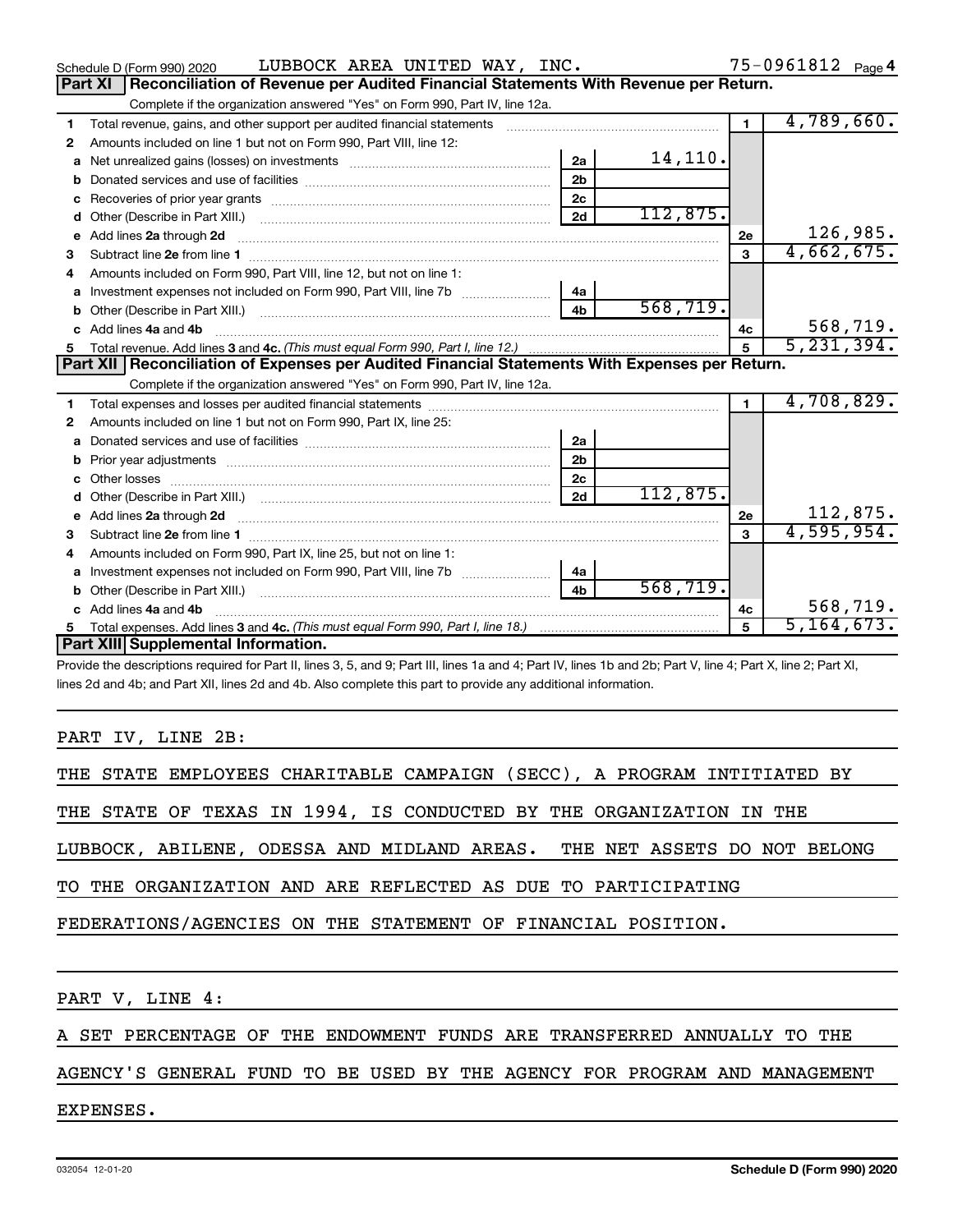Schedule D (Form 990) 2020 LUBBOCK AREA UNITED WAY, INC. 75-0961812 Page 4

## Part XI Reconciliation of Revenue per Audited Financial Statements With Revenue per Return.

Complete if the organization answered "Yes" on Form 990, Part IV, line 12a.

| | | | | | |
|---|---|---|---|---|---|
| 1 | Total revenue, gains, and other support per audited financial statements | | | 1 | 4,789,660. |
| 2 | Amounts included on line 1 but not on Form 990, Part VIII, line 12: | | | | |
| a | Net unrealized gains (losses) on investments | 2a | 14,110. | | |
| b | Donated services and use of facilities | 2b | | | |
| c | Recoveries of prior year grants | 2c | | | |
| d | Other (Describe in Part XIII.) | 2d | 112,875. | | |
| e | Add lines 2a through 2d | | | 2e | 126,985. |
| 3 | Subtract line 2e from line 1 | | | 3 | 4,662,675. |
| 4 | Amounts included on Form 990, Part VIII, line 12, but not on line 1: | | | | |
| a | Investment expenses not included on Form 990, Part VIII, line 7b | 4a | | | |
| b | Other (Describe in Part XIII.) | 4b | 568,719. | | |
| c | Add lines 4a and 4b | | | 4c | 568,719. |
| 5 | Total revenue. Add lines 3 and 4c. *(This must equal Form 990, Part I, line 12.)* | | | 5 | 5,231,394. |

## Part XII Reconciliation of Expenses per Audited Financial Statements With Expenses per Return.

Complete if the organization answered "Yes" on Form 990, Part IV, line 12a.

| | | | | | |
|---|---|---|---|---|---|
| 1 | Total expenses and losses per audited financial statements | | | 1 | 4,708,829. |
| 2 | Amounts included on line 1 but not on Form 990, Part IX, line 25: | | | | |
| a | Donated services and use of facilities | 2a | | | |
| b | Prior year adjustments | 2b | | | |
| c | Other losses | 2c | | | |
| d | Other (Describe in Part XIII.) | 2d | 112,875. | | |
| e | Add lines 2a through 2d | | | 2e | 112,875. |
| 3 | Subtract line 2e from line 1 | | | 3 | 4,595,954. |
| 4 | Amounts included on Form 990, Part IX, line 25, but not on line 1: | | | | |
| a | Investment expenses not included on Form 990, Part VIII, line 7b | 4a | | | |
| b | Other (Describe in Part XIII.) | 4b | 568,719. | | |
| c | Add lines 4a and 4b | | | 4c | 568,719. |
| 5 | Total expenses. Add lines 3 and 4c. *(This must equal Form 990, Part I, line 18.)* | | | 5 | 5,164,673. |

## Part XIII Supplemental Information.

Provide the descriptions required for Part II, lines 3, 5, and 9; Part III, lines 1a and 4; Part IV, lines 1b and 2b; Part V, line 4; Part X, line 2; Part XI, lines 2d and 4b; and Part XII, lines 2d and 4b. Also complete this part to provide any additional information.

PART IV, LINE 2B:

THE STATE EMPLOYEES CHARITABLE CAMPAIGN (SECC), A PROGRAM INTITIATED BY THE STATE OF TEXAS IN 1994, IS CONDUCTED BY THE ORGANIZATION IN THE LUBBOCK, ABILENE, ODESSA AND MIDLAND AREAS. THE NET ASSETS DO NOT BELONG TO THE ORGANIZATION AND ARE REFLECTED AS DUE TO PARTICIPATING FEDERATIONS/AGENCIES ON THE STATEMENT OF FINANCIAL POSITION.

PART V, LINE 4:

A SET PERCENTAGE OF THE ENDOWMENT FUNDS ARE TRANSFERRED ANNUALLY TO THE AGENCY'S GENERAL FUND TO BE USED BY THE AGENCY FOR PROGRAM AND MANAGEMENT EXPENSES.

032054 12-01-20 Schedule D (Form 990) 2020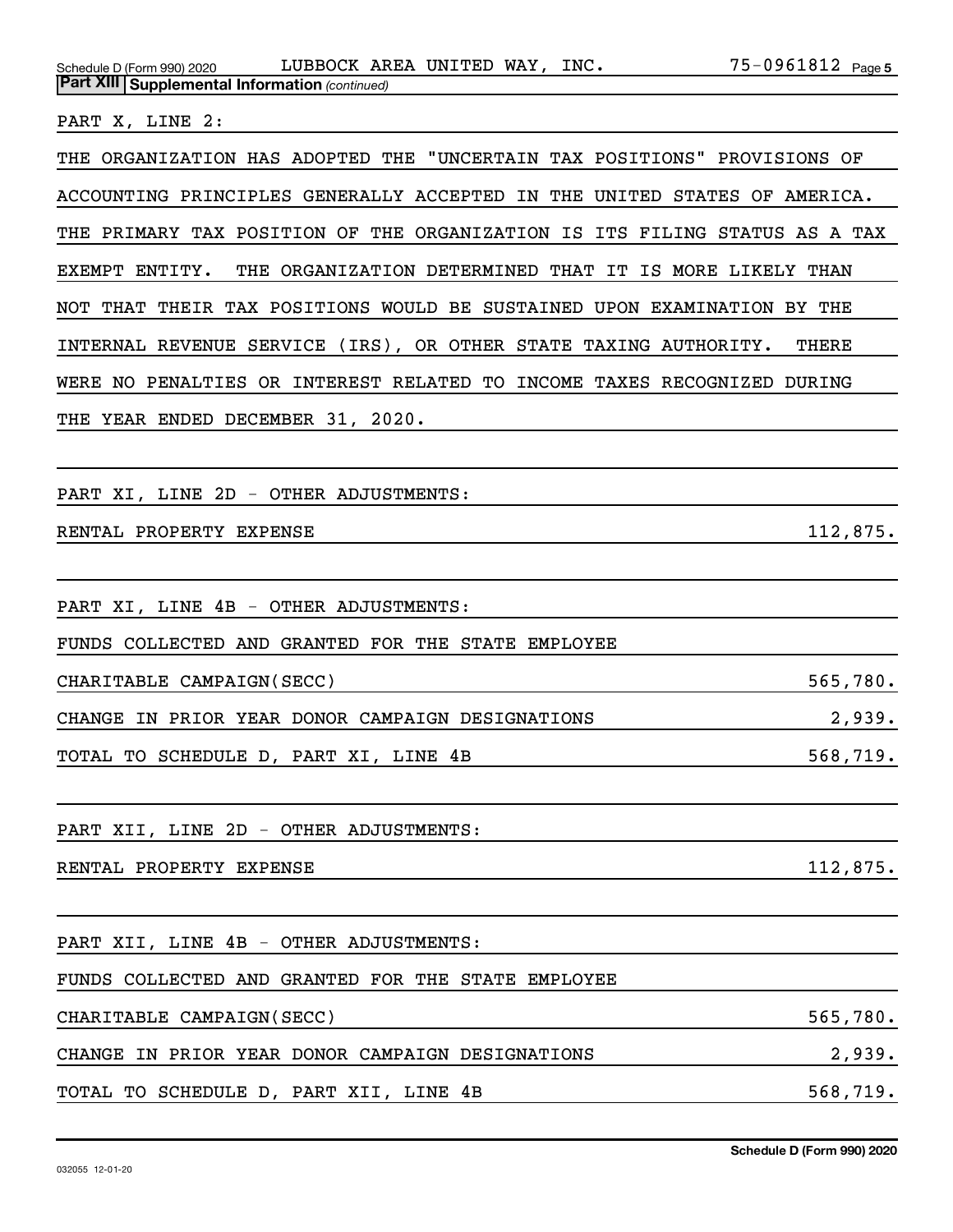**Part XIII Supplemental Information** *(continued)*

PART X, LINE 2:

THE ORGANIZATION HAS ADOPTED THE "UNCERTAIN TAX POSITIONS" PROVISIONS OF ACCOUNTING PRINCIPLES GENERALLY ACCEPTED IN THE UNITED STATES OF AMERICA. THE PRIMARY TAX POSITION OF THE ORGANIZATION IS ITS FILING STATUS AS A TAX EXEMPT ENTITY. THE ORGANIZATION DETERMINED THAT IT IS MORE LIKELY THAN NOT THAT THEIR TAX POSITIONS WOULD BE SUSTAINED UPON EXAMINATION BY THE INTERNAL REVENUE SERVICE (IRS), OR OTHER STATE TAXING AUTHORITY. THERE WERE NO PENALTIES OR INTEREST RELATED TO INCOME TAXES RECOGNIZED DURING THE YEAR ENDED DECEMBER 31, 2020.

PART XI, LINE 2D - OTHER ADJUSTMENTS:

| | |
|---|---|
| RENTAL PROPERTY EXPENSE | 112,875. |

PART XI, LINE 4B - OTHER ADJUSTMENTS:

| | |
|---|---|
| FUNDS COLLECTED AND GRANTED FOR THE STATE EMPLOYEE CHARITABLE CAMPAIGN(SECC) | 565,780. |
| CHANGE IN PRIOR YEAR DONOR CAMPAIGN DESIGNATIONS | 2,939. |
| TOTAL TO SCHEDULE D, PART XI, LINE 4B | 568,719. |

PART XII, LINE 2D - OTHER ADJUSTMENTS:

| | |
|---|---|
| RENTAL PROPERTY EXPENSE | 112,875. |

PART XII, LINE 4B - OTHER ADJUSTMENTS:

| | |
|---|---|
| FUNDS COLLECTED AND GRANTED FOR THE STATE EMPLOYEE CHARITABLE CAMPAIGN(SECC) | 565,780. |
| CHANGE IN PRIOR YEAR DONOR CAMPAIGN DESIGNATIONS | 2,939. |
| TOTAL TO SCHEDULE D, PART XII, LINE 4B | 568,719. |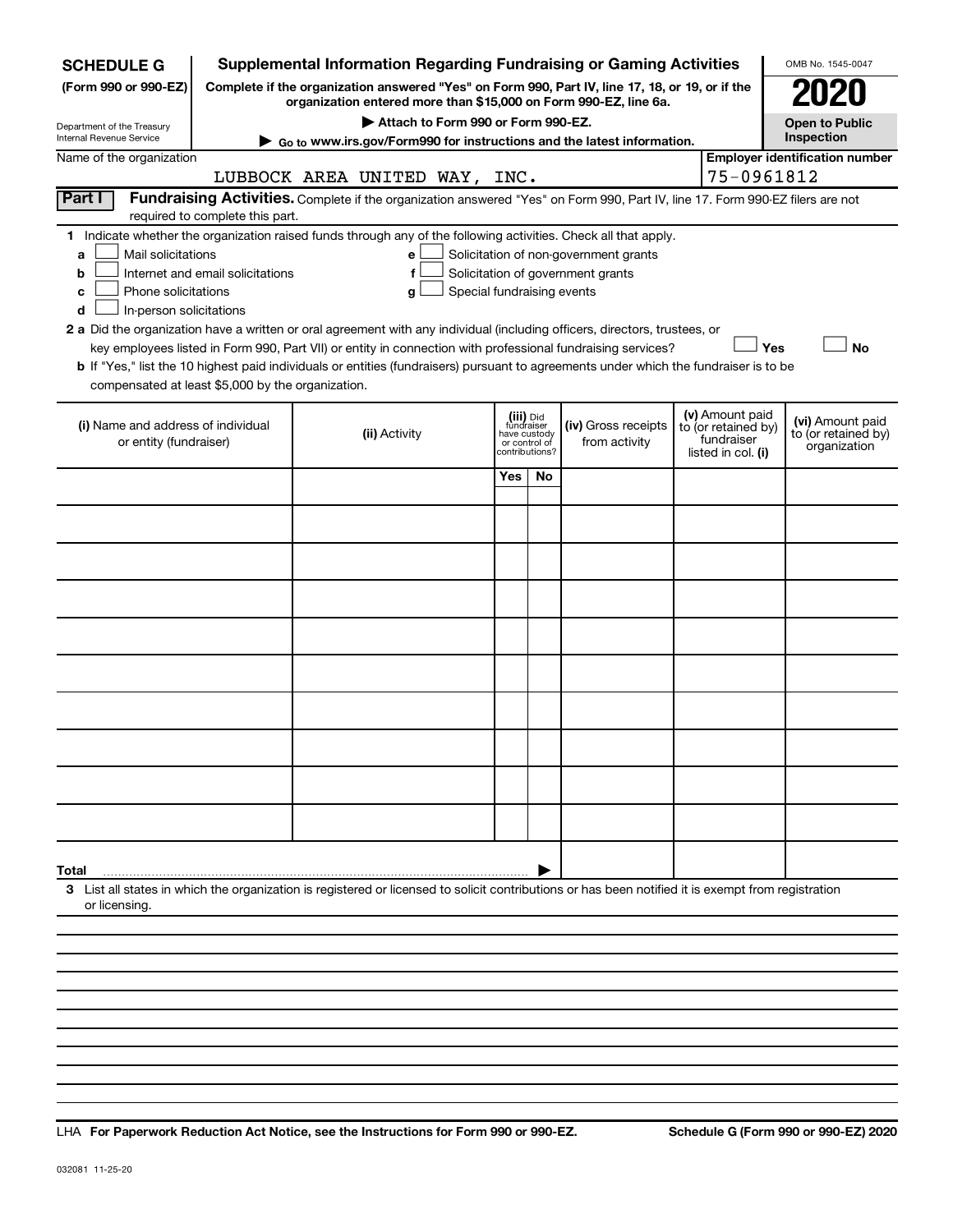**SCHEDULE G** (Form 990 or 990-EZ)

Department of the Treasury
Internal Revenue Service

# Supplemental Information Regarding Fundraising or Gaming Activities

**Complete if the organization answered "Yes" on Form 990, Part IV, line 17, 18, or 19, or if the organization entered more than $15,000 on Form 990-EZ, line 6a.**

**▶ Attach to Form 990 or Form 990-EZ.**

**▶ Go to www.irs.gov/Form990 for instructions and the latest information.**

OMB No. 1545-0047

**2020**

**Open to Public Inspection**

Name of the organization: LUBBOCK AREA UNITED WAY, INC.

**Employer identification number:** 75-0961812

**Part I** **Fundraising Activities.** Complete if the organization answered "Yes" on Form 990, Part IV, line 17. Form 990-EZ filers are not required to complete this part.

**1** Indicate whether the organization raised funds through any of the following activities. Check all that apply.

- **a** ☐ Mail solicitations
- **b** ☐ Internet and email solicitations
- **c** ☐ Phone solicitations
- **d** ☐ In-person solicitations
- **e** ☐ Solicitation of non-government grants
- **f** ☐ Solicitation of government grants
- **g** ☐ Special fundraising events

**2 a** Did the organization have a written or oral agreement with any individual (including officers, directors, trustees, or key employees listed in Form 990, Part VII) or entity in connection with professional fundraising services? ☐ **Yes** ☐ **No**

**b** If "Yes," list the 10 highest paid individuals or entities (fundraisers) pursuant to agreements under which the fundraiser is to be compensated at least $5,000 by the organization.

| (i) Name and address of individual or entity (fundraiser) | (ii) Activity | (iii) Did fundraiser have custody or control of contributions? | | (iv) Gross receipts from activity | (v) Amount paid to (or retained by) fundraiser listed in col. (i) | (vi) Amount paid to (or retained by) organization |
|---|---|---|---|---|---|---|
| | | Yes | No | | | |
| | | | | | | |
| | | | | | | |
| | | | | | | |
| | | | | | | |
| | | | | | | |
| | | | | | | |
| | | | | | | |
| | | | | | | |
| | | | | | | |
| | | | | | | |
| **Total** ▶ | | | | | | |

**3** List all states in which the organization is registered or licensed to solicit contributions or has been notified it is exempt from registration or licensing.

LHA **For Paperwork Reduction Act Notice, see the Instructions for Form 990 or 990-EZ.** **Schedule G (Form 990 or 990-EZ) 2020**

032081 11-25-20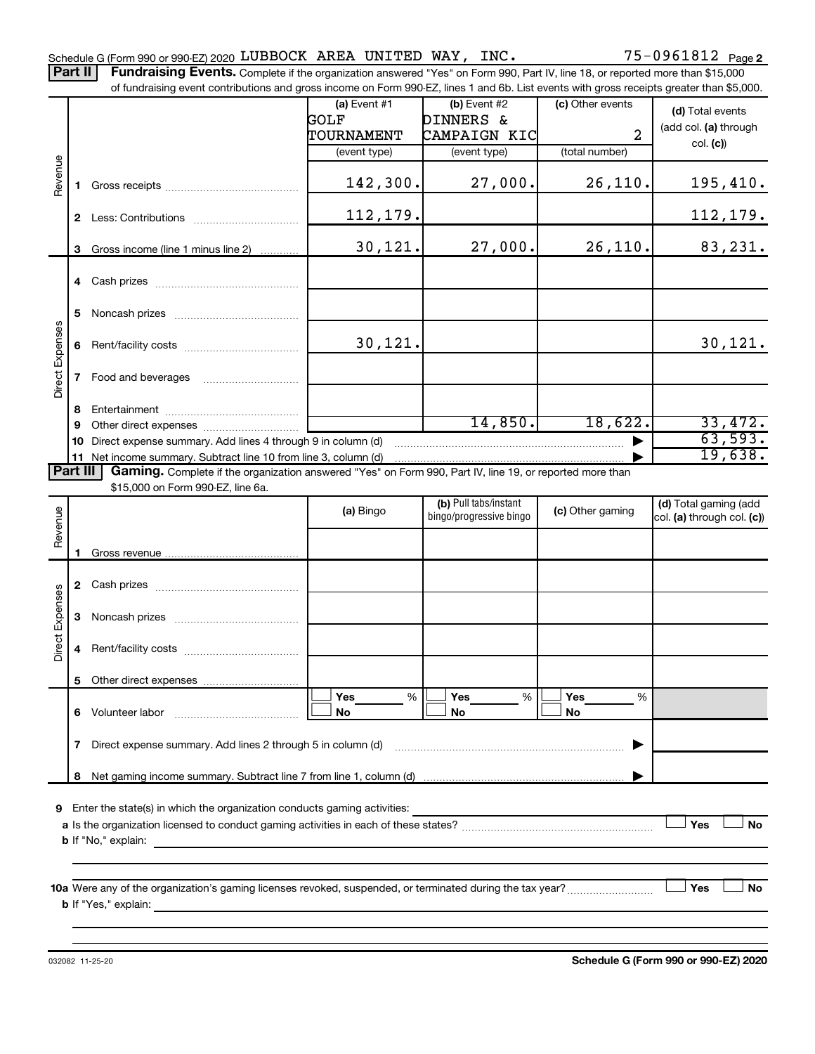Schedule G (Form 990 or 990-EZ) 2020 LUBBOCK AREA UNITED WAY, INC. 75-0961812 Page 2

**Part II** **Fundraising Events.** Complete if the organization answered "Yes" on Form 990, Part IV, line 18, or reported more than $15,000 of fundraising event contributions and gross income on Form 990-EZ, lines 1 and 6b. List events with gross receipts greater than $5,000.

| | | (a) Event #1 GOLF TOURNAMENT (event type) | (b) Event #2 DINNERS & CAMPAIGN KIC (event type) | (c) Other events 2 (total number) | (d) Total events (add col. (a) through col. (c)) |
|---|---|---|---|---|---|
| Revenue | 1 Gross receipts | 142,300. | 27,000. | 26,110. | 195,410. |
| | 2 Less: Contributions | 112,179. | | | 112,179. |
| | 3 Gross income (line 1 minus line 2) | 30,121. | 27,000. | 26,110. | 83,231. |
| Direct Expenses | 4 Cash prizes | | | | |
| | 5 Noncash prizes | | | | |
| | 6 Rent/facility costs | 30,121. | | | 30,121. |
| | 7 Food and beverages | | | | |
| | 8 Entertainment | | | | |
| | 9 Other direct expenses | | 14,850. | 18,622. | 33,472. |
| | 10 Direct expense summary. Add lines 4 through 9 in column (d) | | | | 63,593. |
| | 11 Net income summary. Subtract line 10 from line 3, column (d) | | | | 19,638. |

**Part III** **Gaming.** Complete if the organization answered "Yes" on Form 990, Part IV, line 19, or reported more than $15,000 on Form 990-EZ, line 6a.

| | | (a) Bingo | (b) Pull tabs/instant bingo/progressive bingo | (c) Other gaming | (d) Total gaming (add col. (a) through col. (c)) |
|---|---|---|---|---|---|
| Revenue | 1 Gross revenue | | | | |
| Direct Expenses | 2 Cash prizes | | | | |
| | 3 Noncash prizes | | | | |
| | 4 Rent/facility costs | | | | |
| | 5 Other direct expenses | | | | |
| | 6 Volunteer labor | Yes ___ % / No | Yes ___ % / No | Yes ___ % / No | |
| | 7 Direct expense summary. Add lines 2 through 5 in column (d) | | | | |
| | 8 Net gaming income summary. Subtract line 7 from line 1, column (d) | | | | |

**9** Enter the state(s) in which the organization conducts gaming activities:

**a** Is the organization licensed to conduct gaming activities in each of these states? Yes No

**b** If "No," explain:

**10a** Were any of the organization's gaming licenses revoked, suspended, or terminated during the tax year? Yes No

**b** If "Yes," explain:

032082 11-25-20 **Schedule G (Form 990 or 990-EZ) 2020**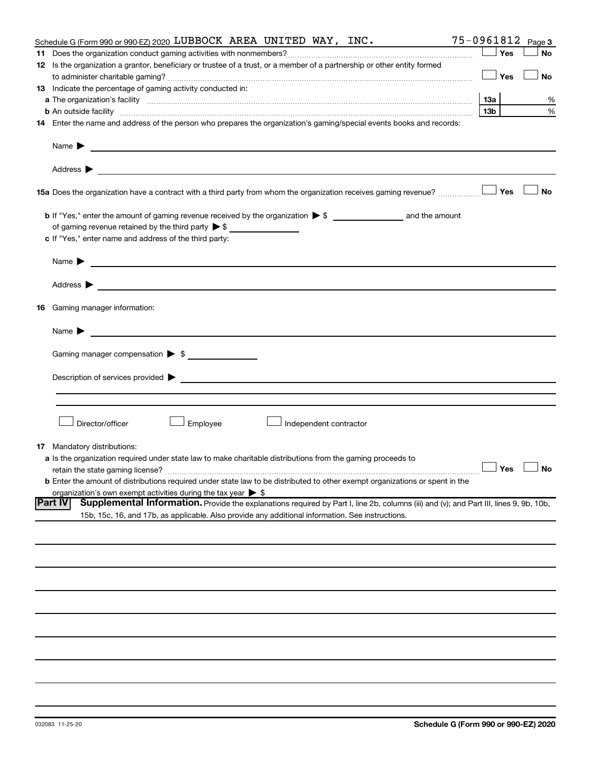Schedule G (Form 990 or 990-EZ) 2020 LUBBOCK AREA UNITED WAY, INC. 75-0961812 Page 3

**11** Does the organization conduct gaming activities with nonmembers? ☐ Yes ☐ No

**12** Is the organization a grantor, beneficiary or trustee of a trust, or a member of a partnership or other entity formed to administer charitable gaming? ☐ Yes ☐ No

**13** Indicate the percentage of gaming activity conducted in:

**a** The organization's facility **13a** %

**b** An outside facility **13b** %

**14** Enter the name and address of the person who prepares the organization's gaming/special events books and records:

Name ▶

Address ▶

**15a** Does the organization have a contract with a third party from whom the organization receives gaming revenue? ☐ Yes ☐ No

**b** If "Yes," enter the amount of gaming revenue received by the organization ▶ $ \_\_\_\_\_\_\_\_ and the amount of gaming revenue retained by the third party ▶ $ \_\_\_\_\_\_\_\_

**c** If "Yes," enter name and address of the third party:

Name ▶

Address ▶

**16** Gaming manager information:

Name ▶

Gaming manager compensation ▶ $

Description of services provided ▶

☐ Director/officer ☐ Employee ☐ Independent contractor

**17** Mandatory distributions:

**a** Is the organization required under state law to make charitable distributions from the gaming proceeds to retain the state gaming license? ☐ Yes ☐ No

**b** Enter the amount of distributions required under state law to be distributed to other exempt organizations or spent in the organization's own exempt activities during the tax year ▶ $

**Part IV** **Supplemental Information.** Provide the explanations required by Part I, line 2b, columns (iii) and (v); and Part III, lines 9, 9b, 10b, 15b, 15c, 16, and 17b, as applicable. Also provide any additional information. See instructions.

032083 11-25-20 **Schedule G (Form 990 or 990-EZ) 2020**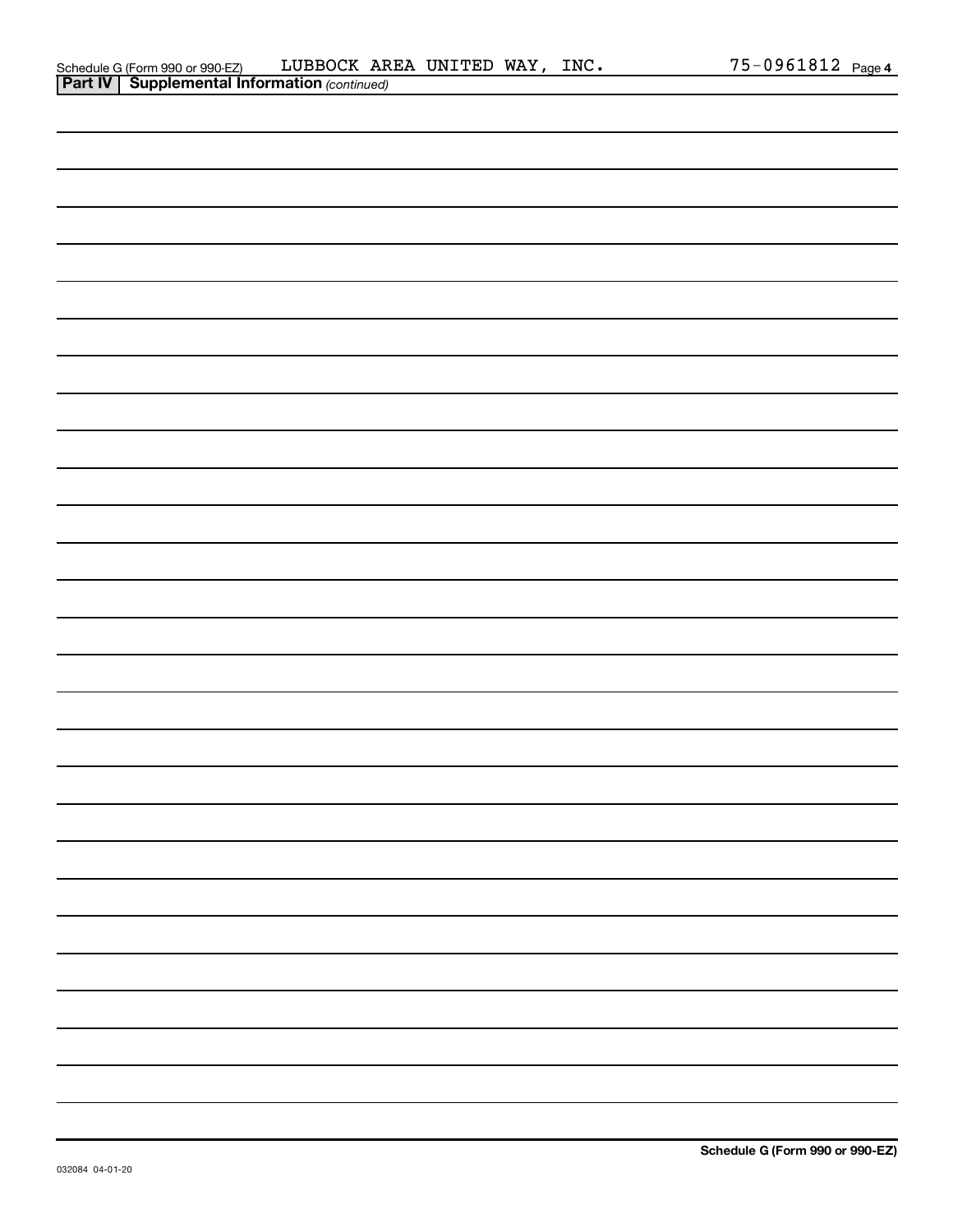Schedule G (Form 990 or 990-EZ) LUBBOCK AREA UNITED WAY, INC. 75-0961812

**Part IV | Supplemental Information** *(continued)*

**Schedule G (Form 990 or 990-EZ)**

032084 04-01-20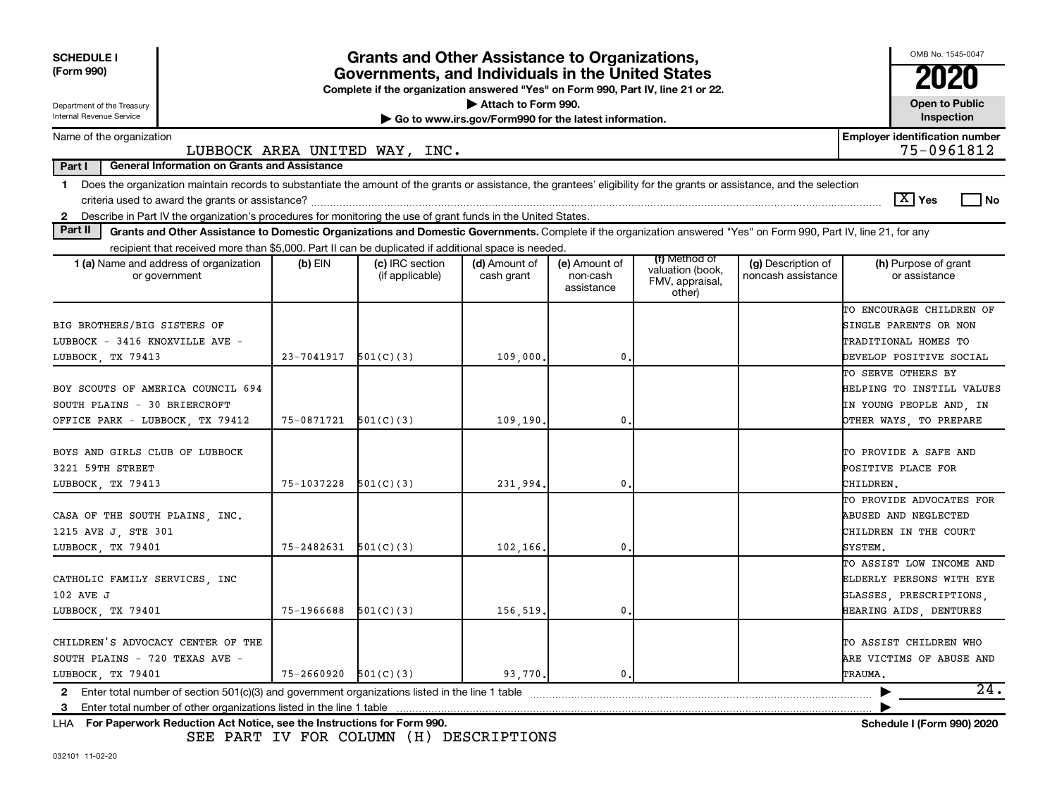**SCHEDULE I**
**(Form 990)**

Department of the Treasury
Internal Revenue Service

# Grants and Other Assistance to Organizations, Governments, and Individuals in the United States

**Complete if the organization answered "Yes" on Form 990, Part IV, line 21 or 22.**

▶ Attach to Form 990.

▶ Go to www.irs.gov/Form990 for the latest information.

OMB No. 1545-0047

**2020**

**Open to Public Inspection**

Name of the organization: LUBBOCK AREA UNITED WAY, INC.

**Employer identification number:** 75-0961812

**Part I — General Information on Grants and Assistance**

1 Does the organization maintain records to substantiate the amount of the grants or assistance, the grantees' eligibility for the grants or assistance, and the selection criteria used to award the grants or assistance? [X] Yes [ ] No

2 Describe in Part IV the organization's procedures for monitoring the use of grant funds in the United States.

**Part II — Grants and Other Assistance to Domestic Organizations and Domestic Governments.** Complete if the organization answered "Yes" on Form 990, Part IV, line 21, for any recipient that received more than $5,000. Part II can be duplicated if additional space is needed.

| 1 (a) Name and address of organization or government | (b) EIN | (c) IRC section (if applicable) | (d) Amount of cash grant | (e) Amount of non-cash assistance | (f) Method of valuation (book, FMV, appraisal, other) | (g) Description of noncash assistance | (h) Purpose of grant or assistance |
|---|---|---|---|---|---|---|---|
| BIG BROTHERS/BIG SISTERS OF LUBBOCK - 3416 KNOXVILLE AVE - LUBBOCK, TX 79413 | 23-7041917 | 501(C)(3) | 109,000. | 0. | | | TO ENCOURAGE CHILDREN OF SINGLE PARENTS OR NON TRADITIONAL HOMES TO DEVELOP POSITIVE SOCIAL |
| BOY SCOUTS OF AMERICA COUNCIL 694 SOUTH PLAINS - 30 BRIERCROFT OFFICE PARK - LUBBOCK, TX 79412 | 75-0871721 | 501(C)(3) | 109,190. | 0. | | | TO SERVE OTHERS BY HELPING TO INSTILL VALUES IN YOUNG PEOPLE AND, IN OTHER WAYS, TO PREPARE |
| BOYS AND GIRLS CLUB OF LUBBOCK 3221 59TH STREET LUBBOCK, TX 79413 | 75-1037228 | 501(C)(3) | 231,994. | 0. | | | TO PROVIDE A SAFE AND POSITIVE PLACE FOR CHILDREN. |
| CASA OF THE SOUTH PLAINS, INC. 1215 AVE J, STE 301 LUBBOCK, TX 79401 | 75-2482631 | 501(C)(3) | 102,166. | 0. | | | TO PROVIDE ADVOCATES FOR ABUSED AND NEGLECTED CHILDREN IN THE COURT SYSTEM. |
| CATHOLIC FAMILY SERVICES, INC 102 AVE J LUBBOCK, TX 79401 | 75-1966688 | 501(C)(3) | 156,519. | 0. | | | TO ASSIST LOW INCOME AND ELDERLY PERSONS WITH EYE GLASSES, PRESCRIPTIONS, HEARING AIDS, DENTURES |
| CHILDREN'S ADVOCACY CENTER OF THE SOUTH PLAINS - 720 TEXAS AVE - LUBBOCK, TX 79401 | 75-2660920 | 501(C)(3) | 93,770. | 0. | | | TO ASSIST CHILDREN WHO ARE VICTIMS OF ABUSE AND TRAUMA. |

2 Enter total number of section 501(c)(3) and government organizations listed in the line 1 table ▶ 24.

3 Enter total number of other organizations listed in the line 1 table ▶

**LHA For Paperwork Reduction Act Notice, see the Instructions for Form 990.** **Schedule I (Form 990) 2020**

SEE PART IV FOR COLUMN (H) DESCRIPTIONS

032101 11-02-20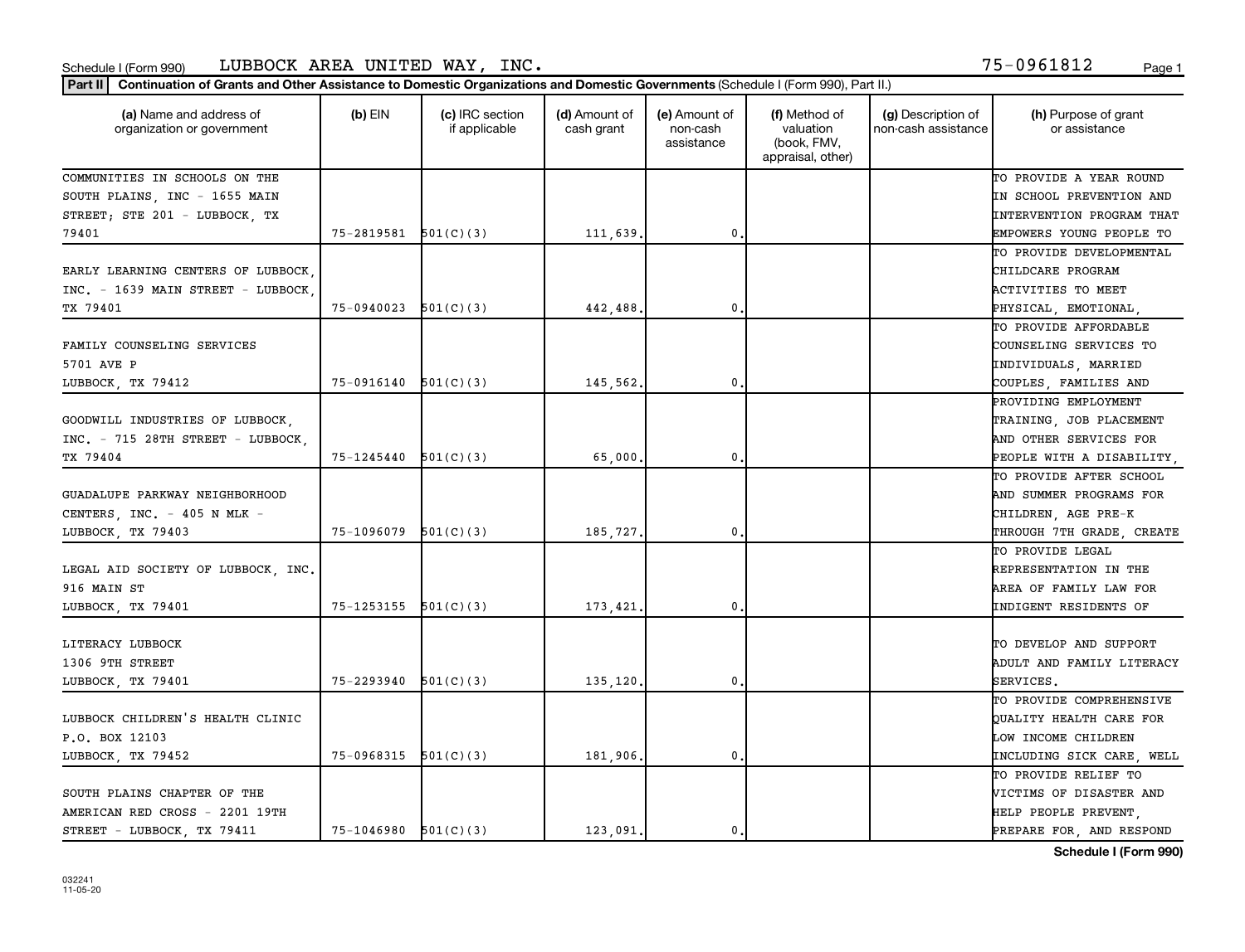Schedule I (Form 990) LUBBOCK AREA UNITED WAY, INC. 75-0961812

**Part II** **Continuation of Grants and Other Assistance to Domestic Organizations and Domestic Governments** (Schedule I (Form 990), Part II.)

| (a) Name and address of organization or government | (b) EIN | (c) IRC section if applicable | (d) Amount of cash grant | (e) Amount of non-cash assistance | (f) Method of valuation (book, FMV, appraisal, other) | (g) Description of non-cash assistance | (h) Purpose of grant or assistance |
|---|---|---|---|---|---|---|---|
| COMMUNITIES IN SCHOOLS ON THE SOUTH PLAINS, INC - 1655 MAIN STREET; STE 201 - LUBBOCK, TX 79401 | 75-2819581 | 501(C)(3) | 111,639. | 0. | | | TO PROVIDE A YEAR ROUND IN SCHOOL PREVENTION AND INTERVENTION PROGRAM THAT EMPOWERS YOUNG PEOPLE TO |
| EARLY LEARNING CENTERS OF LUBBOCK, INC. - 1639 MAIN STREET - LUBBOCK, TX 79401 | 75-0940023 | 501(C)(3) | 442,488. | 0. | | | TO PROVIDE DEVELOPMENTAL CHILDCARE PROGRAM ACTIVITIES TO MEET PHYSICAL, EMOTIONAL, |
| FAMILY COUNSELING SERVICES 5701 AVE P LUBBOCK, TX 79412 | 75-0916140 | 501(C)(3) | 145,562. | 0. | | | TO PROVIDE AFFORDABLE COUNSELING SERVICES TO INDIVIDUALS, MARRIED COUPLES, FAMILIES AND |
| GOODWILL INDUSTRIES OF LUBBOCK, INC. - 715 28TH STREET - LUBBOCK, TX 79404 | 75-1245440 | 501(C)(3) | 65,000. | 0. | | | PROVIDING EMPLOYMENT TRAINING, JOB PLACEMENT AND OTHER SERVICES FOR PEOPLE WITH A DISABILITY, |
| GUADALUPE PARKWAY NEIGHBORHOOD CENTERS, INC. - 405 N MLK - LUBBOCK, TX 79403 | 75-1096079 | 501(C)(3) | 185,727. | 0. | | | TO PROVIDE AFTER SCHOOL AND SUMMER PROGRAMS FOR CHILDREN, AGE PRE-K THROUGH 7TH GRADE, CREATE |
| LEGAL AID SOCIETY OF LUBBOCK, INC. 916 MAIN ST LUBBOCK, TX 79401 | 75-1253155 | 501(C)(3) | 173,421. | 0. | | | TO PROVIDE LEGAL REPRESENTATION IN THE AREA OF FAMILY LAW FOR INDIGENT RESIDENTS OF |
| LITERACY LUBBOCK 1306 9TH STREET LUBBOCK, TX 79401 | 75-2293940 | 501(C)(3) | 135,120. | 0. | | | TO DEVELOP AND SUPPORT ADULT AND FAMILY LITERACY SERVICES. |
| LUBBOCK CHILDREN'S HEALTH CLINIC P.O. BOX 12103 LUBBOCK, TX 79452 | 75-0968315 | 501(C)(3) | 181,906. | 0. | | | TO PROVIDE COMPREHENSIVE QUALITY HEALTH CARE FOR LOW INCOME CHILDREN INCLUDING SICK CARE, WELL |
| SOUTH PLAINS CHAPTER OF THE AMERICAN RED CROSS - 2201 19TH STREET - LUBBOCK, TX 79411 | 75-1046980 | 501(C)(3) | 123,091. | 0. | | | TO PROVIDE RELIEF TO VICTIMS OF DISASTER AND HELP PEOPLE PREVENT, PREPARE FOR, AND RESPOND |

Schedule I (Form 990)

032241 11-05-20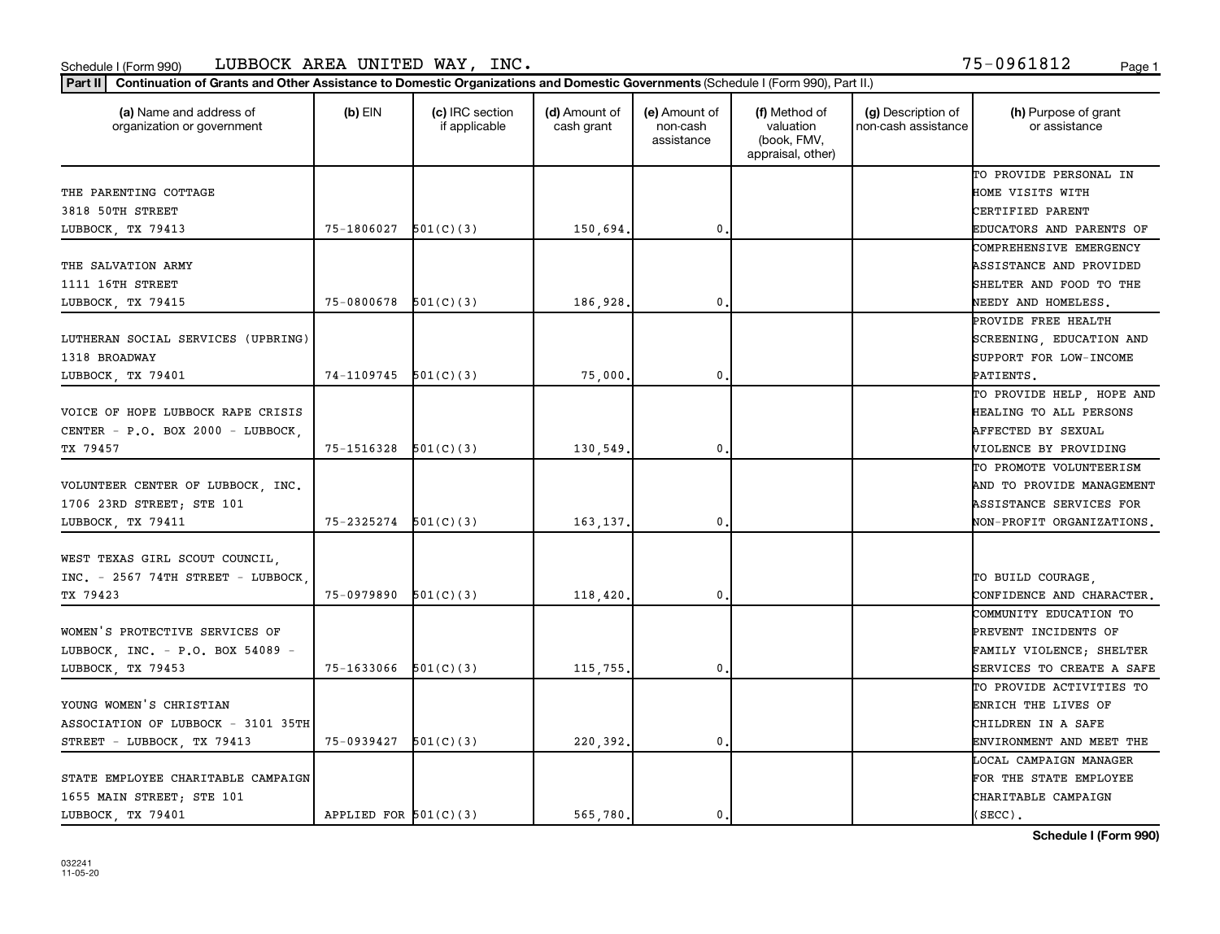Schedule I (Form 990) LUBBOCK AREA UNITED WAY, INC. 75-0961812

**Part II** **Continuation of Grants and Other Assistance to Domestic Organizations and Domestic Governments** (Schedule I (Form 990), Part II.)

| (a) Name and address of organization or government | (b) EIN | (c) IRC section if applicable | (d) Amount of cash grant | (e) Amount of non-cash assistance | (f) Method of valuation (book, FMV, appraisal, other) | (g) Description of non-cash assistance | (h) Purpose of grant or assistance |
|---|---|---|---|---|---|---|---|
| THE PARENTING COTTAGE 3818 50TH STREET LUBBOCK, TX 79413 | 75-1806027 | 501(C)(3) | 150,694. | 0. | | | TO PROVIDE PERSONAL IN HOME VISITS WITH CERTIFIED PARENT EDUCATORS AND PARENTS OF |
| THE SALVATION ARMY 1111 16TH STREET LUBBOCK, TX 79415 | 75-0800678 | 501(C)(3) | 186,928. | 0. | | | COMPREHENSIVE EMERGENCY ASSISTANCE AND PROVIDED SHELTER AND FOOD TO THE NEEDY AND HOMELESS. |
| LUTHERAN SOCIAL SERVICES (UPBRING) 1318 BROADWAY LUBBOCK, TX 79401 | 74-1109745 | 501(C)(3) | 75,000. | 0. | | | PROVIDE FREE HEALTH SCREENING, EDUCATION AND SUPPORT FOR LOW-INCOME PATIENTS. |
| VOICE OF HOPE LUBBOCK RAPE CRISIS CENTER - P.O. BOX 2000 - LUBBOCK, TX 79457 | 75-1516328 | 501(C)(3) | 130,549. | 0. | | | TO PROVIDE HELP, HOPE AND HEALING TO ALL PERSONS AFFECTED BY SEXUAL VIOLENCE BY PROVIDING |
| VOLUNTEER CENTER OF LUBBOCK, INC. 1706 23RD STREET; STE 101 LUBBOCK, TX 79411 | 75-2325274 | 501(C)(3) | 163,137. | 0. | | | TO PROMOTE VOLUNTEERISM AND TO PROVIDE MANAGEMENT ASSISTANCE SERVICES FOR NON-PROFIT ORGANIZATIONS. |
| WEST TEXAS GIRL SCOUT COUNCIL, INC. - 2567 74TH STREET - LUBBOCK, TX 79423 | 75-0979890 | 501(C)(3) | 118,420. | 0. | | | TO BUILD COURAGE, CONFIDENCE AND CHARACTER. |
| WOMEN'S PROTECTIVE SERVICES OF LUBBOCK, INC. - P.O. BOX 54089 - LUBBOCK, TX 79453 | 75-1633066 | 501(C)(3) | 115,755. | 0. | | | COMMUNITY EDUCATION TO PREVENT INCIDENTS OF FAMILY VIOLENCE; SHELTER SERVICES TO CREATE A SAFE |
| YOUNG WOMEN'S CHRISTIAN ASSOCIATION OF LUBBOCK - 3101 35TH STREET - LUBBOCK, TX 79413 | 75-0939427 | 501(C)(3) | 220,392. | 0. | | | TO PROVIDE ACTIVITIES TO ENRICH THE LIVES OF CHILDREN IN A SAFE ENVIRONMENT AND MEET THE |
| STATE EMPLOYEE CHARITABLE CAMPAIGN 1655 MAIN STREET; STE 101 LUBBOCK, TX 79401 | APPLIED FOR | 501(C)(3) | 565,780. | 0. | | | LOCAL CAMPAIGN MANAGER FOR THE STATE EMPLOYEE CHARITABLE CAMPAIGN (SECC). |

**Schedule I (Form 990)**

032241 11-05-20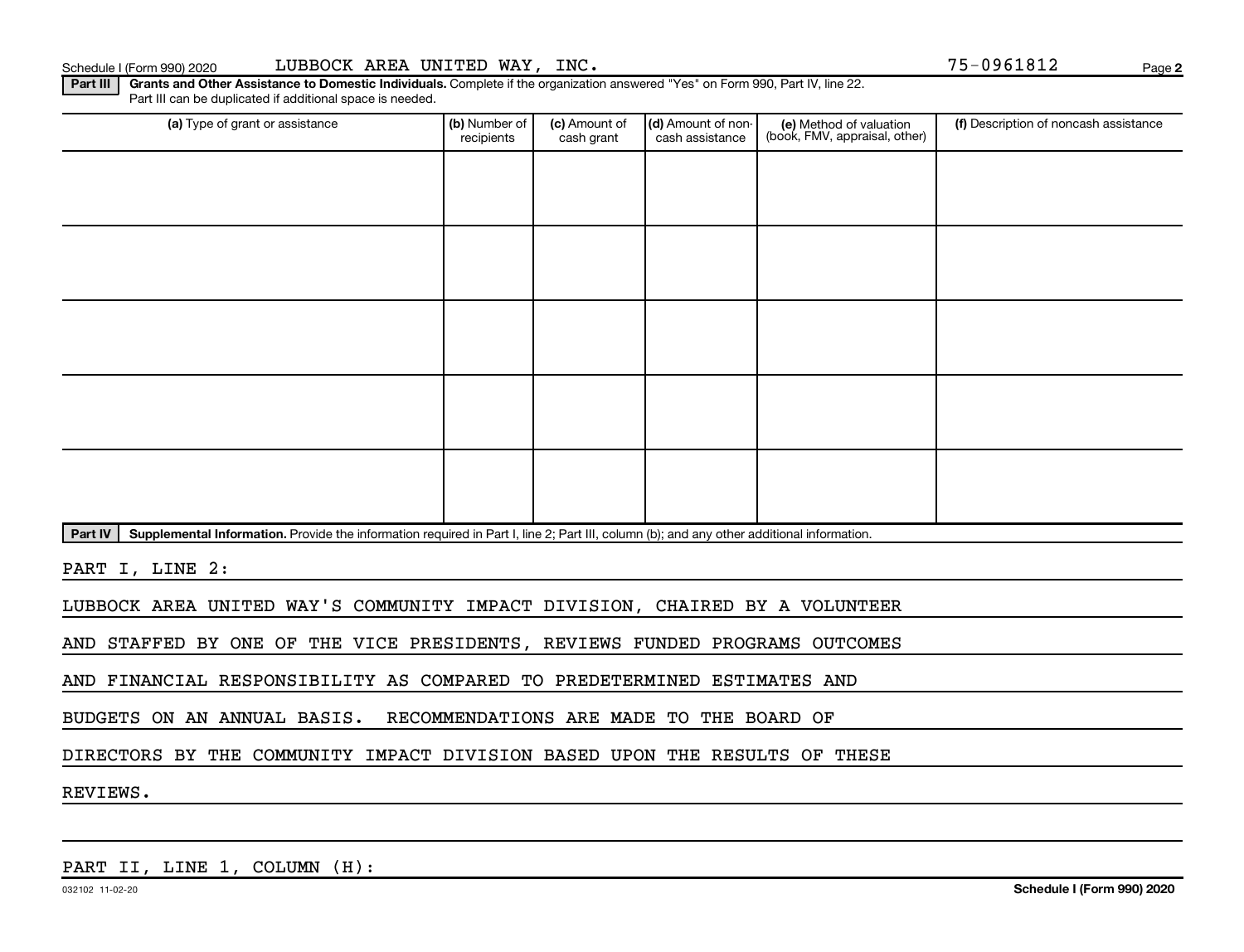Schedule I (Form 990) 2020 LUBBOCK AREA UNITED WAY, INC. 75-0961812

**Part III** **Grants and Other Assistance to Domestic Individuals.** Complete if the organization answered "Yes" on Form 990, Part IV, line 22. Part III can be duplicated if additional space is needed.

| (a) Type of grant or assistance | (b) Number of recipients | (c) Amount of cash grant | (d) Amount of non-cash assistance | (e) Method of valuation (book, FMV, appraisal, other) | (f) Description of noncash assistance |
|---|---|---|---|---|---|
| | | | | | |
| | | | | | |
| | | | | | |
| | | | | | |
| | | | | | |

**Part IV** **Supplemental Information.** Provide the information required in Part I, line 2; Part III, column (b); and any other additional information.

PART I, LINE 2:

LUBBOCK AREA UNITED WAY'S COMMUNITY IMPACT DIVISION, CHAIRED BY A VOLUNTEER AND STAFFED BY ONE OF THE VICE PRESIDENTS, REVIEWS FUNDED PROGRAMS OUTCOMES AND FINANCIAL RESPONSIBILITY AS COMPARED TO PREDETERMINED ESTIMATES AND BUDGETS ON AN ANNUAL BASIS. RECOMMENDATIONS ARE MADE TO THE BOARD OF DIRECTORS BY THE COMMUNITY IMPACT DIVISION BASED UPON THE RESULTS OF THESE REVIEWS.

PART II, LINE 1, COLUMN (H):

032102 11-02-20 **Schedule I (Form 990) 2020**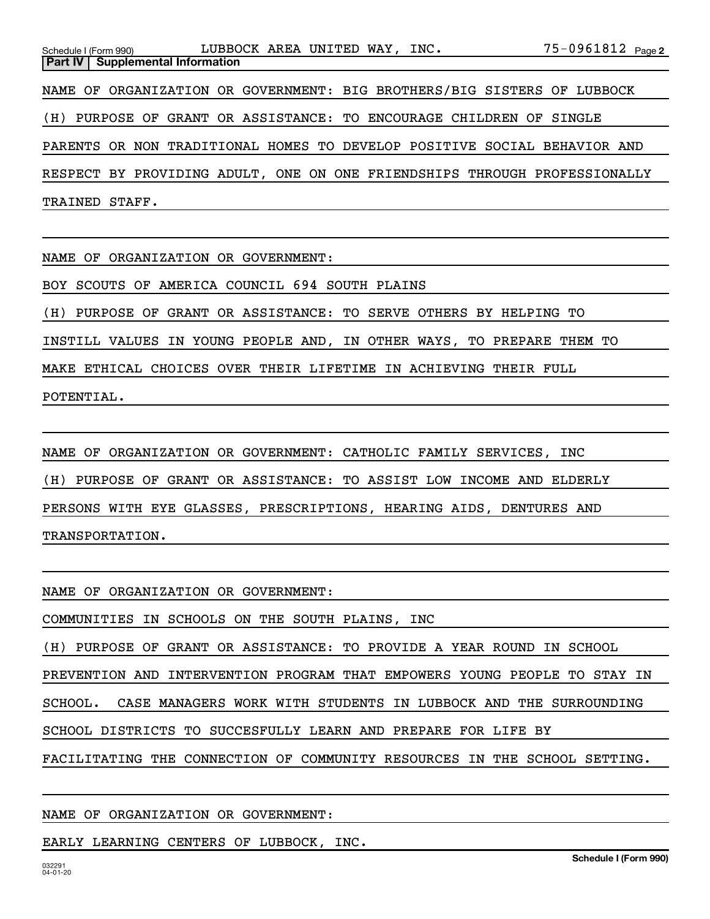**Part IV | Supplemental Information**

NAME OF ORGANIZATION OR GOVERNMENT: BIG BROTHERS/BIG SISTERS OF LUBBOCK

(H) PURPOSE OF GRANT OR ASSISTANCE: TO ENCOURAGE CHILDREN OF SINGLE PARENTS OR NON TRADITIONAL HOMES TO DEVELOP POSITIVE SOCIAL BEHAVIOR AND RESPECT BY PROVIDING ADULT, ONE ON ONE FRIENDSHIPS THROUGH PROFESSIONALLY TRAINED STAFF.

NAME OF ORGANIZATION OR GOVERNMENT:

BOY SCOUTS OF AMERICA COUNCIL 694 SOUTH PLAINS

(H) PURPOSE OF GRANT OR ASSISTANCE: TO SERVE OTHERS BY HELPING TO INSTILL VALUES IN YOUNG PEOPLE AND, IN OTHER WAYS, TO PREPARE THEM TO MAKE ETHICAL CHOICES OVER THEIR LIFETIME IN ACHIEVING THEIR FULL POTENTIAL.

NAME OF ORGANIZATION OR GOVERNMENT: CATHOLIC FAMILY SERVICES, INC

(H) PURPOSE OF GRANT OR ASSISTANCE: TO ASSIST LOW INCOME AND ELDERLY PERSONS WITH EYE GLASSES, PRESCRIPTIONS, HEARING AIDS, DENTURES AND TRANSPORTATION.

NAME OF ORGANIZATION OR GOVERNMENT:

COMMUNITIES IN SCHOOLS ON THE SOUTH PLAINS, INC

(H) PURPOSE OF GRANT OR ASSISTANCE: TO PROVIDE A YEAR ROUND IN SCHOOL PREVENTION AND INTERVENTION PROGRAM THAT EMPOWERS YOUNG PEOPLE TO STAY IN SCHOOL. CASE MANAGERS WORK WITH STUDENTS IN LUBBOCK AND THE SURROUNDING SCHOOL DISTRICTS TO SUCCESFULLY LEARN AND PREPARE FOR LIFE BY FACILITATING THE CONNECTION OF COMMUNITY RESOURCES IN THE SCHOOL SETTING.

NAME OF ORGANIZATION OR GOVERNMENT:

EARLY LEARNING CENTERS OF LUBBOCK, INC.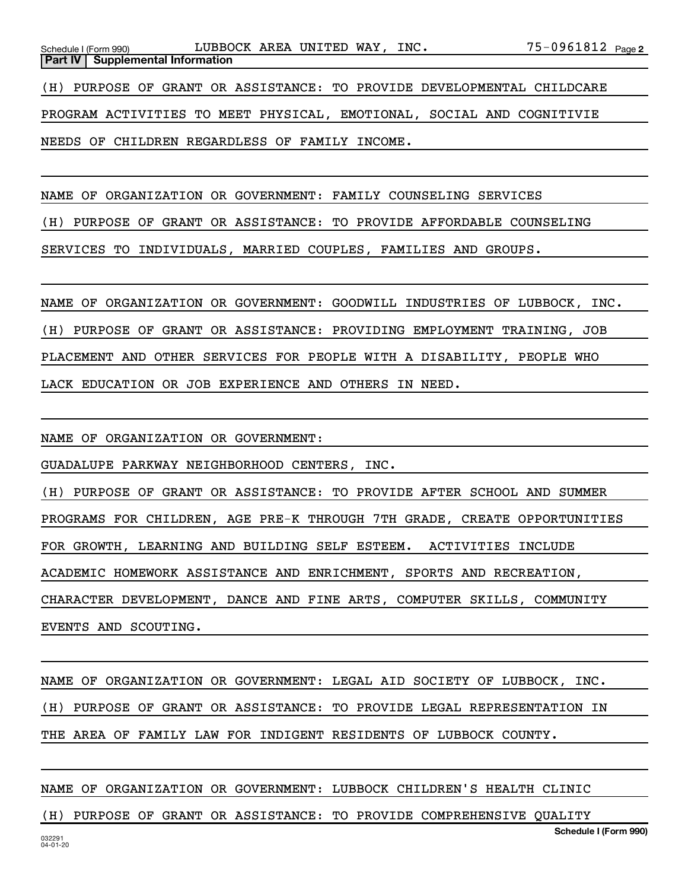**Part IV | Supplemental Information**

(H) PURPOSE OF GRANT OR ASSISTANCE: TO PROVIDE DEVELOPMENTAL CHILDCARE PROGRAM ACTIVITIES TO MEET PHYSICAL, EMOTIONAL, SOCIAL AND COGNITIVIE NEEDS OF CHILDREN REGARDLESS OF FAMILY INCOME.

NAME OF ORGANIZATION OR GOVERNMENT: FAMILY COUNSELING SERVICES

(H) PURPOSE OF GRANT OR ASSISTANCE: TO PROVIDE AFFORDABLE COUNSELING SERVICES TO INDIVIDUALS, MARRIED COUPLES, FAMILIES AND GROUPS.

NAME OF ORGANIZATION OR GOVERNMENT: GOODWILL INDUSTRIES OF LUBBOCK, INC.

(H) PURPOSE OF GRANT OR ASSISTANCE: PROVIDING EMPLOYMENT TRAINING, JOB PLACEMENT AND OTHER SERVICES FOR PEOPLE WITH A DISABILITY, PEOPLE WHO LACK EDUCATION OR JOB EXPERIENCE AND OTHERS IN NEED.

NAME OF ORGANIZATION OR GOVERNMENT:

GUADALUPE PARKWAY NEIGHBORHOOD CENTERS, INC.

(H) PURPOSE OF GRANT OR ASSISTANCE: TO PROVIDE AFTER SCHOOL AND SUMMER PROGRAMS FOR CHILDREN, AGE PRE-K THROUGH 7TH GRADE, CREATE OPPORTUNITIES FOR GROWTH, LEARNING AND BUILDING SELF ESTEEM. ACTIVITIES INCLUDE ACADEMIC HOMEWORK ASSISTANCE AND ENRICHMENT, SPORTS AND RECREATION, CHARACTER DEVELOPMENT, DANCE AND FINE ARTS, COMPUTER SKILLS, COMMUNITY EVENTS AND SCOUTING.

NAME OF ORGANIZATION OR GOVERNMENT: LEGAL AID SOCIETY OF LUBBOCK, INC.

(H) PURPOSE OF GRANT OR ASSISTANCE: TO PROVIDE LEGAL REPRESENTATION IN THE AREA OF FAMILY LAW FOR INDIGENT RESIDENTS OF LUBBOCK COUNTY.

NAME OF ORGANIZATION OR GOVERNMENT: LUBBOCK CHILDREN'S HEALTH CLINIC

(H) PURPOSE OF GRANT OR ASSISTANCE: TO PROVIDE COMPREHENSIVE QUALITY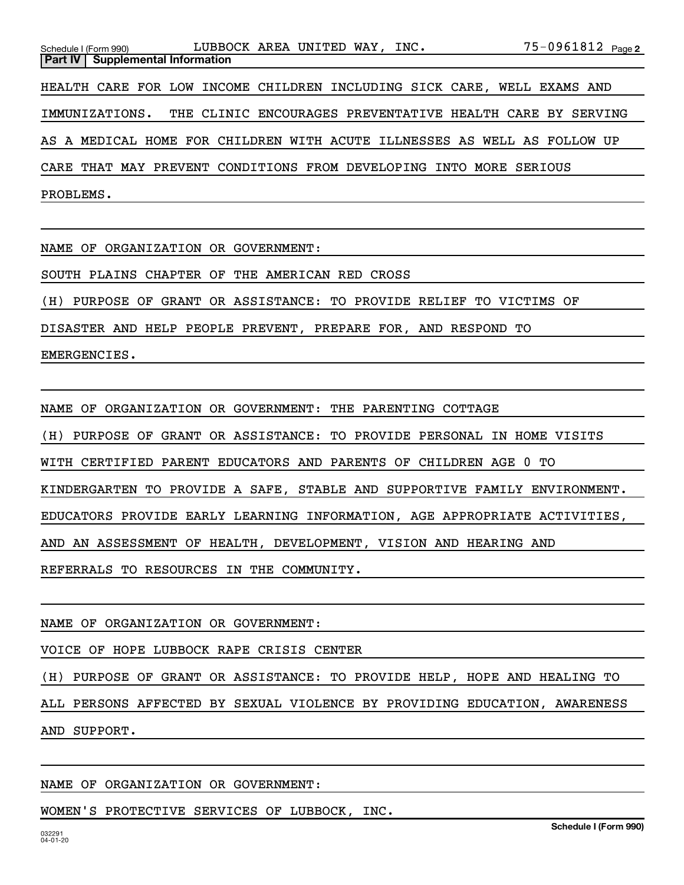**Part IV | Supplemental Information**

HEALTH CARE FOR LOW INCOME CHILDREN INCLUDING SICK CARE, WELL EXAMS AND IMMUNIZATIONS. THE CLINIC ENCOURAGES PREVENTATIVE HEALTH CARE BY SERVING AS A MEDICAL HOME FOR CHILDREN WITH ACUTE ILLNESSES AS WELL AS FOLLOW UP CARE THAT MAY PREVENT CONDITIONS FROM DEVELOPING INTO MORE SERIOUS PROBLEMS.

NAME OF ORGANIZATION OR GOVERNMENT:

SOUTH PLAINS CHAPTER OF THE AMERICAN RED CROSS

(H) PURPOSE OF GRANT OR ASSISTANCE: TO PROVIDE RELIEF TO VICTIMS OF DISASTER AND HELP PEOPLE PREVENT, PREPARE FOR, AND RESPOND TO EMERGENCIES.

NAME OF ORGANIZATION OR GOVERNMENT: THE PARENTING COTTAGE

(H) PURPOSE OF GRANT OR ASSISTANCE: TO PROVIDE PERSONAL IN HOME VISITS WITH CERTIFIED PARENT EDUCATORS AND PARENTS OF CHILDREN AGE 0 TO KINDERGARTEN TO PROVIDE A SAFE, STABLE AND SUPPORTIVE FAMILY ENVIRONMENT. EDUCATORS PROVIDE EARLY LEARNING INFORMATION, AGE APPROPRIATE ACTIVITIES, AND AN ASSESSMENT OF HEALTH, DEVELOPMENT, VISION AND HEARING AND REFERRALS TO RESOURCES IN THE COMMUNITY.

NAME OF ORGANIZATION OR GOVERNMENT:

VOICE OF HOPE LUBBOCK RAPE CRISIS CENTER

(H) PURPOSE OF GRANT OR ASSISTANCE: TO PROVIDE HELP, HOPE AND HEALING TO ALL PERSONS AFFECTED BY SEXUAL VIOLENCE BY PROVIDING EDUCATION, AWARENESS AND SUPPORT.

NAME OF ORGANIZATION OR GOVERNMENT:

WOMEN'S PROTECTIVE SERVICES OF LUBBOCK, INC.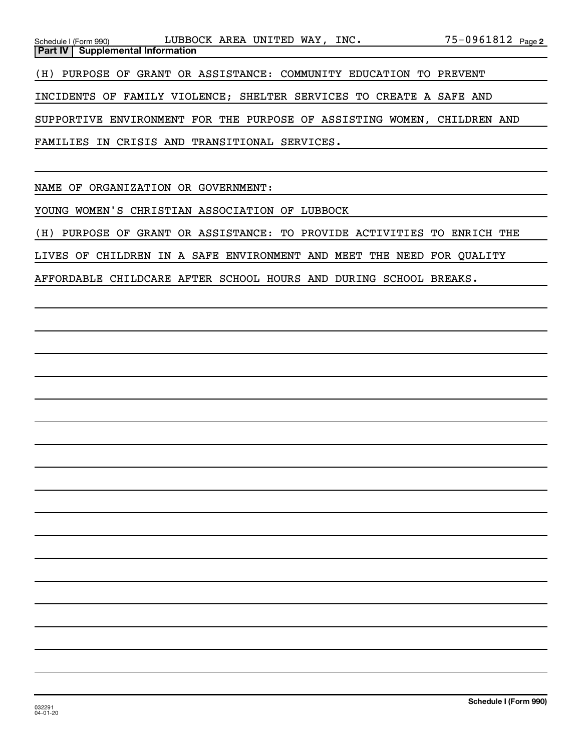## Part IV Supplemental Information

(H) PURPOSE OF GRANT OR ASSISTANCE: COMMUNITY EDUCATION TO PREVENT INCIDENTS OF FAMILY VIOLENCE; SHELTER SERVICES TO CREATE A SAFE AND SUPPORTIVE ENVIRONMENT FOR THE PURPOSE OF ASSISTING WOMEN, CHILDREN AND FAMILIES IN CRISIS AND TRANSITIONAL SERVICES.

NAME OF ORGANIZATION OR GOVERNMENT:

YOUNG WOMEN'S CHRISTIAN ASSOCIATION OF LUBBOCK

(H) PURPOSE OF GRANT OR ASSISTANCE: TO PROVIDE ACTIVITIES TO ENRICH THE LIVES OF CHILDREN IN A SAFE ENVIRONMENT AND MEET THE NEED FOR QUALITY AFFORDABLE CHILDCARE AFTER SCHOOL HOURS AND DURING SCHOOL BREAKS.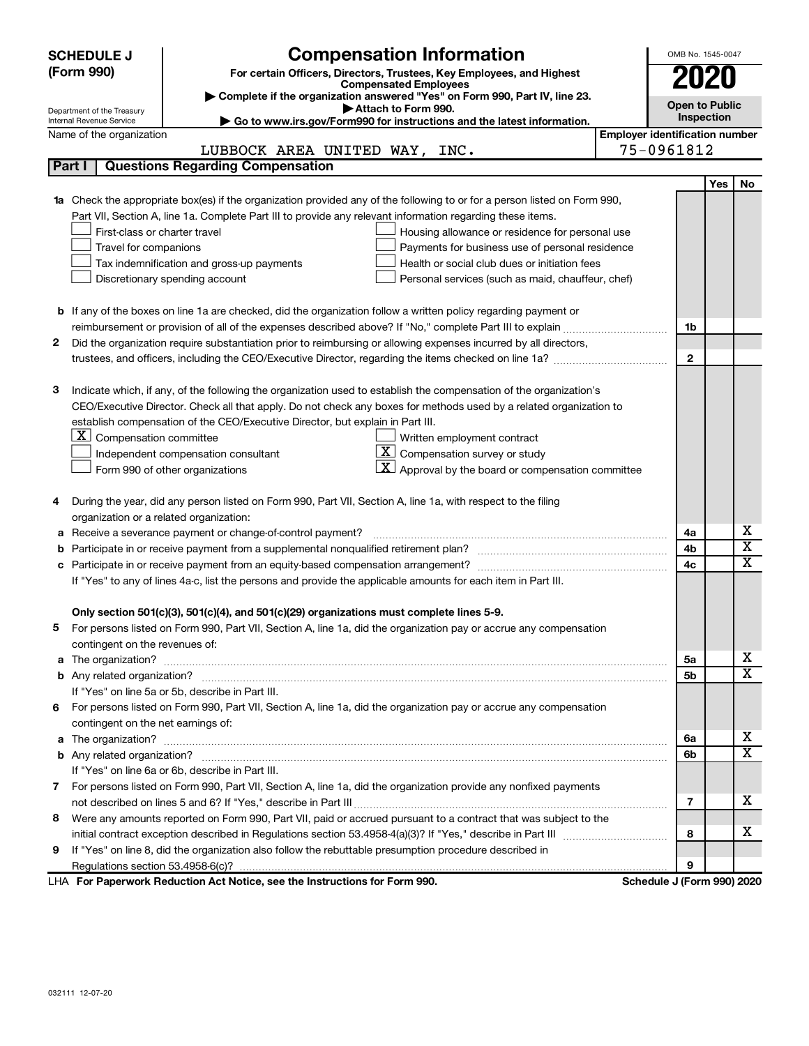**SCHEDULE J (Form 990)**

# Compensation Information

**For certain Officers, Directors, Trustees, Key Employees, and Highest Compensated Employees**

▶ Complete if the organization answered "Yes" on Form 990, Part IV, line 23.
▶ Attach to Form 990.
▶ Go to www.irs.gov/Form990 for instructions and the latest information.

Department of the Treasury
Internal Revenue Service

OMB No. 1545-0047

**2020**

**Open to Public Inspection**

Name of the organization: LUBBOCK AREA UNITED WAY, INC.

Employer identification number: 75-0961812

## Part I Questions Regarding Compensation

| | | | Yes | No |
|---|---|---|---|---|
| **1a** | Check the appropriate box(es) if the organization provided any of the following to or for a person listed on Form 990, Part VII, Section A, line 1a. Complete Part III to provide any relevant information regarding these items.<br>☐ First-class or charter travel ☐ Housing allowance or residence for personal use<br>☐ Travel for companions ☐ Payments for business use of personal residence<br>☐ Tax indemnification and gross-up payments ☐ Health or social club dues or initiation fees<br>☐ Discretionary spending account ☐ Personal services (such as maid, chauffeur, chef) | | | |
| **b** | If any of the boxes on line 1a are checked, did the organization follow a written policy regarding payment or reimbursement or provision of all of the expenses described above? If "No," complete Part III to explain | 1b | | |
| **2** | Did the organization require substantiation prior to reimbursing or allowing expenses incurred by all directors, trustees, and officers, including the CEO/Executive Director, regarding the items checked on line 1a? | 2 | | |
| **3** | Indicate which, if any, of the following the organization used to establish the compensation of the organization's CEO/Executive Director. Check all that apply. Do not check any boxes for methods used by a related organization to establish compensation of the CEO/Executive Director, but explain in Part III.<br>☒ Compensation committee ☐ Written employment contract<br>☐ Independent compensation consultant ☒ Compensation survey or study<br>☐ Form 990 of other organizations ☒ Approval by the board or compensation committee | | | |
| **4** | During the year, did any person listed on Form 990, Part VII, Section A, line 1a, with respect to the filing organization or a related organization: | | | |
| **a** | Receive a severance payment or change-of-control payment? | 4a | | X |
| **b** | Participate in or receive payment from a supplemental nonqualified retirement plan? | 4b | | X |
| **c** | Participate in or receive payment from an equity-based compensation arrangement? | 4c | | X |
| | If "Yes" to any of lines 4a-c, list the persons and provide the applicable amounts for each item in Part III. | | | |
| | **Only section 501(c)(3), 501(c)(4), and 501(c)(29) organizations must complete lines 5-9.** | | | |
| **5** | For persons listed on Form 990, Part VII, Section A, line 1a, did the organization pay or accrue any compensation contingent on the revenues of: | | | |
| **a** | The organization? | 5a | | X |
| **b** | Any related organization? | 5b | | X |
| | If "Yes" on line 5a or 5b, describe in Part III. | | | |
| **6** | For persons listed on Form 990, Part VII, Section A, line 1a, did the organization pay or accrue any compensation contingent on the net earnings of: | | | |
| **a** | The organization? | 6a | | X |
| **b** | Any related organization? | 6b | | X |
| | If "Yes" on line 6a or 6b, describe in Part III. | | | |
| **7** | For persons listed on Form 990, Part VII, Section A, line 1a, did the organization provide any nonfixed payments not described on lines 5 and 6? If "Yes," describe in Part III | 7 | | X |
| **8** | Were any amounts reported on Form 990, Part VII, paid or accrued pursuant to a contract that was subject to the initial contract exception described in Regulations section 53.4958-4(a)(3)? If "Yes," describe in Part III | 8 | | X |
| **9** | If "Yes" on line 8, did the organization also follow the rebuttable presumption procedure described in Regulations section 53.4958-6(c)? | 9 | | |

LHA **For Paperwork Reduction Act Notice, see the Instructions for Form 990.** **Schedule J (Form 990) 2020**

032111 12-07-20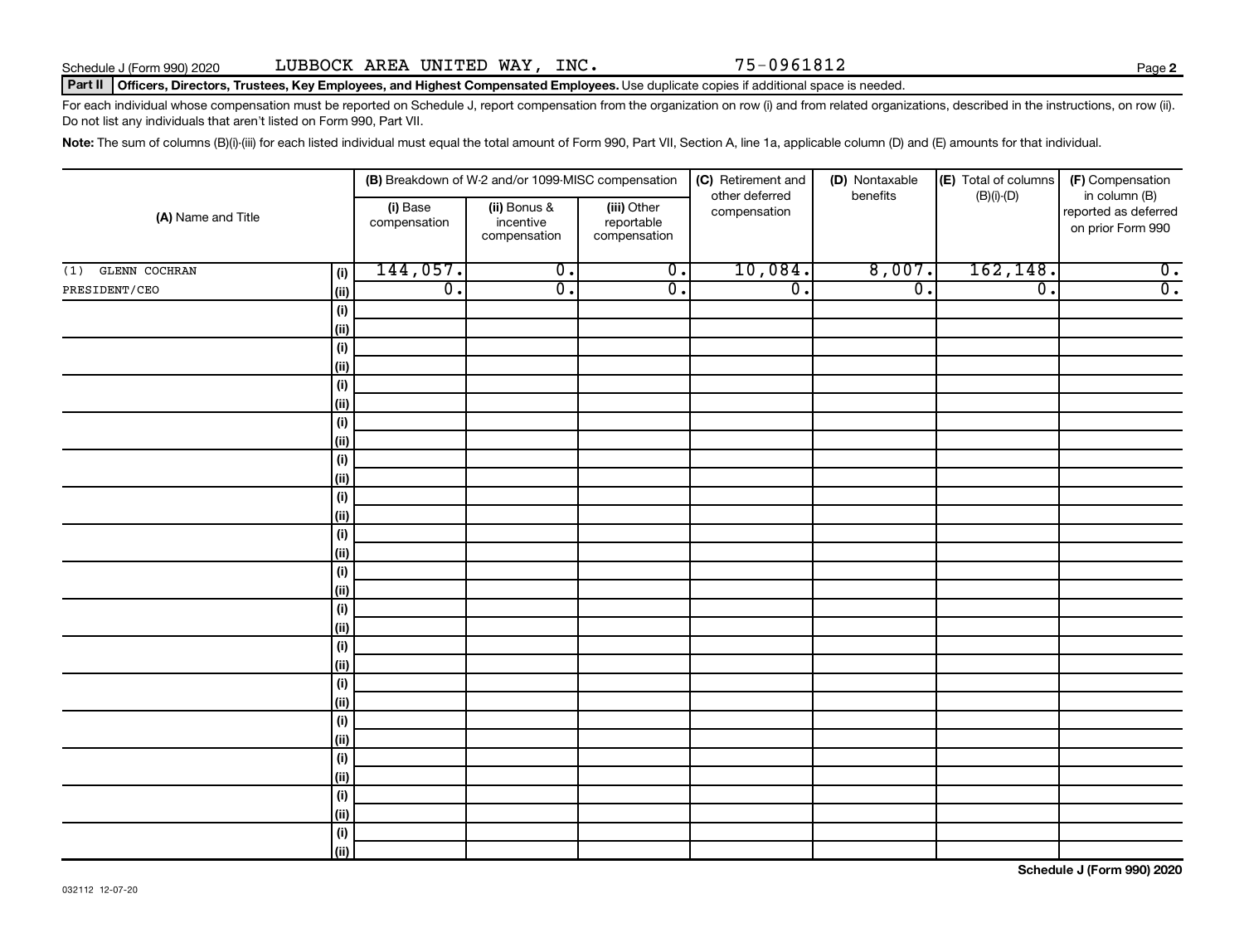Schedule J (Form 990) 2020 LUBBOCK AREA UNITED WAY, INC. 75-0961812

**Part II** **Officers, Directors, Trustees, Key Employees, and Highest Compensated Employees.** Use duplicate copies if additional space is needed.

For each individual whose compensation must be reported on Schedule J, report compensation from the organization on row (i) and from related organizations, described in the instructions, on row (ii). Do not list any individuals that aren't listed on Form 990, Part VII.

**Note:** The sum of columns (B)(i)-(iii) for each listed individual must equal the total amount of Form 990, Part VII, Section A, line 1a, applicable column (D) and (E) amounts for that individual.

| (A) Name and Title | | (B) Breakdown of W-2 and/or 1099-MISC compensation | | | (C) Retirement and other deferred compensation | (D) Nontaxable benefits | (E) Total of columns (B)(i)-(D) | (F) Compensation in column (B) reported as deferred on prior Form 990 |
|---|---|---|---|---|---|---|---|---|
| | | (i) Base compensation | (ii) Bonus & incentive compensation | (iii) Other reportable compensation | | | | |
| (1) GLENN COCHRAN | (i) | 144,057. | 0. | 0. | 10,084. | 8,007. | 162,148. | 0. |
| PRESIDENT/CEO | (ii) | 0. | 0. | 0. | 0. | 0. | 0. | 0. |

Schedule J (Form 990) 2020

032112 12-07-20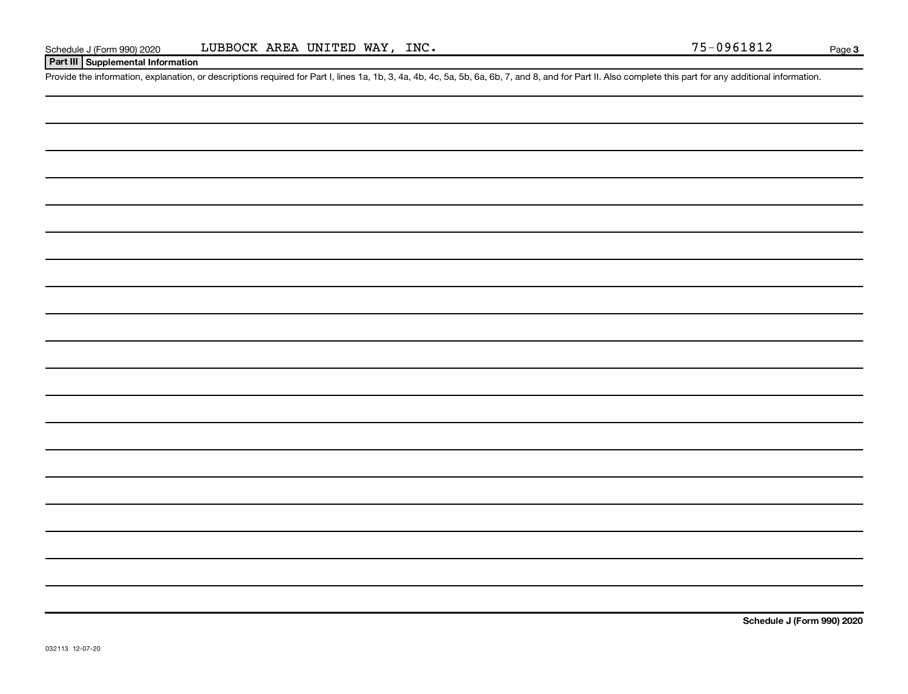Schedule J (Form 990) 2020 LUBBOCK AREA UNITED WAY, INC. 75-0961812

## Part III Supplemental Information

Provide the information, explanation, or descriptions required for Part I, lines 1a, 1b, 3, 4a, 4b, 4c, 5a, 5b, 6a, 6b, 7, and 8, and for Part II. Also complete this part for any additional information.

Schedule J (Form 990) 2020

032113 12-07-20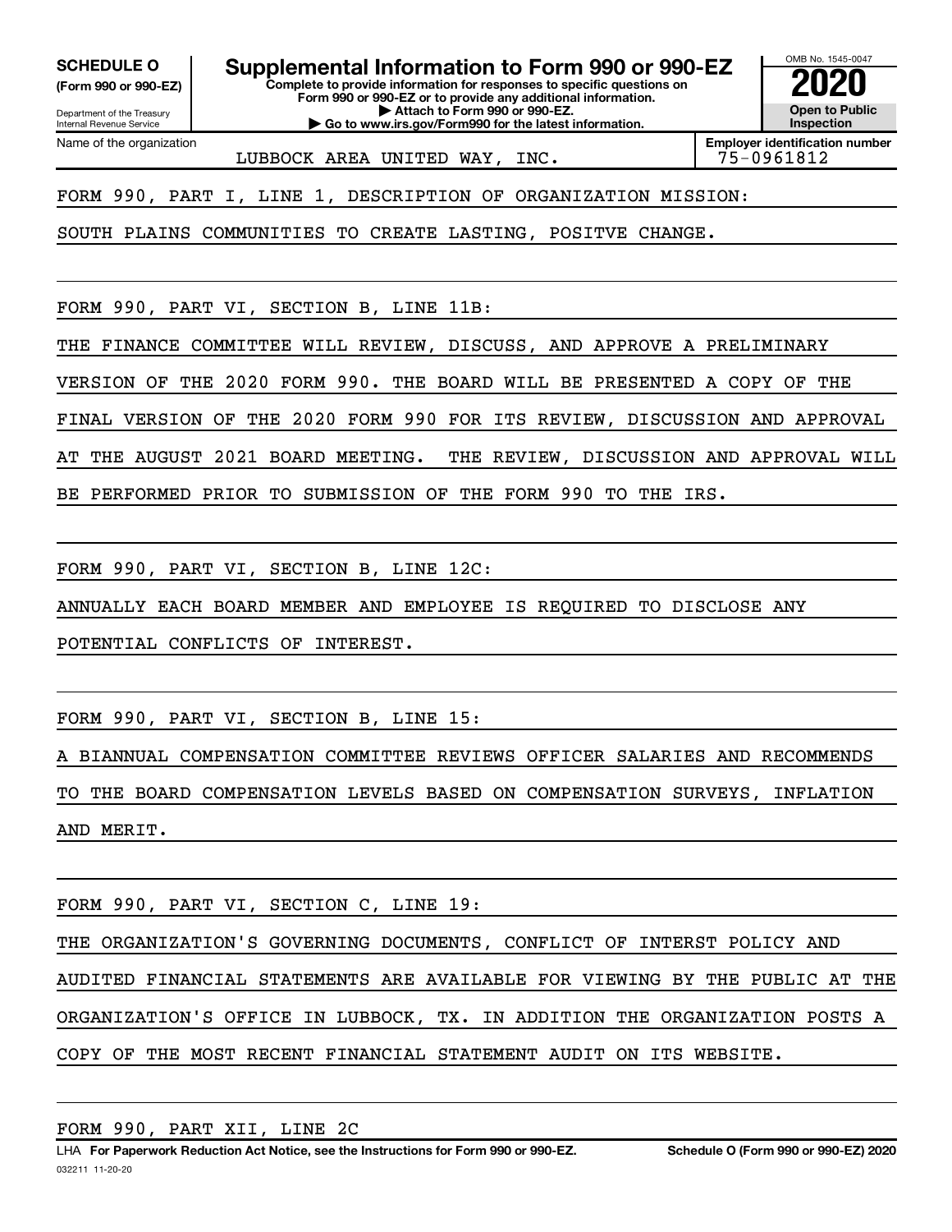**SCHEDULE O** (Form 990 or 990-EZ)

Department of the Treasury
Internal Revenue Service

# Supplemental Information to Form 990 or 990-EZ

**Complete to provide information for responses to specific questions on Form 990 or 990-EZ or to provide any additional information.**
**▶ Attach to Form 990 or 990-EZ.**
**▶ Go to www.irs.gov/Form990 for the latest information.**

OMB No. 1545-0047

**2020**

**Open to Public Inspection**

Name of the organization: LUBBOCK AREA UNITED WAY, INC.

**Employer identification number**: 75-0961812

FORM 990, PART I, LINE 1, DESCRIPTION OF ORGANIZATION MISSION:

SOUTH PLAINS COMMUNITIES TO CREATE LASTING, POSITVE CHANGE.

FORM 990, PART VI, SECTION B, LINE 11B:

THE FINANCE COMMITTEE WILL REVIEW, DISCUSS, AND APPROVE A PRELIMINARY VERSION OF THE 2020 FORM 990. THE BOARD WILL BE PRESENTED A COPY OF THE FINAL VERSION OF THE 2020 FORM 990 FOR ITS REVIEW, DISCUSSION AND APPROVAL AT THE AUGUST 2021 BOARD MEETING. THE REVIEW, DISCUSSION AND APPROVAL WILL BE PERFORMED PRIOR TO SUBMISSION OF THE FORM 990 TO THE IRS.

FORM 990, PART VI, SECTION B, LINE 12C:

ANNUALLY EACH BOARD MEMBER AND EMPLOYEE IS REQUIRED TO DISCLOSE ANY POTENTIAL CONFLICTS OF INTEREST.

FORM 990, PART VI, SECTION B, LINE 15:

A BIANNUAL COMPENSATION COMMITTEE REVIEWS OFFICER SALARIES AND RECOMMENDS TO THE BOARD COMPENSATION LEVELS BASED ON COMPENSATION SURVEYS, INFLATION AND MERIT.

FORM 990, PART VI, SECTION C, LINE 19:

THE ORGANIZATION'S GOVERNING DOCUMENTS, CONFLICT OF INTERST POLICY AND AUDITED FINANCIAL STATEMENTS ARE AVAILABLE FOR VIEWING BY THE PUBLIC AT THE ORGANIZATION'S OFFICE IN LUBBOCK, TX. IN ADDITION THE ORGANIZATION POSTS A COPY OF THE MOST RECENT FINANCIAL STATEMENT AUDIT ON ITS WEBSITE.

FORM 990, PART XII, LINE 2C

LHA **For Paperwork Reduction Act Notice, see the Instructions for Form 990 or 990-EZ.** **Schedule O (Form 990 or 990-EZ) 2020**

032211 11-20-20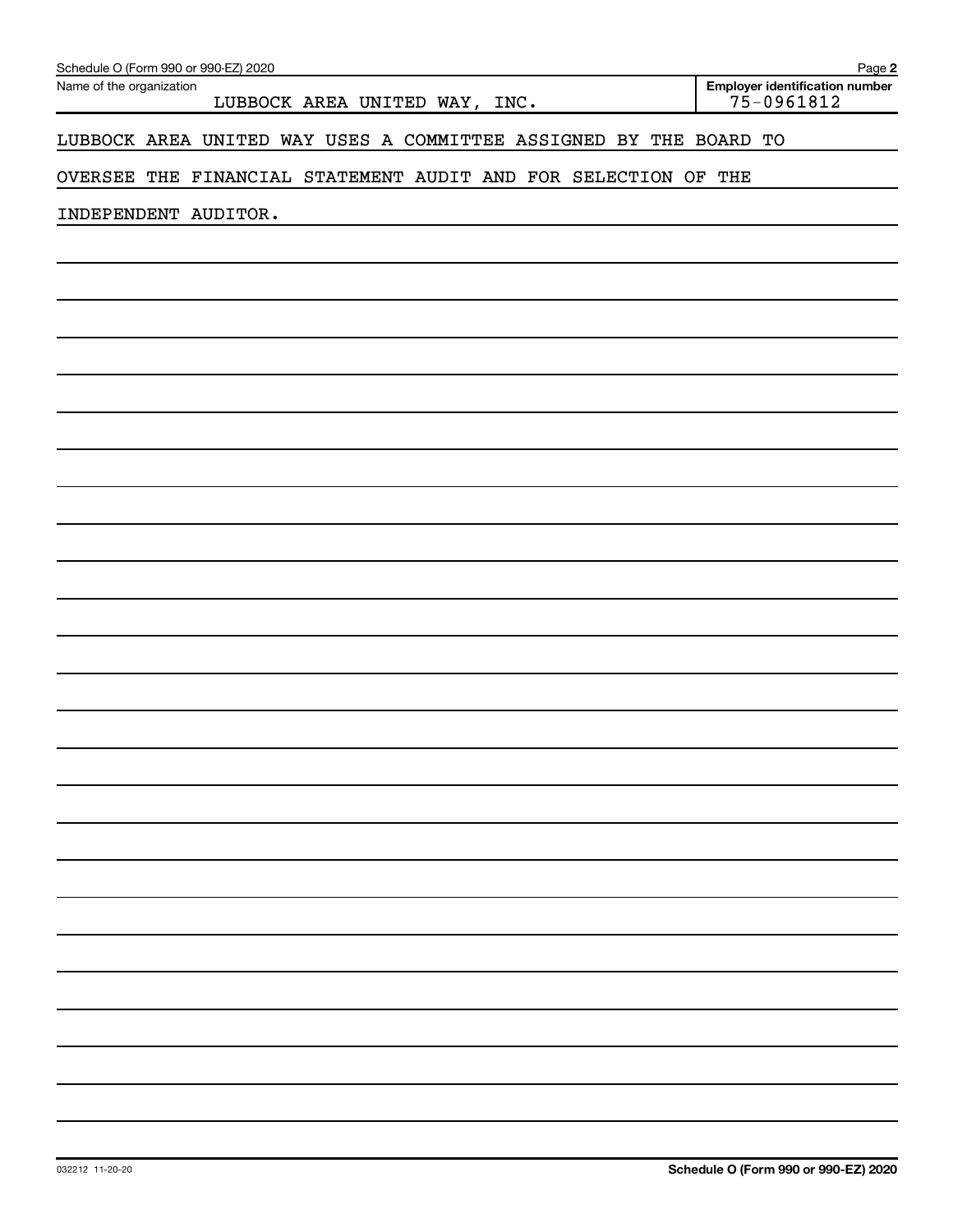Name of the organization: LUBBOCK AREA UNITED WAY, INC.

**Employer identification number** 75-0961812

LUBBOCK AREA UNITED WAY USES A COMMITTEE ASSIGNED BY THE BOARD TO OVERSEE THE FINANCIAL STATEMENT AUDIT AND FOR SELECTION OF THE INDEPENDENT AUDITOR.